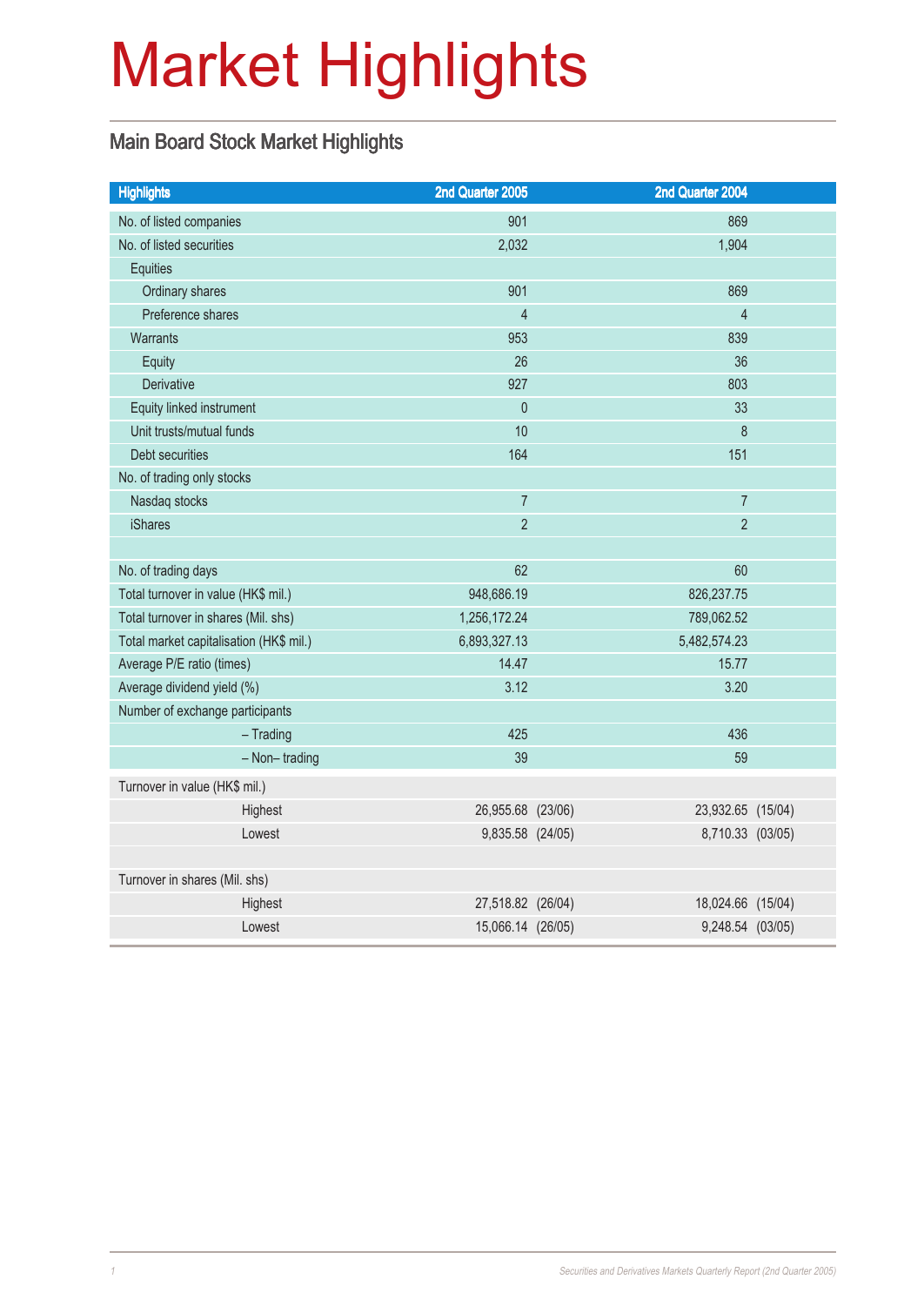# Market Highlights

## Main Board Stock Market Highlights

| Highlights | 2nd Quarter 2005 | 2nd Quarter 2004 |
|---|---|---|
| No. of listed companies | 901 | 869 |
| No. of listed securities | 2,032 | 1,904 |
| Equities | | |
| Ordinary shares | 901 | 869 |
| Preference shares | 4 | 4 |
| Warrants | 953 | 839 |
| Equity | 26 | 36 |
| Derivative | 927 | 803 |
| Equity linked instrument | 0 | 33 |
| Unit trusts/mutual funds | 10 | 8 |
| Debt securities | 164 | 151 |
| No. of trading only stocks | | |
| Nasdaq stocks | 7 | 7 |
| iShares | 2 | 2 |
| | | |
| No. of trading days | 62 | 60 |
| Total turnover in value (HK$ mil.) | 948,686.19 | 826,237.75 |
| Total turnover in shares (Mil. shs) | 1,256,172.24 | 789,062.52 |
| Total market capitalisation (HK$ mil.) | 6,893,327.13 | 5,482,574.23 |
| Average P/E ratio (times) | 14.47 | 15.77 |
| Average dividend yield (%) | 3.12 | 3.20 |
| Number of exchange participants | | |
| – Trading | 425 | 436 |
| – Non– trading | 39 | 59 |
| Turnover in value (HK$ mil.) | | |
| Highest | 26,955.68 (23/06) | 23,932.65 (15/04) |
| Lowest | 9,835.58 (24/05) | 8,710.33 (03/05) |
| | | |
| Turnover in shares (Mil. shs) | | |
| Highest | 27,518.82 (26/04) | 18,024.66 (15/04) |
| Lowest | 15,066.14 (26/05) | 9,248.54 (03/05) |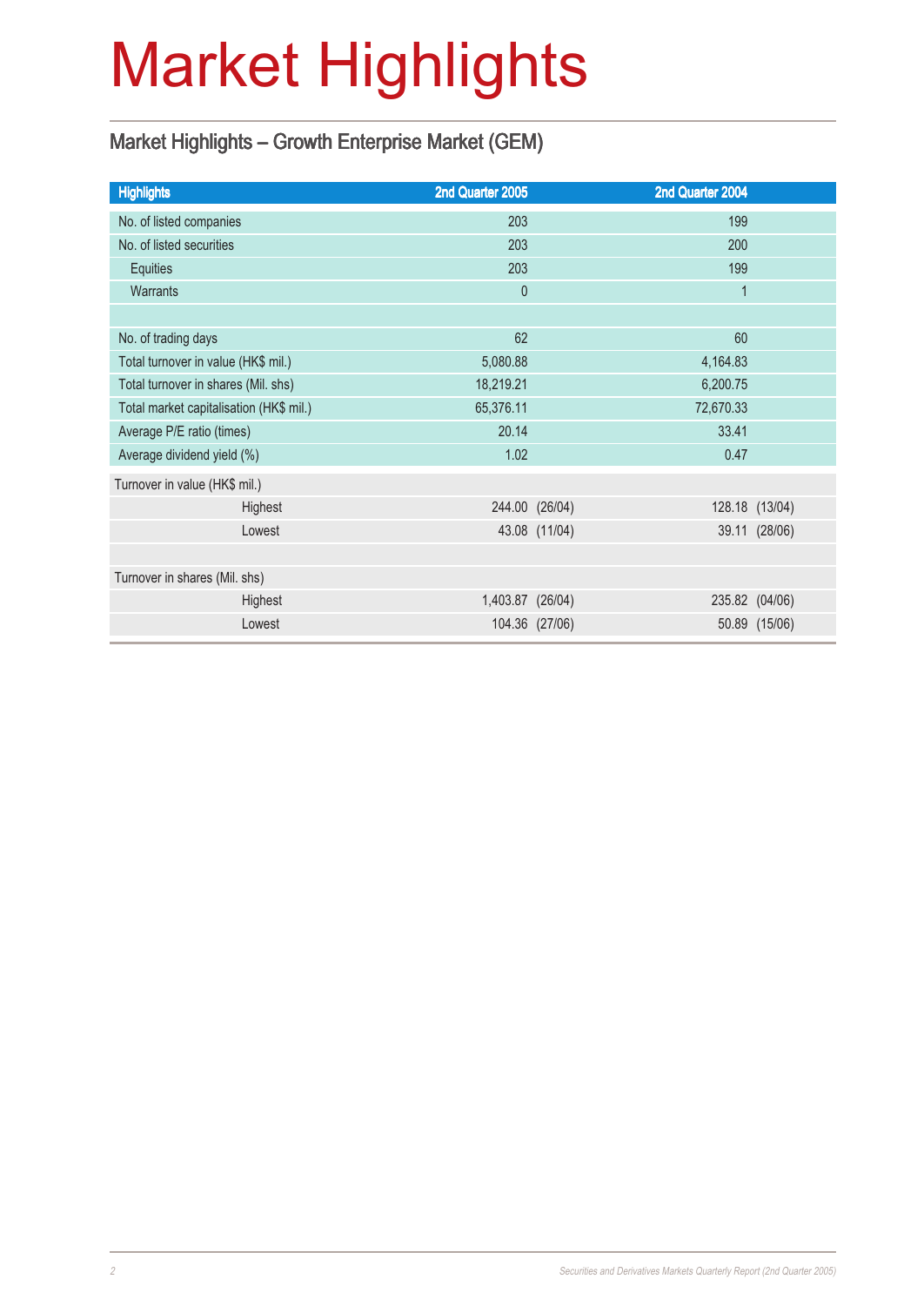# Market Highlights

## Market Highlights – Growth Enterprise Market (GEM)

| Highlights | 2nd Quarter 2005 | 2nd Quarter 2004 |
|---|---|---|
| No. of listed companies | 203 | 199 |
| No. of listed securities | 203 | 200 |
| Equities | 203 | 199 |
| Warrants | 0 | 1 |
| | | |
| No. of trading days | 62 | 60 |
| Total turnover in value (HK$ mil.) | 5,080.88 | 4,164.83 |
| Total turnover in shares (Mil. shs) | 18,219.21 | 6,200.75 |
| Total market capitalisation (HK$ mil.) | 65,376.11 | 72,670.33 |
| Average P/E ratio (times) | 20.14 | 33.41 |
| Average dividend yield (%) | 1.02 | 0.47 |
| Turnover in value (HK$ mil.) | | |
| Highest | 244.00 (26/04) | 128.18 (13/04) |
| Lowest | 43.08 (11/04) | 39.11 (28/06) |
| | | |
| Turnover in shares (Mil. shs) | | |
| Highest | 1,403.87 (26/04) | 235.82 (04/06) |
| Lowest | 104.36 (27/06) | 50.89 (15/06) |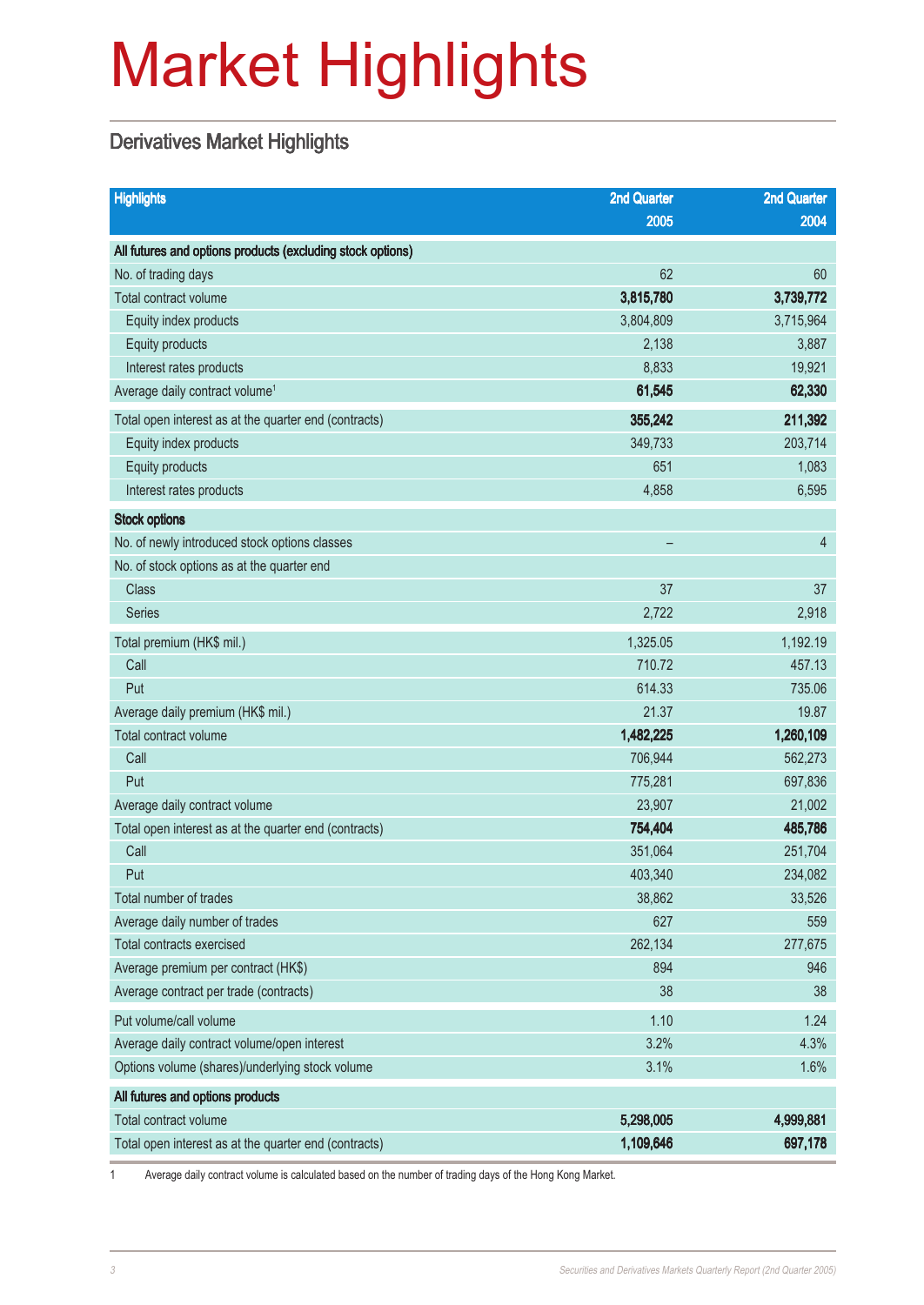# Market Highlights

## Derivatives Market Highlights

| Highlights | 2nd Quarter 2005 | 2nd Quarter 2004 |
|---|---|---|
| **All futures and options products (excluding stock options)** | | |
| No. of trading days | 62 | 60 |
| Total contract volume | **3,815,780** | **3,739,772** |
| Equity index products | 3,804,809 | 3,715,964 |
| Equity products | 2,138 | 3,887 |
| Interest rates products | 8,833 | 19,921 |
| Average daily contract volume[1] | **61,545** | **62,330** |
| Total open interest as at the quarter end (contracts) | **355,242** | **211,392** |
| Equity index products | 349,733 | 203,714 |
| Equity products | 651 | 1,083 |
| Interest rates products | 4,858 | 6,595 |
| **Stock options** | | |
| No. of newly introduced stock options classes | – | 4 |
| No. of stock options as at the quarter end | | |
| Class | 37 | 37 |
| Series | 2,722 | 2,918 |
| Total premium (HK$ mil.) | 1,325.05 | 1,192.19 |
| Call | 710.72 | 457.13 |
| Put | 614.33 | 735.06 |
| Average daily premium (HK$ mil.) | 21.37 | 19.87 |
| Total contract volume | **1,482,225** | **1,260,109** |
| Call | 706,944 | 562,273 |
| Put | 775,281 | 697,836 |
| Average daily contract volume | 23,907 | 21,002 |
| Total open interest as at the quarter end (contracts) | **754,404** | **485,786** |
| Call | 351,064 | 251,704 |
| Put | 403,340 | 234,082 |
| Total number of trades | 38,862 | 33,526 |
| Average daily number of trades | 627 | 559 |
| Total contracts exercised | 262,134 | 277,675 |
| Average premium per contract (HK$) | 894 | 946 |
| Average contract per trade (contracts) | 38 | 38 |
| Put volume/call volume | 1.10 | 1.24 |
| Average daily contract volume/open interest | 3.2% | 4.3% |
| Options volume (shares)/underlying stock volume | 3.1% | 1.6% |
| **All futures and options products** | | |
| Total contract volume | **5,298,005** | **4,999,881** |
| Total open interest as at the quarter end (contracts) | **1,109,646** | **697,178** |

1 Average daily contract volume is calculated based on the number of trading days of the Hong Kong Market.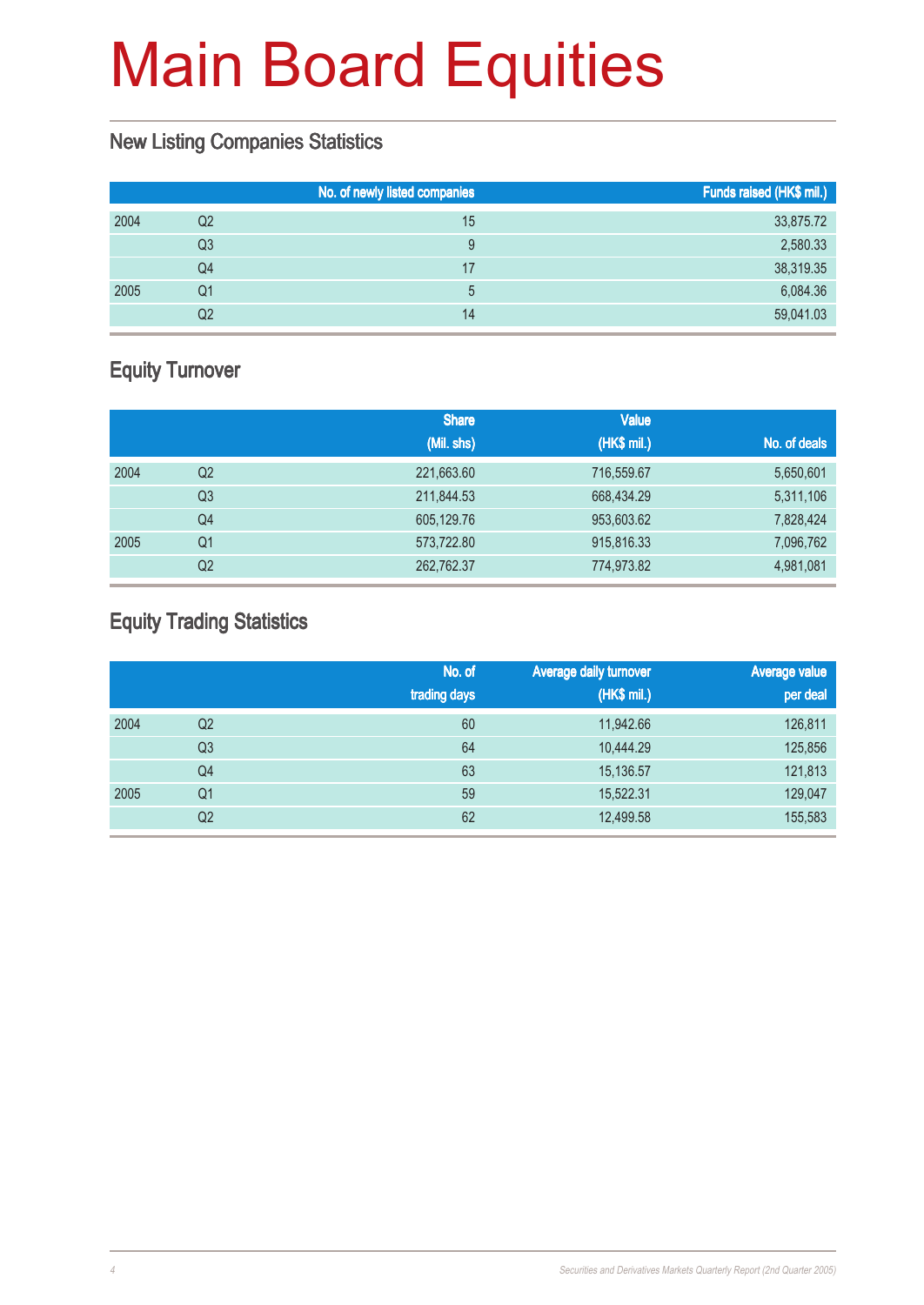# Main Board Equities

## New Listing Companies Statistics

| | | No. of newly listed companies | Funds raised (HK$ mil.) |
|---|---|---|---|
| 2004 | Q2 | 15 | 33,875.72 |
| | Q3 | 9 | 2,580.33 |
| | Q4 | 17 | 38,319.35 |
| 2005 | Q1 | 5 | 6,084.36 |
| | Q2 | 14 | 59,041.03 |

## Equity Turnover

| | | Share (Mil. shs) | Value (HK$ mil.) | No. of deals |
|---|---|---|---|---|
| 2004 | Q2 | 221,663.60 | 716,559.67 | 5,650,601 |
| | Q3 | 211,844.53 | 668,434.29 | 5,311,106 |
| | Q4 | 605,129.76 | 953,603.62 | 7,828,424 |
| 2005 | Q1 | 573,722.80 | 915,816.33 | 7,096,762 |
| | Q2 | 262,762.37 | 774,973.82 | 4,981,081 |

## Equity Trading Statistics

| | | No. of trading days | Average daily turnover (HK$ mil.) | Average value per deal |
|---|---|---|---|---|
| 2004 | Q2 | 60 | 11,942.66 | 126,811 |
| | Q3 | 64 | 10,444.29 | 125,856 |
| | Q4 | 63 | 15,136.57 | 121,813 |
| 2005 | Q1 | 59 | 15,522.31 | 129,047 |
| | Q2 | 62 | 12,499.58 | 155,583 |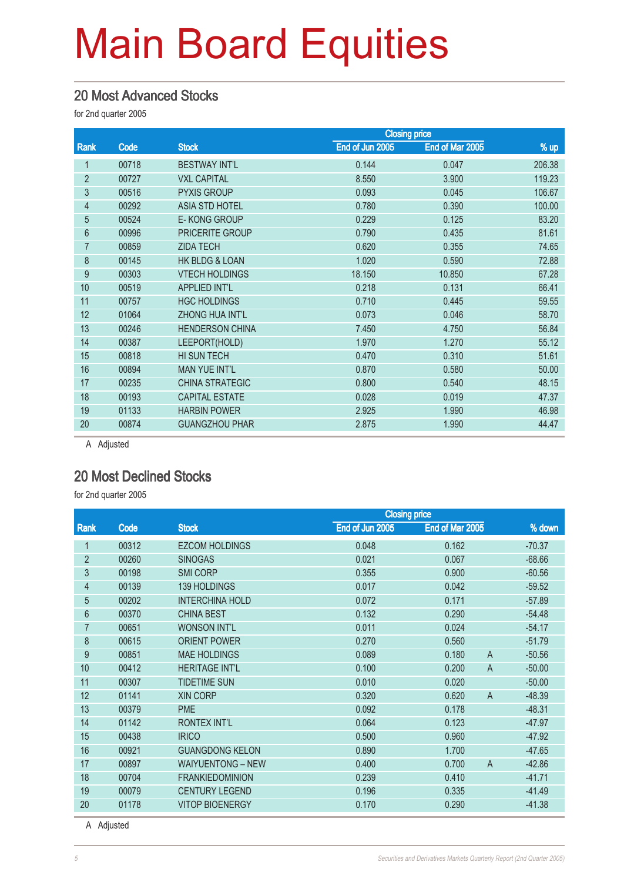# Main Board Equities

## 20 Most Advanced Stocks

for 2nd quarter 2005

| Rank | Code | Stock | Closing price End of Jun 2005 | Closing price End of Mar 2005 | | % up |
|---|---|---|---|---|---|---|
| 1 | 00718 | BESTWAY INT'L | 0.144 | 0.047 | | 206.38 |
| 2 | 00727 | VXL CAPITAL | 8.550 | 3.900 | | 119.23 |
| 3 | 00516 | PYXIS GROUP | 0.093 | 0.045 | | 106.67 |
| 4 | 00292 | ASIA STD HOTEL | 0.780 | 0.390 | | 100.00 |
| 5 | 00524 | E- KONG GROUP | 0.229 | 0.125 | | 83.20 |
| 6 | 00996 | PRICERITE GROUP | 0.790 | 0.435 | | 81.61 |
| 7 | 00859 | ZIDA TECH | 0.620 | 0.355 | | 74.65 |
| 8 | 00145 | HK BLDG & LOAN | 1.020 | 0.590 | | 72.88 |
| 9 | 00303 | VTECH HOLDINGS | 18.150 | 10.850 | | 67.28 |
| 10 | 00519 | APPLIED INT'L | 0.218 | 0.131 | | 66.41 |
| 11 | 00757 | HGC HOLDINGS | 0.710 | 0.445 | | 59.55 |
| 12 | 01064 | ZHONG HUA INT'L | 0.073 | 0.046 | | 58.70 |
| 13 | 00246 | HENDERSON CHINA | 7.450 | 4.750 | | 56.84 |
| 14 | 00387 | LEEPORT(HOLD) | 1.970 | 1.270 | | 55.12 |
| 15 | 00818 | HI SUN TECH | 0.470 | 0.310 | | 51.61 |
| 16 | 00894 | MAN YUE INT'L | 0.870 | 0.580 | | 50.00 |
| 17 | 00235 | CHINA STRATEGIC | 0.800 | 0.540 | | 48.15 |
| 18 | 00193 | CAPITAL ESTATE | 0.028 | 0.019 | | 47.37 |
| 19 | 01133 | HARBIN POWER | 2.925 | 1.990 | | 46.98 |
| 20 | 00874 | GUANGZHOU PHAR | 2.875 | 1.990 | | 44.47 |

A Adjusted

## 20 Most Declined Stocks

for 2nd quarter 2005

| Rank | Code | Stock | Closing price End of Jun 2005 | Closing price End of Mar 2005 | | % down |
|---|---|---|---|---|---|---|
| 1 | 00312 | EZCOM HOLDINGS | 0.048 | 0.162 | | -70.37 |
| 2 | 00260 | SINOGAS | 0.021 | 0.067 | | -68.66 |
| 3 | 00198 | SMI CORP | 0.355 | 0.900 | | -60.56 |
| 4 | 00139 | 139 HOLDINGS | 0.017 | 0.042 | | -59.52 |
| 5 | 00202 | INTERCHINA HOLD | 0.072 | 0.171 | | -57.89 |
| 6 | 00370 | CHINA BEST | 0.132 | 0.290 | | -54.48 |
| 7 | 00651 | WONSON INT'L | 0.011 | 0.024 | | -54.17 |
| 8 | 00615 | ORIENT POWER | 0.270 | 0.560 | | -51.79 |
| 9 | 00851 | MAE HOLDINGS | 0.089 | 0.180 | A | -50.56 |
| 10 | 00412 | HERITAGE INT'L | 0.100 | 0.200 | A | -50.00 |
| 11 | 00307 | TIDETIME SUN | 0.010 | 0.020 | | -50.00 |
| 12 | 01141 | XIN CORP | 0.320 | 0.620 | A | -48.39 |
| 13 | 00379 | PME | 0.092 | 0.178 | | -48.31 |
| 14 | 01142 | RONTEX INT'L | 0.064 | 0.123 | | -47.97 |
| 15 | 00438 | IRICO | 0.500 | 0.960 | | -47.92 |
| 16 | 00921 | GUANGDONG KELON | 0.890 | 1.700 | | -47.65 |
| 17 | 00897 | WAIYUENTONG – NEW | 0.400 | 0.700 | A | -42.86 |
| 18 | 00704 | FRANKIEDOMINION | 0.239 | 0.410 | | -41.71 |
| 19 | 00079 | CENTURY LEGEND | 0.196 | 0.335 | | -41.49 |
| 20 | 01178 | VITOP BIOENERGY | 0.170 | 0.290 | | -41.38 |

A Adjusted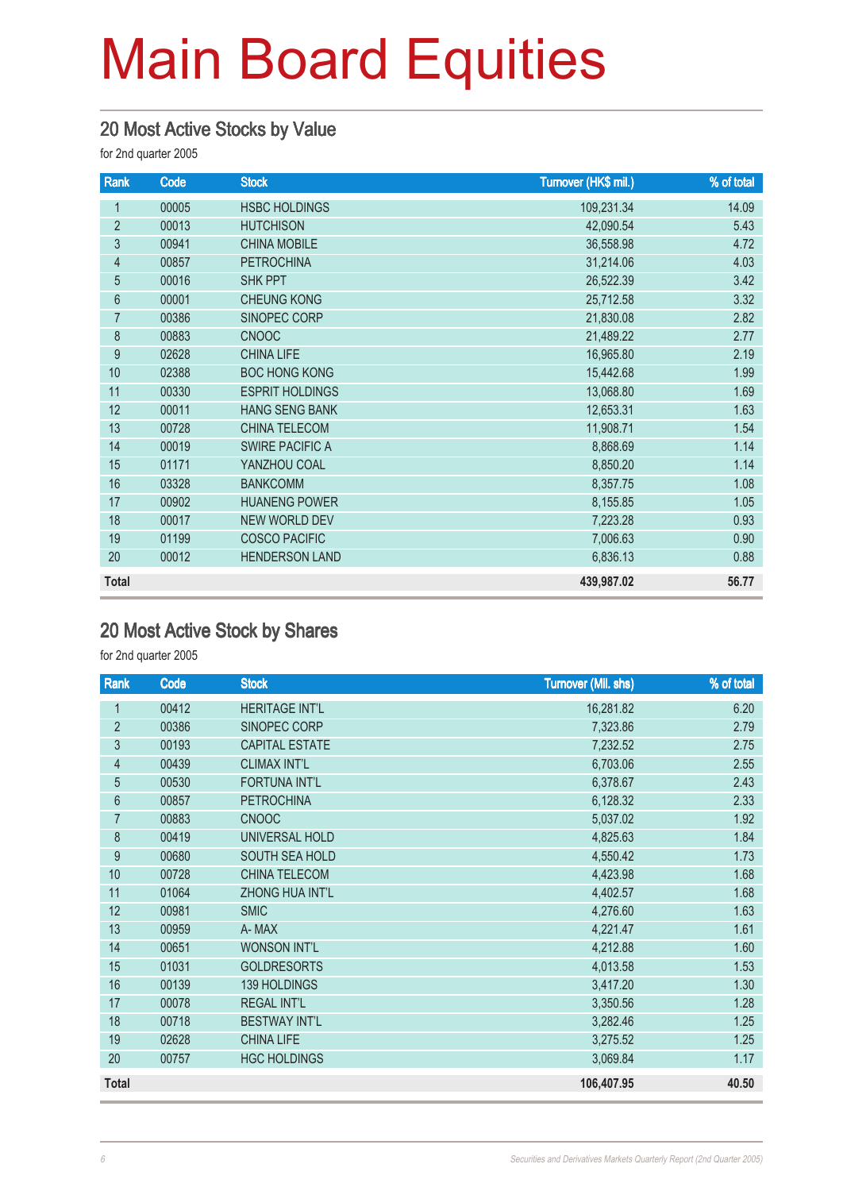# Main Board Equities

## 20 Most Active Stocks by Value

for 2nd quarter 2005

| Rank | Code | Stock | Turnover (HK$ mil.) | % of total |
|---|---|---|---|---|
| 1 | 00005 | HSBC HOLDINGS | 109,231.34 | 14.09 |
| 2 | 00013 | HUTCHISON | 42,090.54 | 5.43 |
| 3 | 00941 | CHINA MOBILE | 36,558.98 | 4.72 |
| 4 | 00857 | PETROCHINA | 31,214.06 | 4.03 |
| 5 | 00016 | SHK PPT | 26,522.39 | 3.42 |
| 6 | 00001 | CHEUNG KONG | 25,712.58 | 3.32 |
| 7 | 00386 | SINOPEC CORP | 21,830.08 | 2.82 |
| 8 | 00883 | CNOOC | 21,489.22 | 2.77 |
| 9 | 02628 | CHINA LIFE | 16,965.80 | 2.19 |
| 10 | 02388 | BOC HONG KONG | 15,442.68 | 1.99 |
| 11 | 00330 | ESPRIT HOLDINGS | 13,068.80 | 1.69 |
| 12 | 00011 | HANG SENG BANK | 12,653.31 | 1.63 |
| 13 | 00728 | CHINA TELECOM | 11,908.71 | 1.54 |
| 14 | 00019 | SWIRE PACIFIC A | 8,868.69 | 1.14 |
| 15 | 01171 | YANZHOU COAL | 8,850.20 | 1.14 |
| 16 | 03328 | BANKCOMM | 8,357.75 | 1.08 |
| 17 | 00902 | HUANENG POWER | 8,155.85 | 1.05 |
| 18 | 00017 | NEW WORLD DEV | 7,223.28 | 0.93 |
| 19 | 01199 | COSCO PACIFIC | 7,006.63 | 0.90 |
| 20 | 00012 | HENDERSON LAND | 6,836.13 | 0.88 |
| **Total** | | | **439,987.02** | **56.77** |

## 20 Most Active Stock by Shares

for 2nd quarter 2005

| Rank | Code | Stock | Turnover (Mil. shs) | % of total |
|---|---|---|---|---|
| 1 | 00412 | HERITAGE INT'L | 16,281.82 | 6.20 |
| 2 | 00386 | SINOPEC CORP | 7,323.86 | 2.79 |
| 3 | 00193 | CAPITAL ESTATE | 7,232.52 | 2.75 |
| 4 | 00439 | CLIMAX INT'L | 6,703.06 | 2.55 |
| 5 | 00530 | FORTUNA INT'L | 6,378.67 | 2.43 |
| 6 | 00857 | PETROCHINA | 6,128.32 | 2.33 |
| 7 | 00883 | CNOOC | 5,037.02 | 1.92 |
| 8 | 00419 | UNIVERSAL HOLD | 4,825.63 | 1.84 |
| 9 | 00680 | SOUTH SEA HOLD | 4,550.42 | 1.73 |
| 10 | 00728 | CHINA TELECOM | 4,423.98 | 1.68 |
| 11 | 01064 | ZHONG HUA INT'L | 4,402.57 | 1.68 |
| 12 | 00981 | SMIC | 4,276.60 | 1.63 |
| 13 | 00959 | A- MAX | 4,221.47 | 1.61 |
| 14 | 00651 | WONSON INT'L | 4,212.88 | 1.60 |
| 15 | 01031 | GOLDRESORTS | 4,013.58 | 1.53 |
| 16 | 00139 | 139 HOLDINGS | 3,417.20 | 1.30 |
| 17 | 00078 | REGAL INT'L | 3,350.56 | 1.28 |
| 18 | 00718 | BESTWAY INT'L | 3,282.46 | 1.25 |
| 19 | 02628 | CHINA LIFE | 3,275.52 | 1.25 |
| 20 | 00757 | HGC HOLDINGS | 3,069.84 | 1.17 |
| **Total** | | | **106,407.95** | **40.50** |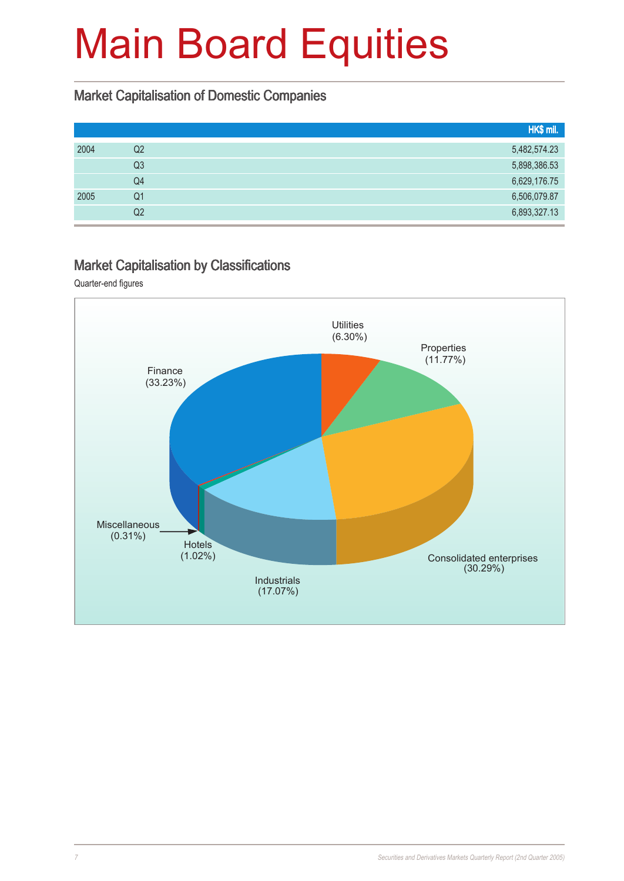# Main Board Equities

## Market Capitalisation of Domestic Companies

| | | HK$ mil. |
|---|---|---|
| 2004 | Q2 | 5,482,574.23 |
| | Q3 | 5,898,386.53 |
| | Q4 | 6,629,176.75 |
| 2005 | Q1 | 6,506,079.87 |
| | Q2 | 6,893,327.13 |

## Market Capitalisation by Classifications

Quarter-end figures

Utilities (6.30%)
Properties (11.77%)
Finance (33.23%)
Miscellaneous (0.31%)
Hotels (1.02%)
Industrials (17.07%)
Consolidated enterprises (30.29%)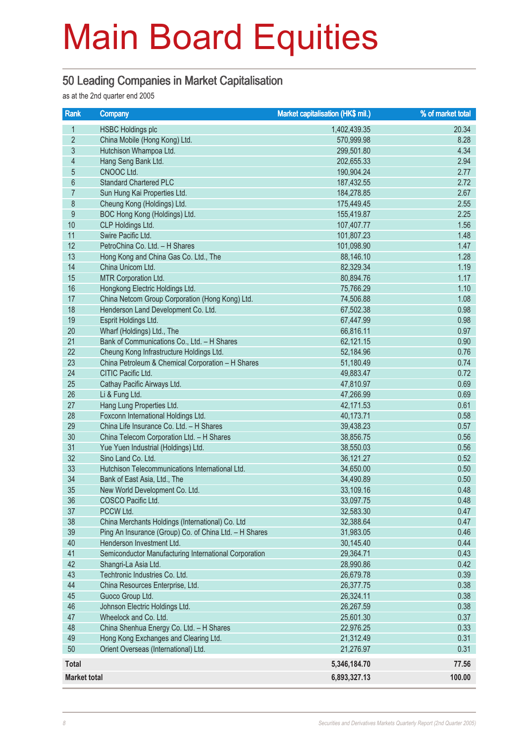# Main Board Equities

## 50 Leading Companies in Market Capitalisation

as at the 2nd quarter end 2005

| Rank | Company | Market capitalisation (HK$ mil.) | % of market total |
|---|---|---|---|
| 1 | HSBC Holdings plc | 1,402,439.35 | 20.34 |
| 2 | China Mobile (Hong Kong) Ltd. | 570,999.98 | 8.28 |
| 3 | Hutchison Whampoa Ltd. | 299,501.80 | 4.34 |
| 4 | Hang Seng Bank Ltd. | 202,655.33 | 2.94 |
| 5 | CNOOC Ltd. | 190,904.24 | 2.77 |
| 6 | Standard Chartered PLC | 187,432.55 | 2.72 |
| 7 | Sun Hung Kai Properties Ltd. | 184,278.85 | 2.67 |
| 8 | Cheung Kong (Holdings) Ltd. | 175,449.45 | 2.55 |
| 9 | BOC Hong Kong (Holdings) Ltd. | 155,419.87 | 2.25 |
| 10 | CLP Holdings Ltd. | 107,407.77 | 1.56 |
| 11 | Swire Pacific Ltd. | 101,807.23 | 1.48 |
| 12 | PetroChina Co. Ltd. – H Shares | 101,098.90 | 1.47 |
| 13 | Hong Kong and China Gas Co. Ltd., The | 88,146.10 | 1.28 |
| 14 | China Unicom Ltd. | 82,329.34 | 1.19 |
| 15 | MTR Corporation Ltd. | 80,894.76 | 1.17 |
| 16 | Hongkong Electric Holdings Ltd. | 75,766.29 | 1.10 |
| 17 | China Netcom Group Corporation (Hong Kong) Ltd. | 74,506.88 | 1.08 |
| 18 | Henderson Land Development Co. Ltd. | 67,502.38 | 0.98 |
| 19 | Esprit Holdings Ltd. | 67,447.99 | 0.98 |
| 20 | Wharf (Holdings) Ltd., The | 66,816.11 | 0.97 |
| 21 | Bank of Communications Co., Ltd. – H Shares | 62,121.15 | 0.90 |
| 22 | Cheung Kong Infrastructure Holdings Ltd. | 52,184.96 | 0.76 |
| 23 | China Petroleum & Chemical Corporation – H Shares | 51,180.49 | 0.74 |
| 24 | CITIC Pacific Ltd. | 49,883.47 | 0.72 |
| 25 | Cathay Pacific Airways Ltd. | 47,810.97 | 0.69 |
| 26 | Li & Fung Ltd. | 47,266.99 | 0.69 |
| 27 | Hang Lung Properties Ltd. | 42,171.53 | 0.61 |
| 28 | Foxconn International Holdings Ltd. | 40,173.71 | 0.58 |
| 29 | China Life Insurance Co. Ltd. – H Shares | 39,438.23 | 0.57 |
| 30 | China Telecom Corporation Ltd. – H Shares | 38,856.75 | 0.56 |
| 31 | Yue Yuen Industrial (Holdings) Ltd. | 38,550.03 | 0.56 |
| 32 | Sino Land Co. Ltd. | 36,121.27 | 0.52 |
| 33 | Hutchison Telecommunications International Ltd. | 34,650.00 | 0.50 |
| 34 | Bank of East Asia, Ltd., The | 34,490.89 | 0.50 |
| 35 | New World Development Co. Ltd. | 33,109.16 | 0.48 |
| 36 | COSCO Pacific Ltd. | 33,097.75 | 0.48 |
| 37 | PCCW Ltd. | 32,583.30 | 0.47 |
| 38 | China Merchants Holdings (International) Co. Ltd | 32,388.64 | 0.47 |
| 39 | Ping An Insurance (Group) Co. of China Ltd. – H Shares | 31,983.05 | 0.46 |
| 40 | Henderson Investment Ltd. | 30,145.40 | 0.44 |
| 41 | Semiconductor Manufacturing International Corporation | 29,364.71 | 0.43 |
| 42 | Shangri-La Asia Ltd. | 28,990.86 | 0.42 |
| 43 | Techtronic Industries Co. Ltd. | 26,679.78 | 0.39 |
| 44 | China Resources Enterprise, Ltd. | 26,377.75 | 0.38 |
| 45 | Guoco Group Ltd. | 26,324.11 | 0.38 |
| 46 | Johnson Electric Holdings Ltd. | 26,267.59 | 0.38 |
| 47 | Wheelock and Co. Ltd. | 25,601.30 | 0.37 |
| 48 | China Shenhua Energy Co. Ltd. – H Shares | 22,976.25 | 0.33 |
| 49 | Hong Kong Exchanges and Clearing Ltd. | 21,312.49 | 0.31 |
| 50 | Orient Overseas (International) Ltd. | 21,276.97 | 0.31 |
| **Total** | | **5,346,184.70** | **77.56** |
| **Market total** | | **6,893,327.13** | **100.00** |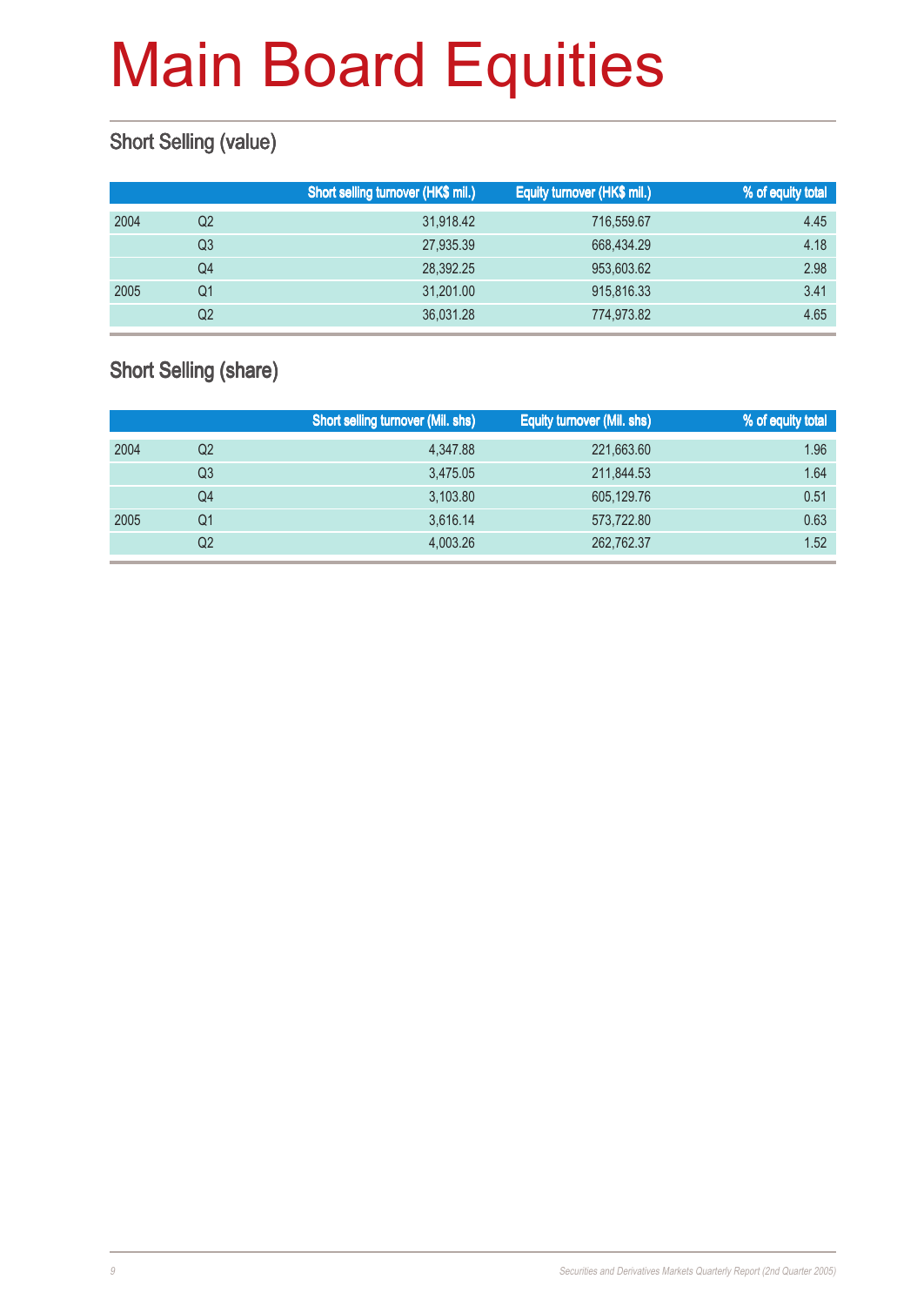# Main Board Equities

## Short Selling (value)

| | | Short selling turnover (HK$ mil.) | Equity turnover (HK$ mil.) | % of equity total |
|---|---|---|---|---|
| 2004 | Q2 | 31,918.42 | 716,559.67 | 4.45 |
| | Q3 | 27,935.39 | 668,434.29 | 4.18 |
| | Q4 | 28,392.25 | 953,603.62 | 2.98 |
| 2005 | Q1 | 31,201.00 | 915,816.33 | 3.41 |
| | Q2 | 36,031.28 | 774,973.82 | 4.65 |

## Short Selling (share)

| | | Short selling turnover (Mil. shs) | Equity turnover (Mil. shs) | % of equity total |
|---|---|---|---|---|
| 2004 | Q2 | 4,347.88 | 221,663.60 | 1.96 |
| | Q3 | 3,475.05 | 211,844.53 | 1.64 |
| | Q4 | 3,103.80 | 605,129.76 | 0.51 |
| 2005 | Q1 | 3,616.14 | 573,722.80 | 0.63 |
| | Q2 | 4,003.26 | 262,762.37 | 1.52 |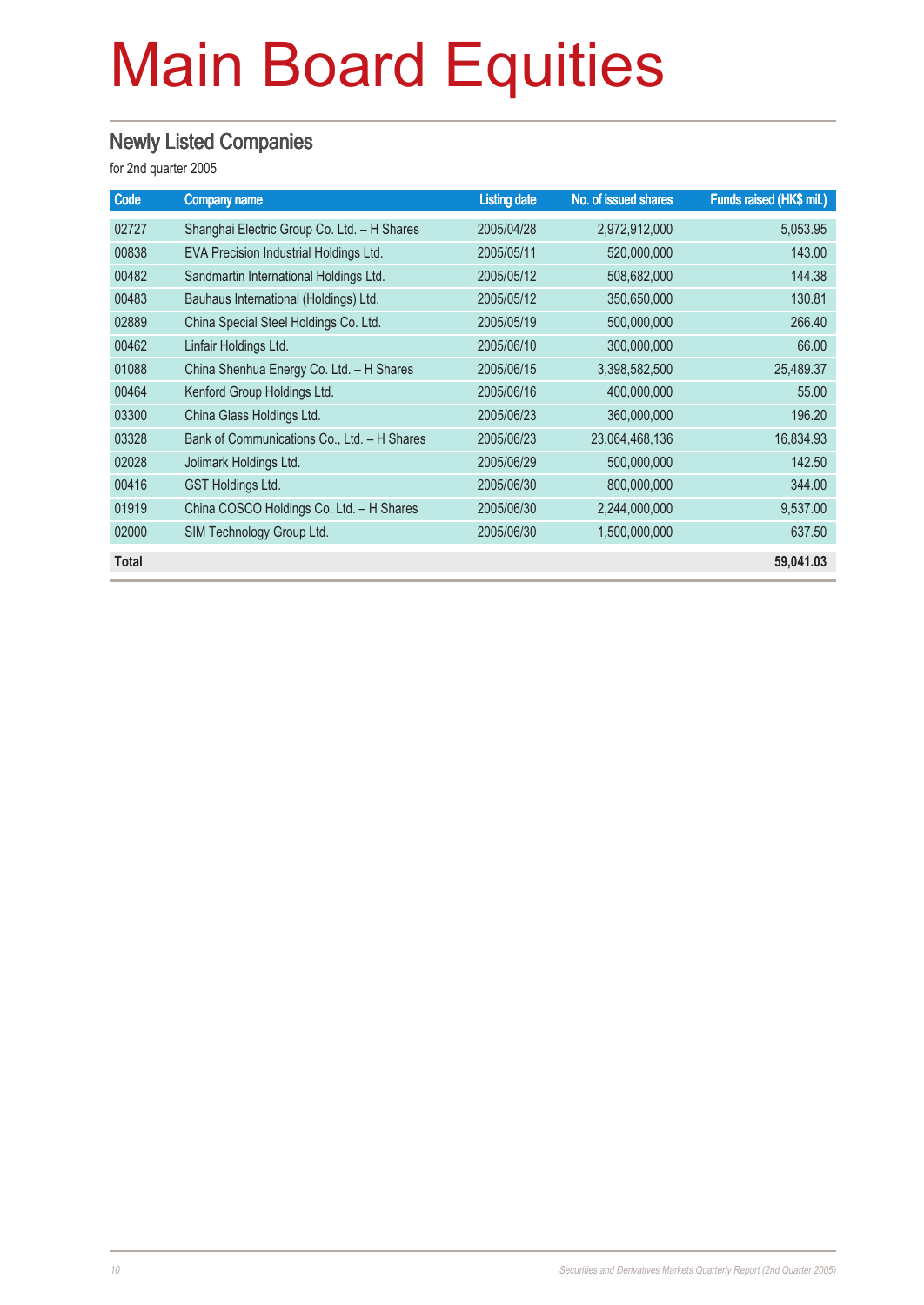# Main Board Equities

## Newly Listed Companies

for 2nd quarter 2005

| Code | Company name | Listing date | No. of issued shares | Funds raised (HK$ mil.) |
|---|---|---|---|---|
| 02727 | Shanghai Electric Group Co. Ltd. – H Shares | 2005/04/28 | 2,972,912,000 | 5,053.95 |
| 00838 | EVA Precision Industrial Holdings Ltd. | 2005/05/11 | 520,000,000 | 143.00 |
| 00482 | Sandmartin International Holdings Ltd. | 2005/05/12 | 508,682,000 | 144.38 |
| 00483 | Bauhaus International (Holdings) Ltd. | 2005/05/12 | 350,650,000 | 130.81 |
| 02889 | China Special Steel Holdings Co. Ltd. | 2005/05/19 | 500,000,000 | 266.40 |
| 00462 | Linfair Holdings Ltd. | 2005/06/10 | 300,000,000 | 66.00 |
| 01088 | China Shenhua Energy Co. Ltd. – H Shares | 2005/06/15 | 3,398,582,500 | 25,489.37 |
| 00464 | Kenford Group Holdings Ltd. | 2005/06/16 | 400,000,000 | 55.00 |
| 03300 | China Glass Holdings Ltd. | 2005/06/23 | 360,000,000 | 196.20 |
| 03328 | Bank of Communications Co., Ltd. – H Shares | 2005/06/23 | 23,064,468,136 | 16,834.93 |
| 02028 | Jolimark Holdings Ltd. | 2005/06/29 | 500,000,000 | 142.50 |
| 00416 | GST Holdings Ltd. | 2005/06/30 | 800,000,000 | 344.00 |
| 01919 | China COSCO Holdings Co. Ltd. – H Shares | 2005/06/30 | 2,244,000,000 | 9,537.00 |
| 02000 | SIM Technology Group Ltd. | 2005/06/30 | 1,500,000,000 | 637.50 |
| **Total** | | | | **59,041.03** |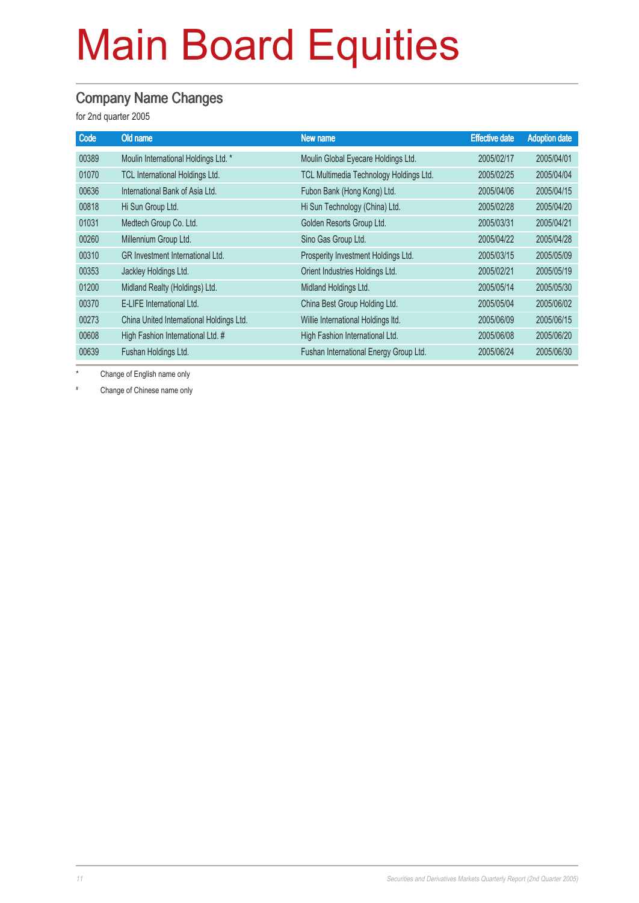# Main Board Equities

## Company Name Changes

for 2nd quarter 2005

| Code | Old name | New name | Effective date | Adoption date |
|---|---|---|---|---|
| 00389 | Moulin International Holdings Ltd. * | Moulin Global Eyecare Holdings Ltd. | 2005/02/17 | 2005/04/01 |
| 01070 | TCL International Holdings Ltd. | TCL Multimedia Technology Holdings Ltd. | 2005/02/25 | 2005/04/04 |
| 00636 | International Bank of Asia Ltd. | Fubon Bank (Hong Kong) Ltd. | 2005/04/06 | 2005/04/15 |
| 00818 | Hi Sun Group Ltd. | Hi Sun Technology (China) Ltd. | 2005/02/28 | 2005/04/20 |
| 01031 | Medtech Group Co. Ltd. | Golden Resorts Group Ltd. | 2005/03/31 | 2005/04/21 |
| 00260 | Millennium Group Ltd. | Sino Gas Group Ltd. | 2005/04/22 | 2005/04/28 |
| 00310 | GR Investment International Ltd. | Prosperity Investment Holdings Ltd. | 2005/03/15 | 2005/05/09 |
| 00353 | Jackley Holdings Ltd. | Orient Industries Holdings Ltd. | 2005/02/21 | 2005/05/19 |
| 01200 | Midland Realty (Holdings) Ltd. | Midland Holdings Ltd. | 2005/05/14 | 2005/05/30 |
| 00370 | E-LIFE International Ltd. | China Best Group Holding Ltd. | 2005/05/04 | 2005/06/02 |
| 00273 | China United International Holdings Ltd. | Willie International Holdings ltd. | 2005/06/09 | 2005/06/15 |
| 00608 | High Fashion International Ltd. # | High Fashion International Ltd. | 2005/06/08 | 2005/06/20 |
| 00639 | Fushan Holdings Ltd. | Fushan International Energy Group Ltd. | 2005/06/24 | 2005/06/30 |

\* Change of English name only

\# Change of Chinese name only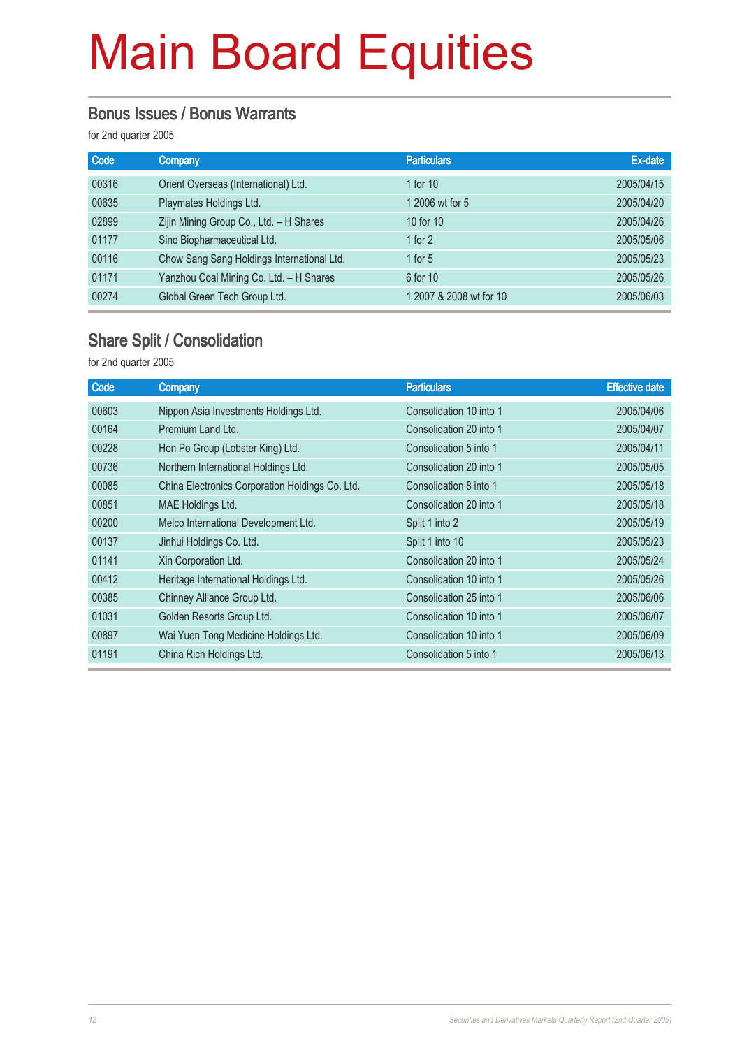# Main Board Equities

## Bonus Issues / Bonus Warrants

for 2nd quarter 2005

| Code | Company | Particulars | Ex-date |
|---|---|---|---|
| 00316 | Orient Overseas (International) Ltd. | 1 for 10 | 2005/04/15 |
| 00635 | Playmates Holdings Ltd. | 1 2006 wt for 5 | 2005/04/20 |
| 02899 | Zijin Mining Group Co., Ltd. – H Shares | 10 for 10 | 2005/04/26 |
| 01177 | Sino Biopharmaceutical Ltd. | 1 for 2 | 2005/05/06 |
| 00116 | Chow Sang Sang Holdings International Ltd. | 1 for 5 | 2005/05/23 |
| 01171 | Yanzhou Coal Mining Co. Ltd. – H Shares | 6 for 10 | 2005/05/26 |
| 00274 | Global Green Tech Group Ltd. | 1 2007 & 2008 wt for 10 | 2005/06/03 |

## Share Split / Consolidation

for 2nd quarter 2005

| Code | Company | Particulars | Effective date |
|---|---|---|---|
| 00603 | Nippon Asia Investments Holdings Ltd. | Consolidation 10 into 1 | 2005/04/06 |
| 00164 | Premium Land Ltd. | Consolidation 20 into 1 | 2005/04/07 |
| 00228 | Hon Po Group (Lobster King) Ltd. | Consolidation 5 into 1 | 2005/04/11 |
| 00736 | Northern International Holdings Ltd. | Consolidation 20 into 1 | 2005/05/05 |
| 00085 | China Electronics Corporation Holdings Co. Ltd. | Consolidation 8 into 1 | 2005/05/18 |
| 00851 | MAE Holdings Ltd. | Consolidation 20 into 1 | 2005/05/18 |
| 00200 | Melco International Development Ltd. | Split 1 into 2 | 2005/05/19 |
| 00137 | Jinhui Holdings Co. Ltd. | Split 1 into 10 | 2005/05/23 |
| 01141 | Xin Corporation Ltd. | Consolidation 20 into 1 | 2005/05/24 |
| 00412 | Heritage International Holdings Ltd. | Consolidation 10 into 1 | 2005/05/26 |
| 00385 | Chinney Alliance Group Ltd. | Consolidation 25 into 1 | 2005/06/06 |
| 01031 | Golden Resorts Group Ltd. | Consolidation 10 into 1 | 2005/06/07 |
| 00897 | Wai Yuen Tong Medicine Holdings Ltd. | Consolidation 10 into 1 | 2005/06/09 |
| 01191 | China Rich Holdings Ltd. | Consolidation 5 into 1 | 2005/06/13 |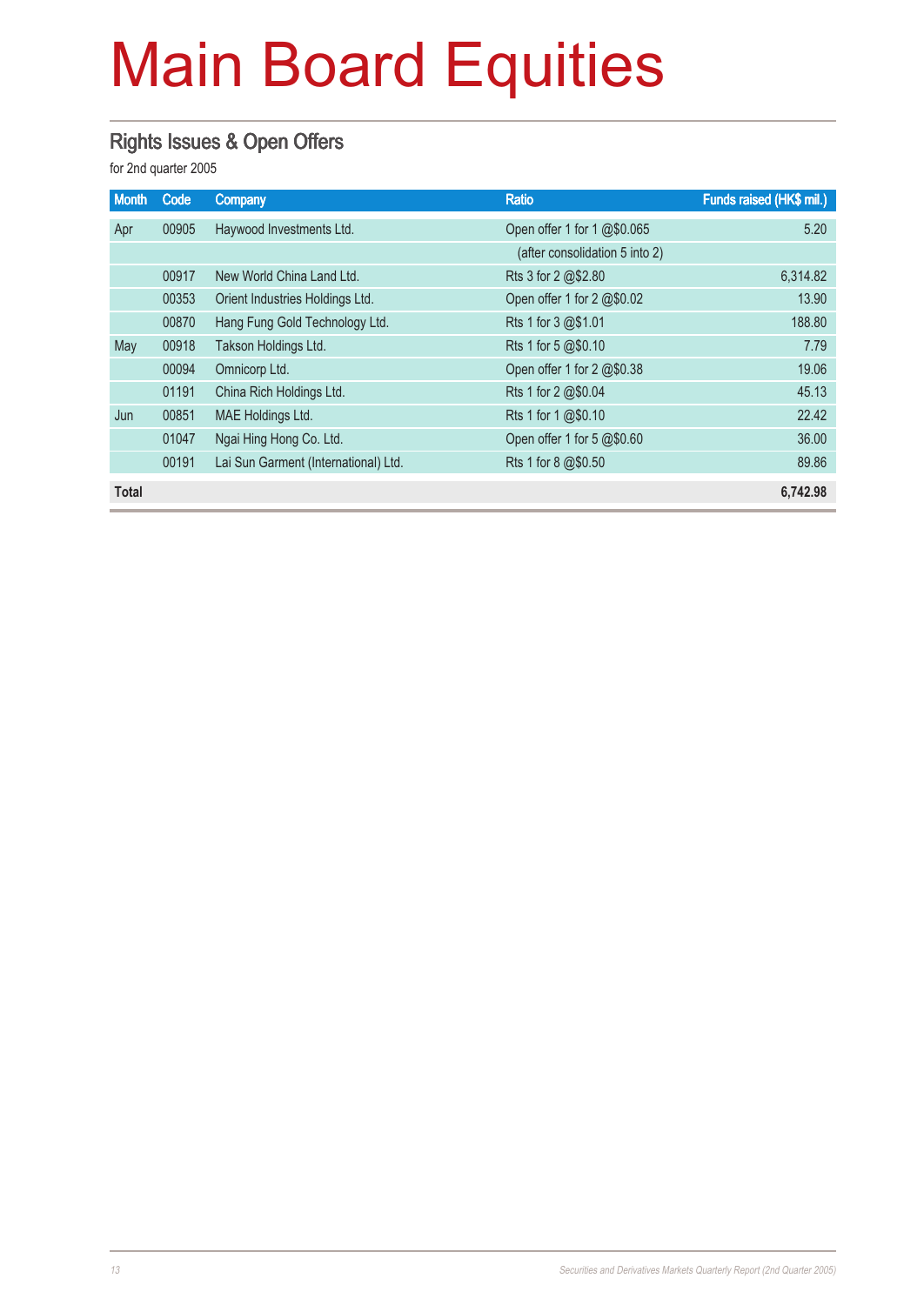# Main Board Equities

## Rights Issues & Open Offers

for 2nd quarter 2005

| Month | Code | Company | Ratio | Funds raised (HK$ mil.) |
|---|---|---|---|---|
| Apr | 00905 | Haywood Investments Ltd. | Open offer 1 for 1 @$0.065 | 5.20 |
| | | | (after consolidation 5 into 2) | |
| | 00917 | New World China Land Ltd. | Rts 3 for 2 @$2.80 | 6,314.82 |
| | 00353 | Orient Industries Holdings Ltd. | Open offer 1 for 2 @$0.02 | 13.90 |
| | 00870 | Hang Fung Gold Technology Ltd. | Rts 1 for 3 @$1.01 | 188.80 |
| May | 00918 | Takson Holdings Ltd. | Rts 1 for 5 @$0.10 | 7.79 |
| | 00094 | Omnicorp Ltd. | Open offer 1 for 2 @$0.38 | 19.06 |
| | 01191 | China Rich Holdings Ltd. | Rts 1 for 2 @$0.04 | 45.13 |
| Jun | 00851 | MAE Holdings Ltd. | Rts 1 for 1 @$0.10 | 22.42 |
| | 01047 | Ngai Hing Hong Co. Ltd. | Open offer 1 for 5 @$0.60 | 36.00 |
| | 00191 | Lai Sun Garment (International) Ltd. | Rts 1 for 8 @$0.50 | 89.86 |
| **Total** | | | | **6,742.98** |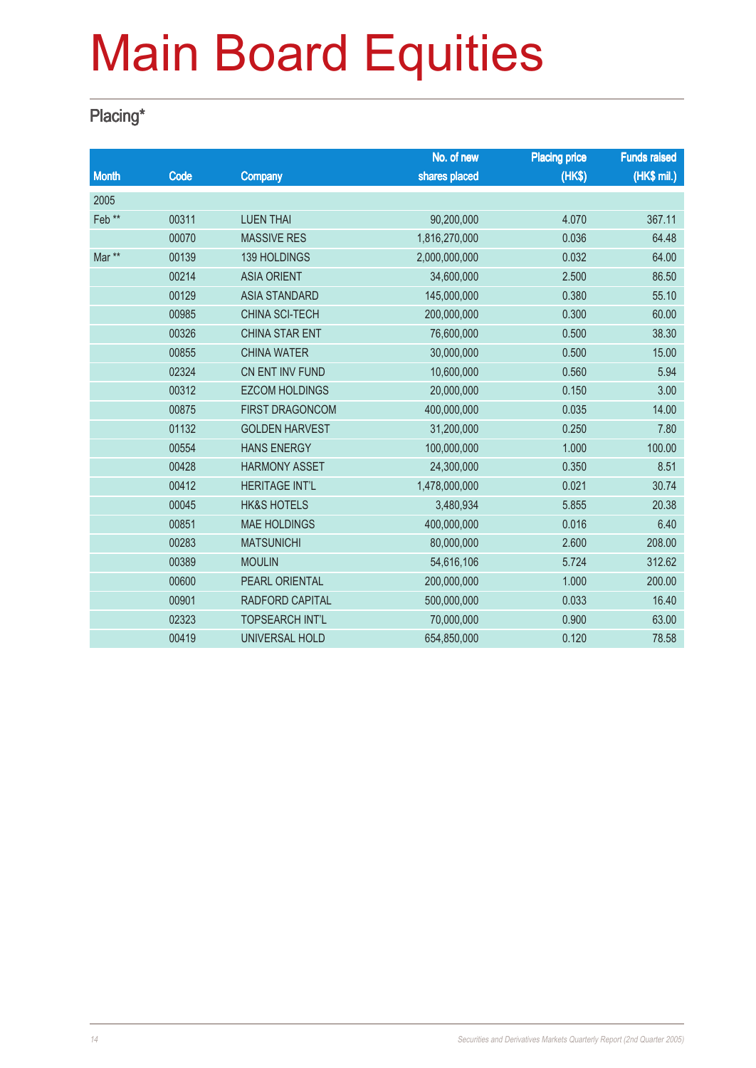# Main Board Equities

## Placing*

| Month | Code | Company | No. of new shares placed | Placing price (HK$) | Funds raised (HK$ mil.) |
|---|---|---|---|---|---|
| 2005 | | | | | |
| Feb ** | 00311 | LUEN THAI | 90,200,000 | 4.070 | 367.11 |
| | 00070 | MASSIVE RES | 1,816,270,000 | 0.036 | 64.48 |
| Mar ** | 00139 | 139 HOLDINGS | 2,000,000,000 | 0.032 | 64.00 |
| | 00214 | ASIA ORIENT | 34,600,000 | 2.500 | 86.50 |
| | 00129 | ASIA STANDARD | 145,000,000 | 0.380 | 55.10 |
| | 00985 | CHINA SCI-TECH | 200,000,000 | 0.300 | 60.00 |
| | 00326 | CHINA STAR ENT | 76,600,000 | 0.500 | 38.30 |
| | 00855 | CHINA WATER | 30,000,000 | 0.500 | 15.00 |
| | 02324 | CN ENT INV FUND | 10,600,000 | 0.560 | 5.94 |
| | 00312 | EZCOM HOLDINGS | 20,000,000 | 0.150 | 3.00 |
| | 00875 | FIRST DRAGONCOM | 400,000,000 | 0.035 | 14.00 |
| | 01132 | GOLDEN HARVEST | 31,200,000 | 0.250 | 7.80 |
| | 00554 | HANS ENERGY | 100,000,000 | 1.000 | 100.00 |
| | 00428 | HARMONY ASSET | 24,300,000 | 0.350 | 8.51 |
| | 00412 | HERITAGE INT'L | 1,478,000,000 | 0.021 | 30.74 |
| | 00045 | HK&S HOTELS | 3,480,934 | 5.855 | 20.38 |
| | 00851 | MAE HOLDINGS | 400,000,000 | 0.016 | 6.40 |
| | 00283 | MATSUNICHI | 80,000,000 | 2.600 | 208.00 |
| | 00389 | MOULIN | 54,616,106 | 5.724 | 312.62 |
| | 00600 | PEARL ORIENTAL | 200,000,000 | 1.000 | 200.00 |
| | 00901 | RADFORD CAPITAL | 500,000,000 | 0.033 | 16.40 |
| | 02323 | TOPSEARCH INT'L | 70,000,000 | 0.900 | 63.00 |
| | 00419 | UNIVERSAL HOLD | 654,850,000 | 0.120 | 78.58 |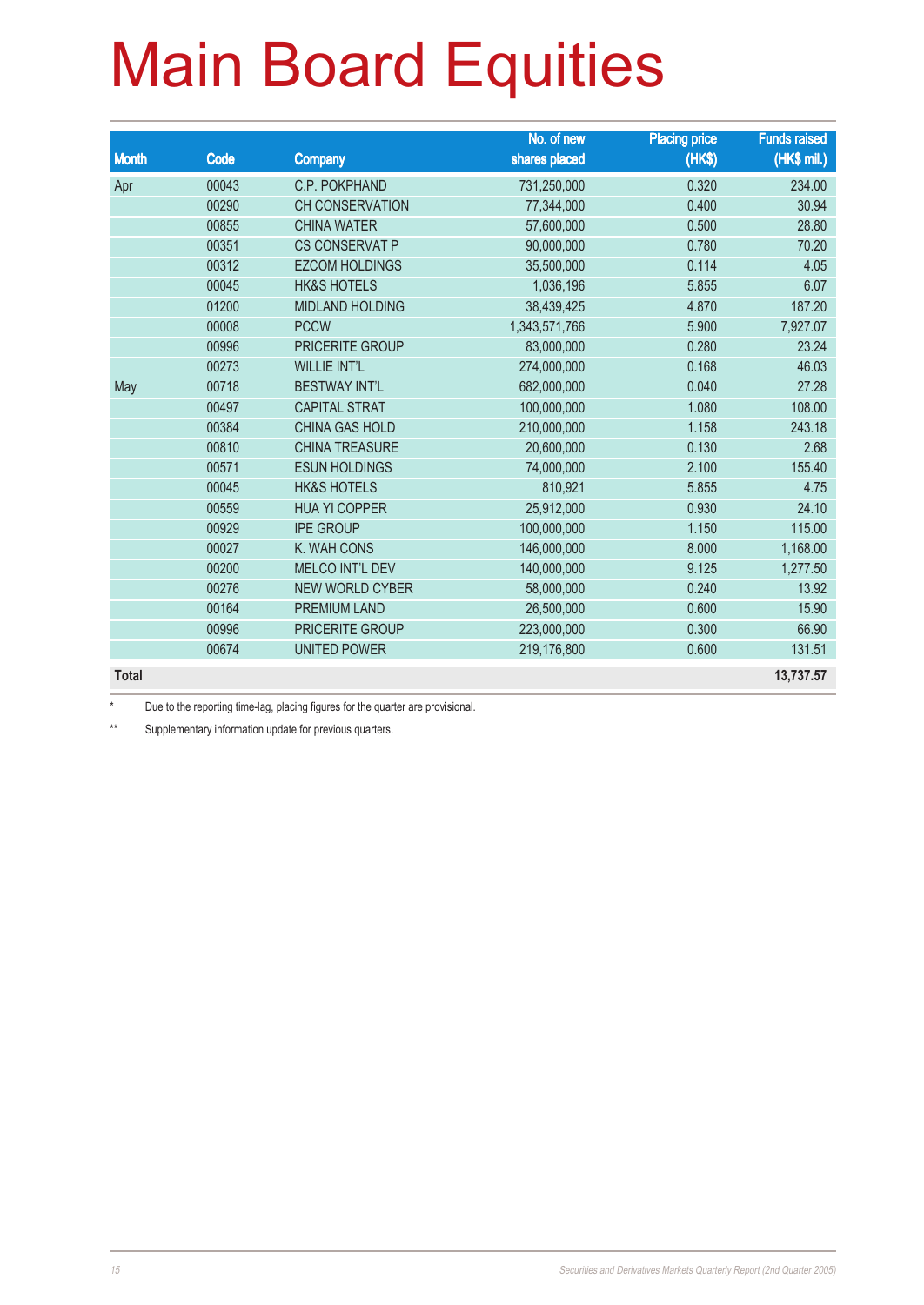# Main Board Equities

| Month | Code | Company | No. of new shares placed | Placing price (HK$) | Funds raised (HK$ mil.) |
|---|---|---|---|---|---|
| Apr | 00043 | C.P. POKPHAND | 731,250,000 | 0.320 | 234.00 |
| | 00290 | CH CONSERVATION | 77,344,000 | 0.400 | 30.94 |
| | 00855 | CHINA WATER | 57,600,000 | 0.500 | 28.80 |
| | 00351 | CS CONSERVAT P | 90,000,000 | 0.780 | 70.20 |
| | 00312 | EZCOM HOLDINGS | 35,500,000 | 0.114 | 4.05 |
| | 00045 | HK&S HOTELS | 1,036,196 | 5.855 | 6.07 |
| | 01200 | MIDLAND HOLDING | 38,439,425 | 4.870 | 187.20 |
| | 00008 | PCCW | 1,343,571,766 | 5.900 | 7,927.07 |
| | 00996 | PRICERITE GROUP | 83,000,000 | 0.280 | 23.24 |
| | 00273 | WILLIE INT'L | 274,000,000 | 0.168 | 46.03 |
| May | 00718 | BESTWAY INT'L | 682,000,000 | 0.040 | 27.28 |
| | 00497 | CAPITAL STRAT | 100,000,000 | 1.080 | 108.00 |
| | 00384 | CHINA GAS HOLD | 210,000,000 | 1.158 | 243.18 |
| | 00810 | CHINA TREASURE | 20,600,000 | 0.130 | 2.68 |
| | 00571 | ESUN HOLDINGS | 74,000,000 | 2.100 | 155.40 |
| | 00045 | HK&S HOTELS | 810,921 | 5.855 | 4.75 |
| | 00559 | HUA YI COPPER | 25,912,000 | 0.930 | 24.10 |
| | 00929 | IPE GROUP | 100,000,000 | 1.150 | 115.00 |
| | 00027 | K. WAH CONS | 146,000,000 | 8.000 | 1,168.00 |
| | 00200 | MELCO INT'L DEV | 140,000,000 | 9.125 | 1,277.50 |
| | 00276 | NEW WORLD CYBER | 58,000,000 | 0.240 | 13.92 |
| | 00164 | PREMIUM LAND | 26,500,000 | 0.600 | 15.90 |
| | 00996 | PRICERITE GROUP | 223,000,000 | 0.300 | 66.90 |
| | 00674 | UNITED POWER | 219,176,800 | 0.600 | 131.51 |
| **Total** | | | | | **13,737.57** |

\* Due to the reporting time-lag, placing figures for the quarter are provisional.

\*\* Supplementary information update for previous quarters.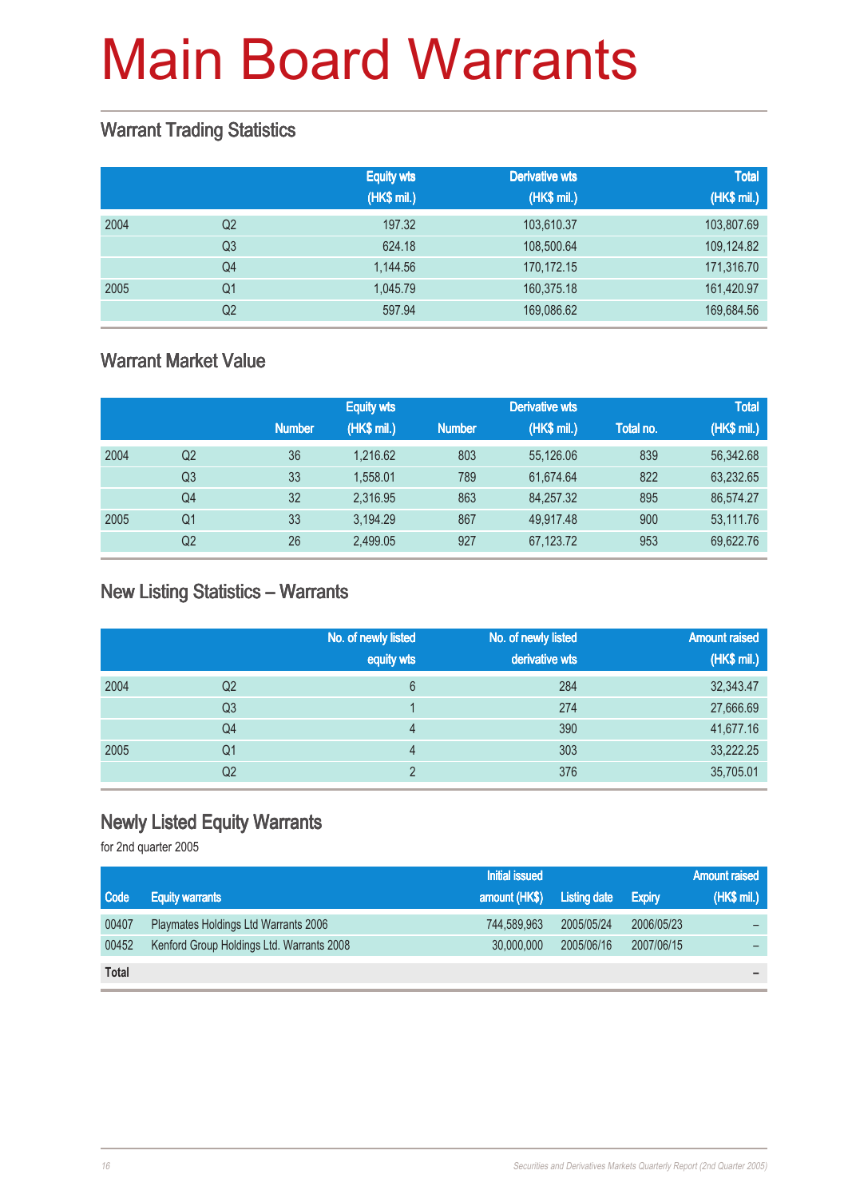# Main Board Warrants

## Warrant Trading Statistics

| | | Equity wts (HK$ mil.) | Derivative wts (HK$ mil.) | Total (HK$ mil.) |
|---|---|---|---|---|
| 2004 | Q2 | 197.32 | 103,610.37 | 103,807.69 |
| | Q3 | 624.18 | 108,500.64 | 109,124.82 |
| | Q4 | 1,144.56 | 170,172.15 | 171,316.70 |
| 2005 | Q1 | 1,045.79 | 160,375.18 | 161,420.97 |
| | Q2 | 597.94 | 169,086.62 | 169,684.56 |

## Warrant Market Value

| | | Equity wts | | Derivative wts | | Total | |
|---|---|---|---|---|---|---|---|
| | | Number | (HK$ mil.) | Number | (HK$ mil.) | Total no. | (HK$ mil.) |
| 2004 | Q2 | 36 | 1,216.62 | 803 | 55,126.06 | 839 | 56,342.68 |
| | Q3 | 33 | 1,558.01 | 789 | 61,674.64 | 822 | 63,232.65 |
| | Q4 | 32 | 2,316.95 | 863 | 84,257.32 | 895 | 86,574.27 |
| 2005 | Q1 | 33 | 3,194.29 | 867 | 49,917.48 | 900 | 53,111.76 |
| | Q2 | 26 | 2,499.05 | 927 | 67,123.72 | 953 | 69,622.76 |

## New Listing Statistics – Warrants

| | | No. of newly listed equity wts | No. of newly listed derivative wts | Amount raised (HK$ mil.) |
|---|---|---|---|---|
| 2004 | Q2 | 6 | 284 | 32,343.47 |
| | Q3 | 1 | 274 | 27,666.69 |
| | Q4 | 4 | 390 | 41,677.16 |
| 2005 | Q1 | 4 | 303 | 33,222.25 |
| | Q2 | 2 | 376 | 35,705.01 |

## Newly Listed Equity Warrants

for 2nd quarter 2005

| Code | Equity warrants | Initial issued amount (HK$) | Listing date | Expiry | Amount raised (HK$ mil.) |
|---|---|---|---|---|---|
| 00407 | Playmates Holdings Ltd Warrants 2006 | 744,589,963 | 2005/05/24 | 2006/05/23 | – |
| 00452 | Kenford Group Holdings Ltd. Warrants 2008 | 30,000,000 | 2005/06/16 | 2007/06/15 | – |
| **Total** | | | | | – |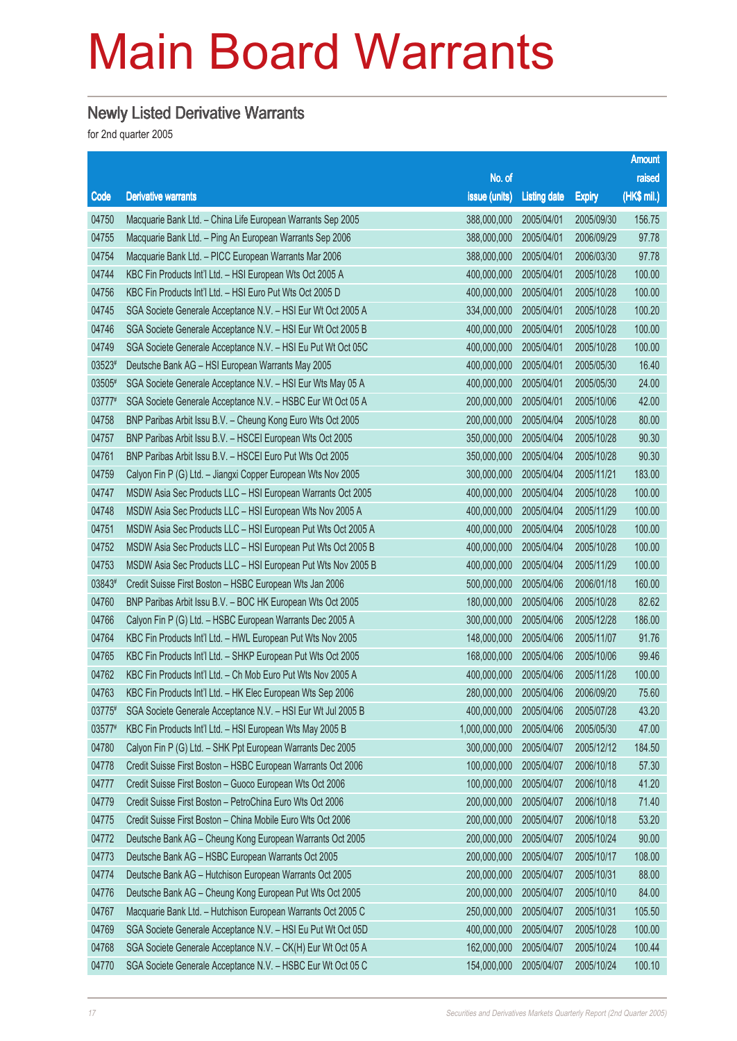# Main Board Warrants

## Newly Listed Derivative Warrants

for 2nd quarter 2005

| Code | Derivative warrants | No. of issue (units) | Listing date | Expiry | Amount raised (HK$ mil.) |
|---|---|---|---|---|---|
| 04750 | Macquarie Bank Ltd. – China Life European Warrants Sep 2005 | 388,000,000 | 2005/04/01 | 2005/09/30 | 156.75 |
| 04755 | Macquarie Bank Ltd. – Ping An European Warrants Sep 2006 | 388,000,000 | 2005/04/01 | 2006/09/29 | 97.78 |
| 04754 | Macquarie Bank Ltd. – PICC European Warrants Mar 2006 | 388,000,000 | 2005/04/01 | 2006/03/30 | 97.78 |
| 04744 | KBC Fin Products Int'l Ltd. – HSI European Wts Oct 2005 A | 400,000,000 | 2005/04/01 | 2005/10/28 | 100.00 |
| 04756 | KBC Fin Products Int'l Ltd. – HSI Euro Put Wts Oct 2005 D | 400,000,000 | 2005/04/01 | 2005/10/28 | 100.00 |
| 04745 | SGA Societe Generale Acceptance N.V. – HSI Eur Wt Oct 2005 A | 334,000,000 | 2005/04/01 | 2005/10/28 | 100.20 |
| 04746 | SGA Societe Generale Acceptance N.V. – HSI Eur Wt Oct 2005 B | 400,000,000 | 2005/04/01 | 2005/10/28 | 100.00 |
| 04749 | SGA Societe Generale Acceptance N.V. – HSI Eu Put Wt Oct 05C | 400,000,000 | 2005/04/01 | 2005/10/28 | 100.00 |
| 03523# | Deutsche Bank AG – HSI European Warrants May 2005 | 400,000,000 | 2005/04/01 | 2005/05/30 | 16.40 |
| 03505# | SGA Societe Generale Acceptance N.V. – HSI Eur Wts May 05 A | 400,000,000 | 2005/04/01 | 2005/05/30 | 24.00 |
| 03777# | SGA Societe Generale Acceptance N.V. – HSBC Eur Wt Oct 05 A | 200,000,000 | 2005/04/01 | 2005/10/06 | 42.00 |
| 04758 | BNP Paribas Arbit Issu B.V. – Cheung Kong Euro Wts Oct 2005 | 200,000,000 | 2005/04/04 | 2005/10/28 | 80.00 |
| 04757 | BNP Paribas Arbit Issu B.V. – HSCEI European Wts Oct 2005 | 350,000,000 | 2005/04/04 | 2005/10/28 | 90.30 |
| 04761 | BNP Paribas Arbit Issu B.V. – HSCEI Euro Put Wts Oct 2005 | 350,000,000 | 2005/04/04 | 2005/10/28 | 90.30 |
| 04759 | Calyon Fin P (G) Ltd. – Jiangxi Copper European Wts Nov 2005 | 300,000,000 | 2005/04/04 | 2005/11/21 | 183.00 |
| 04747 | MSDW Asia Sec Products LLC – HSI European Warrants Oct 2005 | 400,000,000 | 2005/04/04 | 2005/10/28 | 100.00 |
| 04748 | MSDW Asia Sec Products LLC – HSI European Wts Nov 2005 A | 400,000,000 | 2005/04/04 | 2005/11/29 | 100.00 |
| 04751 | MSDW Asia Sec Products LLC – HSI European Put Wts Oct 2005 A | 400,000,000 | 2005/04/04 | 2005/10/28 | 100.00 |
| 04752 | MSDW Asia Sec Products LLC – HSI European Put Wts Oct 2005 B | 400,000,000 | 2005/04/04 | 2005/10/28 | 100.00 |
| 04753 | MSDW Asia Sec Products LLC – HSI European Put Wts Nov 2005 B | 400,000,000 | 2005/04/04 | 2005/11/29 | 100.00 |
| 03843# | Credit Suisse First Boston – HSBC European Wts Jan 2006 | 500,000,000 | 2005/04/06 | 2006/01/18 | 160.00 |
| 04760 | BNP Paribas Arbit Issu B.V. – BOC HK European Wts Oct 2005 | 180,000,000 | 2005/04/06 | 2005/10/28 | 82.62 |
| 04766 | Calyon Fin P (G) Ltd. – HSBC European Warrants Dec 2005 A | 300,000,000 | 2005/04/06 | 2005/12/28 | 186.00 |
| 04764 | KBC Fin Products Int'l Ltd. – HWL European Put Wts Nov 2005 | 148,000,000 | 2005/04/06 | 2005/11/07 | 91.76 |
| 04765 | KBC Fin Products Int'l Ltd. – SHKP European Put Wts Oct 2005 | 168,000,000 | 2005/04/06 | 2005/10/06 | 99.46 |
| 04762 | KBC Fin Products Int'l Ltd. – Ch Mob Euro Put Wts Nov 2005 A | 400,000,000 | 2005/04/06 | 2005/11/28 | 100.00 |
| 04763 | KBC Fin Products Int'l Ltd. – HK Elec European Wts Sep 2006 | 280,000,000 | 2005/04/06 | 2006/09/20 | 75.60 |
| 03775# | SGA Societe Generale Acceptance N.V. – HSI Eur Wt Jul 2005 B | 400,000,000 | 2005/04/06 | 2005/07/28 | 43.20 |
| 03577# | KBC Fin Products Int'l Ltd. – HSI European Wts May 2005 B | 1,000,000,000 | 2005/04/06 | 2005/05/30 | 47.00 |
| 04780 | Calyon Fin P (G) Ltd. – SHK Ppt European Warrants Dec 2005 | 300,000,000 | 2005/04/07 | 2005/12/12 | 184.50 |
| 04778 | Credit Suisse First Boston – HSBC European Warrants Oct 2006 | 100,000,000 | 2005/04/07 | 2006/10/18 | 57.30 |
| 04777 | Credit Suisse First Boston – Guoco European Wts Oct 2006 | 100,000,000 | 2005/04/07 | 2006/10/18 | 41.20 |
| 04779 | Credit Suisse First Boston – PetroChina Euro Wts Oct 2006 | 200,000,000 | 2005/04/07 | 2006/10/18 | 71.40 |
| 04775 | Credit Suisse First Boston – China Mobile Euro Wts Oct 2006 | 200,000,000 | 2005/04/07 | 2006/10/18 | 53.20 |
| 04772 | Deutsche Bank AG – Cheung Kong European Warrants Oct 2005 | 200,000,000 | 2005/04/07 | 2005/10/24 | 90.00 |
| 04773 | Deutsche Bank AG – HSBC European Warrants Oct 2005 | 200,000,000 | 2005/04/07 | 2005/10/17 | 108.00 |
| 04774 | Deutsche Bank AG – Hutchison European Warrants Oct 2005 | 200,000,000 | 2005/04/07 | 2005/10/31 | 88.00 |
| 04776 | Deutsche Bank AG – Cheung Kong European Put Wts Oct 2005 | 200,000,000 | 2005/04/07 | 2005/10/10 | 84.00 |
| 04767 | Macquarie Bank Ltd. – Hutchison European Warrants Oct 2005 C | 250,000,000 | 2005/04/07 | 2005/10/31 | 105.50 |
| 04769 | SGA Societe Generale Acceptance N.V. – HSI Eu Put Wt Oct 05D | 400,000,000 | 2005/04/07 | 2005/10/28 | 100.00 |
| 04768 | SGA Societe Generale Acceptance N.V. – CK(H) Eur Wt Oct 05 A | 162,000,000 | 2005/04/07 | 2005/10/24 | 100.44 |
| 04770 | SGA Societe Generale Acceptance N.V. – HSBC Eur Wt Oct 05 C | 154,000,000 | 2005/04/07 | 2005/10/24 | 100.10 |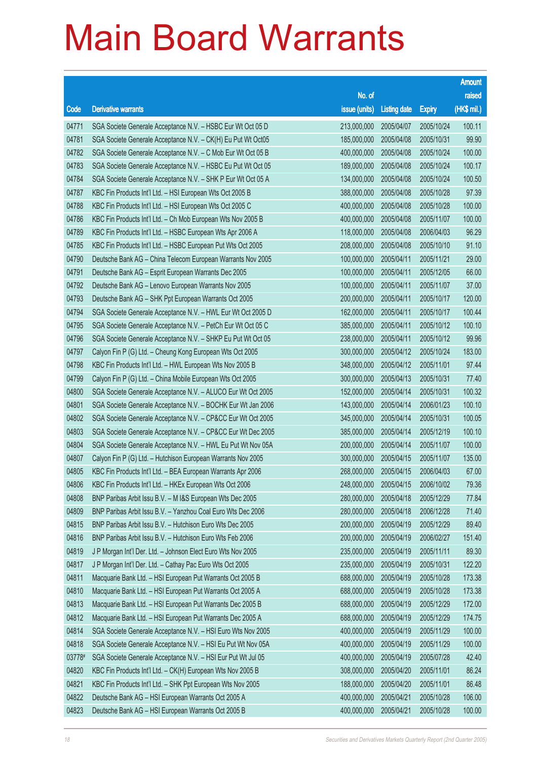# Main Board Warrants

| Code | Derivative warrants | No. of issue (units) | Listing date | Expiry | Amount raised (HK$ mil.) |
|---|---|---|---|---|---|
| 04771 | SGA Societe Generale Acceptance N.V. – HSBC Eur Wt Oct 05 D | 213,000,000 | 2005/04/07 | 2005/10/24 | 100.11 |
| 04781 | SGA Societe Generale Acceptance N.V. – CK(H) Eu Put Wt Oct05 | 185,000,000 | 2005/04/08 | 2005/10/31 | 99.90 |
| 04782 | SGA Societe Generale Acceptance N.V. – C Mob Eur Wt Oct 05 B | 400,000,000 | 2005/04/08 | 2005/10/24 | 100.00 |
| 04783 | SGA Societe Generale Acceptance N.V. – HSBC Eu Put Wt Oct 05 | 189,000,000 | 2005/04/08 | 2005/10/24 | 100.17 |
| 04784 | SGA Societe Generale Acceptance N.V. – SHK P Eur Wt Oct 05 A | 134,000,000 | 2005/04/08 | 2005/10/24 | 100.50 |
| 04787 | KBC Fin Products Int'l Ltd. – HSI European Wts Oct 2005 B | 388,000,000 | 2005/04/08 | 2005/10/28 | 97.39 |
| 04788 | KBC Fin Products Int'l Ltd. – HSI European Wts Oct 2005 C | 400,000,000 | 2005/04/08 | 2005/10/28 | 100.00 |
| 04786 | KBC Fin Products Int'l Ltd. – Ch Mob European Wts Nov 2005 B | 400,000,000 | 2005/04/08 | 2005/11/07 | 100.00 |
| 04789 | KBC Fin Products Int'l Ltd. – HSBC European Wts Apr 2006 A | 118,000,000 | 2005/04/08 | 2006/04/03 | 96.29 |
| 04785 | KBC Fin Products Int'l Ltd. – HSBC European Put Wts Oct 2005 | 208,000,000 | 2005/04/08 | 2005/10/10 | 91.10 |
| 04790 | Deutsche Bank AG – China Telecom European Warrants Nov 2005 | 100,000,000 | 2005/04/11 | 2005/11/21 | 29.00 |
| 04791 | Deutsche Bank AG – Esprit European Warrants Dec 2005 | 100,000,000 | 2005/04/11 | 2005/12/05 | 66.00 |
| 04792 | Deutsche Bank AG – Lenovo European Warrants Nov 2005 | 100,000,000 | 2005/04/11 | 2005/11/07 | 37.00 |
| 04793 | Deutsche Bank AG – SHK Ppt European Warrants Oct 2005 | 200,000,000 | 2005/04/11 | 2005/10/17 | 120.00 |
| 04794 | SGA Societe Generale Acceptance N.V. – HWL Eur Wt Oct 2005 D | 162,000,000 | 2005/04/11 | 2005/10/17 | 100.44 |
| 04795 | SGA Societe Generale Acceptance N.V. – PetCh Eur Wt Oct 05 C | 385,000,000 | 2005/04/11 | 2005/10/12 | 100.10 |
| 04796 | SGA Societe Generale Acceptance N.V. – SHKP Eu Put Wt Oct 05 | 238,000,000 | 2005/04/11 | 2005/10/12 | 99.96 |
| 04797 | Calyon Fin P (G) Ltd. – Cheung Kong European Wts Oct 2005 | 300,000,000 | 2005/04/12 | 2005/10/24 | 183.00 |
| 04798 | KBC Fin Products Int'l Ltd. – HWL European Wts Nov 2005 B | 348,000,000 | 2005/04/12 | 2005/11/01 | 97.44 |
| 04799 | Calyon Fin P (G) Ltd. – China Mobile European Wts Oct 2005 | 300,000,000 | 2005/04/13 | 2005/10/31 | 77.40 |
| 04800 | SGA Societe Generale Acceptance N.V. – ALUCO Eur Wt Oct 2005 | 152,000,000 | 2005/04/14 | 2005/10/31 | 100.32 |
| 04801 | SGA Societe Generale Acceptance N.V. – BOCHK Eur Wt Jan 2006 | 143,000,000 | 2005/04/14 | 2006/01/23 | 100.10 |
| 04802 | SGA Societe Generale Acceptance N.V. – CP&CC Eur Wt Oct 2005 | 345,000,000 | 2005/04/14 | 2005/10/31 | 100.05 |
| 04803 | SGA Societe Generale Acceptance N.V. – CP&CC Eur Wt Dec 2005 | 385,000,000 | 2005/04/14 | 2005/12/19 | 100.10 |
| 04804 | SGA Societe Generale Acceptance N.V. – HWL Eu Put Wt Nov 05A | 200,000,000 | 2005/04/14 | 2005/11/07 | 100.00 |
| 04807 | Calyon Fin P (G) Ltd. – Hutchison European Warrants Nov 2005 | 300,000,000 | 2005/04/15 | 2005/11/07 | 135.00 |
| 04805 | KBC Fin Products Int'l Ltd. – BEA European Warrants Apr 2006 | 268,000,000 | 2005/04/15 | 2006/04/03 | 67.00 |
| 04806 | KBC Fin Products Int'l Ltd. – HKEx European Wts Oct 2006 | 248,000,000 | 2005/04/15 | 2006/10/02 | 79.36 |
| 04808 | BNP Paribas Arbit Issu B.V. – M I&S European Wts Dec 2005 | 280,000,000 | 2005/04/18 | 2005/12/29 | 77.84 |
| 04809 | BNP Paribas Arbit Issu B.V. – Yanzhou Coal Euro Wts Dec 2006 | 280,000,000 | 2005/04/18 | 2006/12/28 | 71.40 |
| 04815 | BNP Paribas Arbit Issu B.V. – Hutchison Euro Wts Dec 2005 | 200,000,000 | 2005/04/19 | 2005/12/29 | 89.40 |
| 04816 | BNP Paribas Arbit Issu B.V. – Hutchison Euro Wts Feb 2006 | 200,000,000 | 2005/04/19 | 2006/02/27 | 151.40 |
| 04819 | J P Morgan Int'l Der. Ltd. – Johnson Elect Euro Wts Nov 2005 | 235,000,000 | 2005/04/19 | 2005/11/11 | 89.30 |
| 04817 | J P Morgan Int'l Der. Ltd. – Cathay Pac Euro Wts Oct 2005 | 235,000,000 | 2005/04/19 | 2005/10/31 | 122.20 |
| 04811 | Macquarie Bank Ltd. – HSI European Put Warrants Oct 2005 B | 688,000,000 | 2005/04/19 | 2005/10/28 | 173.38 |
| 04810 | Macquarie Bank Ltd. – HSI European Put Warrants Oct 2005 A | 688,000,000 | 2005/04/19 | 2005/10/28 | 173.38 |
| 04813 | Macquarie Bank Ltd. – HSI European Put Warrants Dec 2005 B | 688,000,000 | 2005/04/19 | 2005/12/29 | 172.00 |
| 04812 | Macquarie Bank Ltd. – HSI European Put Warrants Dec 2005 A | 688,000,000 | 2005/04/19 | 2005/12/29 | 174.75 |
| 04814 | SGA Societe Generale Acceptance N.V. – HSI Euro Wts Nov 2005 | 400,000,000 | 2005/04/19 | 2005/11/29 | 100.00 |
| 04818 | SGA Societe Generale Acceptance N.V. – HSI Eu Put Wt Nov 05A | 400,000,000 | 2005/04/19 | 2005/11/29 | 100.00 |
| 03778# | SGA Societe Generale Acceptance N.V. – HSI Eur Put Wt Jul 05 | 400,000,000 | 2005/04/19 | 2005/07/28 | 42.40 |
| 04820 | KBC Fin Products Int'l Ltd. – CK(H) European Wts Nov 2005 B | 308,000,000 | 2005/04/20 | 2005/11/01 | 86.24 |
| 04821 | KBC Fin Products Int'l Ltd. – SHK Ppt European Wts Nov 2005 | 188,000,000 | 2005/04/20 | 2005/11/01 | 86.48 |
| 04822 | Deutsche Bank AG – HSI European Warrants Oct 2005 A | 400,000,000 | 2005/04/21 | 2005/10/28 | 106.00 |
| 04823 | Deutsche Bank AG – HSI European Warrants Oct 2005 B | 400,000,000 | 2005/04/21 | 2005/10/28 | 100.00 |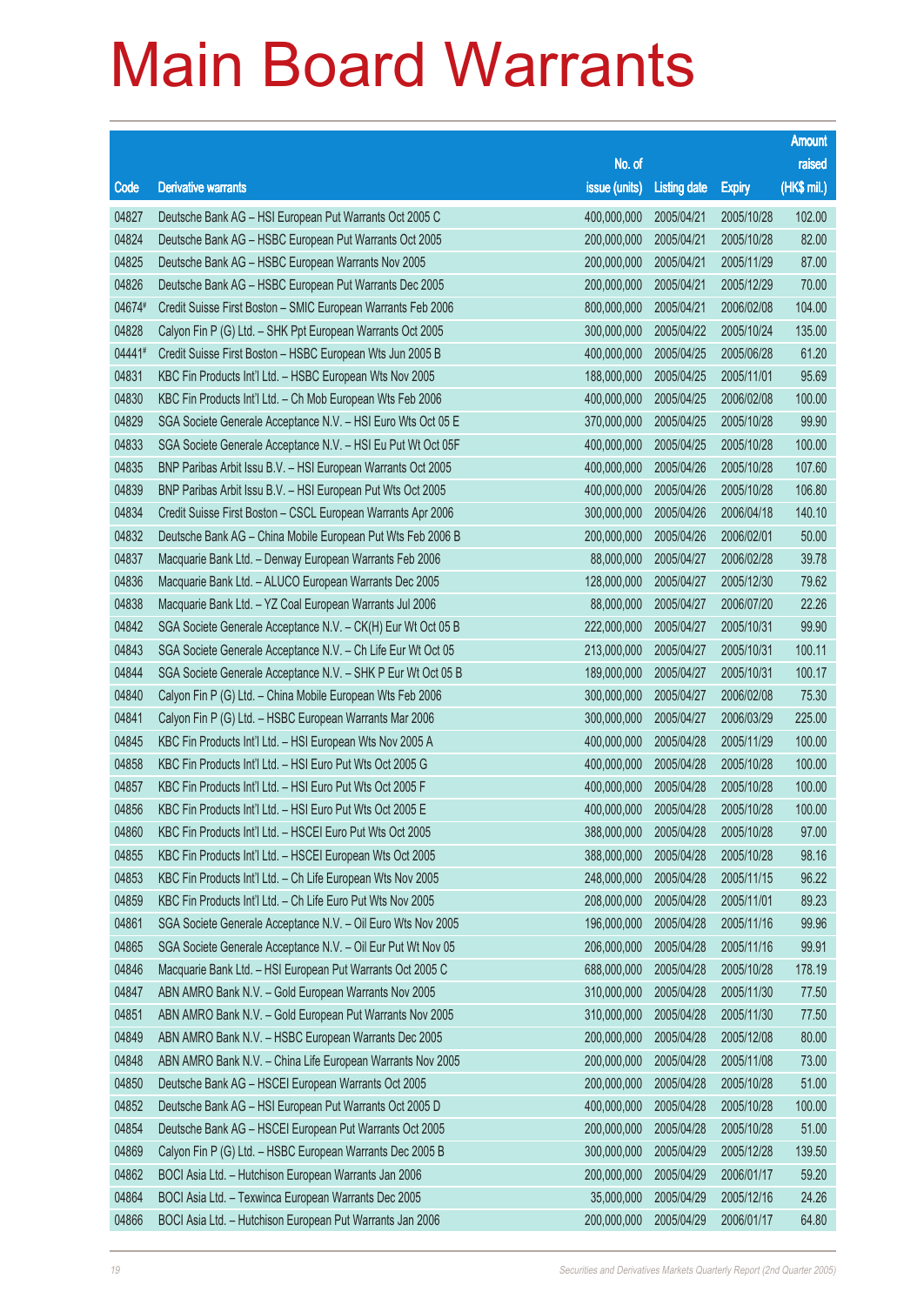# Main Board Warrants

| Code | Derivative warrants | No. of issue (units) | Listing date | Expiry | Amount raised (HK$ mil.) |
|---|---|---|---|---|---|
| 04827 | Deutsche Bank AG – HSI European Put Warrants Oct 2005 C | 400,000,000 | 2005/04/21 | 2005/10/28 | 102.00 |
| 04824 | Deutsche Bank AG – HSBC European Put Warrants Oct 2005 | 200,000,000 | 2005/04/21 | 2005/10/28 | 82.00 |
| 04825 | Deutsche Bank AG – HSBC European Warrants Nov 2005 | 200,000,000 | 2005/04/21 | 2005/11/29 | 87.00 |
| 04826 | Deutsche Bank AG – HSBC European Put Warrants Dec 2005 | 200,000,000 | 2005/04/21 | 2005/12/29 | 70.00 |
| 04674# | Credit Suisse First Boston – SMIC European Warrants Feb 2006 | 800,000,000 | 2005/04/21 | 2006/02/08 | 104.00 |
| 04828 | Calyon Fin P (G) Ltd. – SHK Ppt European Warrants Oct 2005 | 300,000,000 | 2005/04/22 | 2005/10/24 | 135.00 |
| 04441# | Credit Suisse First Boston – HSBC European Wts Jun 2005 B | 400,000,000 | 2005/04/25 | 2005/06/28 | 61.20 |
| 04831 | KBC Fin Products Int'l Ltd. – HSBC European Wts Nov 2005 | 188,000,000 | 2005/04/25 | 2005/11/01 | 95.69 |
| 04830 | KBC Fin Products Int'l Ltd. – Ch Mob European Wts Feb 2006 | 400,000,000 | 2005/04/25 | 2006/02/08 | 100.00 |
| 04829 | SGA Societe Generale Acceptance N.V. – HSI Euro Wts Oct 05 E | 370,000,000 | 2005/04/25 | 2005/10/28 | 99.90 |
| 04833 | SGA Societe Generale Acceptance N.V. – HSI Eu Put Wt Oct 05F | 400,000,000 | 2005/04/25 | 2005/10/28 | 100.00 |
| 04835 | BNP Paribas Arbit Issu B.V. – HSI European Warrants Oct 2005 | 400,000,000 | 2005/04/26 | 2005/10/28 | 107.60 |
| 04839 | BNP Paribas Arbit Issu B.V. – HSI European Put Wts Oct 2005 | 400,000,000 | 2005/04/26 | 2005/10/28 | 106.80 |
| 04834 | Credit Suisse First Boston – CSCL European Warrants Apr 2006 | 300,000,000 | 2005/04/26 | 2006/04/18 | 140.10 |
| 04832 | Deutsche Bank AG – China Mobile European Put Wts Feb 2006 B | 200,000,000 | 2005/04/26 | 2006/02/01 | 50.00 |
| 04837 | Macquarie Bank Ltd. – Denway European Warrants Feb 2006 | 88,000,000 | 2005/04/27 | 2006/02/28 | 39.78 |
| 04836 | Macquarie Bank Ltd. – ALUCO European Warrants Dec 2005 | 128,000,000 | 2005/04/27 | 2005/12/30 | 79.62 |
| 04838 | Macquarie Bank Ltd. – YZ Coal European Warrants Jul 2006 | 88,000,000 | 2005/04/27 | 2006/07/20 | 22.26 |
| 04842 | SGA Societe Generale Acceptance N.V. – CK(H) Eur Wt Oct 05 B | 222,000,000 | 2005/04/27 | 2005/10/31 | 99.90 |
| 04843 | SGA Societe Generale Acceptance N.V. – Ch Life Eur Wt Oct 05 | 213,000,000 | 2005/04/27 | 2005/10/31 | 100.11 |
| 04844 | SGA Societe Generale Acceptance N.V. – SHK P Eur Wt Oct 05 B | 189,000,000 | 2005/04/27 | 2005/10/31 | 100.17 |
| 04840 | Calyon Fin P (G) Ltd. – China Mobile European Wts Feb 2006 | 300,000,000 | 2005/04/27 | 2006/02/08 | 75.30 |
| 04841 | Calyon Fin P (G) Ltd. – HSBC European Warrants Mar 2006 | 300,000,000 | 2005/04/27 | 2006/03/29 | 225.00 |
| 04845 | KBC Fin Products Int'l Ltd. – HSI European Wts Nov 2005 A | 400,000,000 | 2005/04/28 | 2005/11/29 | 100.00 |
| 04858 | KBC Fin Products Int'l Ltd. – HSI Euro Put Wts Oct 2005 G | 400,000,000 | 2005/04/28 | 2005/10/28 | 100.00 |
| 04857 | KBC Fin Products Int'l Ltd. – HSI Euro Put Wts Oct 2005 F | 400,000,000 | 2005/04/28 | 2005/10/28 | 100.00 |
| 04856 | KBC Fin Products Int'l Ltd. – HSI Euro Put Wts Oct 2005 E | 400,000,000 | 2005/04/28 | 2005/10/28 | 100.00 |
| 04860 | KBC Fin Products Int'l Ltd. – HSCEI Euro Put Wts Oct 2005 | 388,000,000 | 2005/04/28 | 2005/10/28 | 97.00 |
| 04855 | KBC Fin Products Int'l Ltd. – HSCEI European Wts Oct 2005 | 388,000,000 | 2005/04/28 | 2005/10/28 | 98.16 |
| 04853 | KBC Fin Products Int'l Ltd. – Ch Life European Wts Nov 2005 | 248,000,000 | 2005/04/28 | 2005/11/15 | 96.22 |
| 04859 | KBC Fin Products Int'l Ltd. – Ch Life Euro Put Wts Nov 2005 | 208,000,000 | 2005/04/28 | 2005/11/01 | 89.23 |
| 04861 | SGA Societe Generale Acceptance N.V. – Oil Euro Wts Nov 2005 | 196,000,000 | 2005/04/28 | 2005/11/16 | 99.96 |
| 04865 | SGA Societe Generale Acceptance N.V. – Oil Eur Put Wt Nov 05 | 206,000,000 | 2005/04/28 | 2005/11/16 | 99.91 |
| 04846 | Macquarie Bank Ltd. – HSI European Put Warrants Oct 2005 C | 688,000,000 | 2005/04/28 | 2005/10/28 | 178.19 |
| 04847 | ABN AMRO Bank N.V. – Gold European Warrants Nov 2005 | 310,000,000 | 2005/04/28 | 2005/11/30 | 77.50 |
| 04851 | ABN AMRO Bank N.V. – Gold European Put Warrants Nov 2005 | 310,000,000 | 2005/04/28 | 2005/11/30 | 77.50 |
| 04849 | ABN AMRO Bank N.V. – HSBC European Warrants Dec 2005 | 200,000,000 | 2005/04/28 | 2005/12/08 | 80.00 |
| 04848 | ABN AMRO Bank N.V. – China Life European Warrants Nov 2005 | 200,000,000 | 2005/04/28 | 2005/11/08 | 73.00 |
| 04850 | Deutsche Bank AG – HSCEI European Warrants Oct 2005 | 200,000,000 | 2005/04/28 | 2005/10/28 | 51.00 |
| 04852 | Deutsche Bank AG – HSI European Put Warrants Oct 2005 D | 400,000,000 | 2005/04/28 | 2005/10/28 | 100.00 |
| 04854 | Deutsche Bank AG – HSCEI European Put Warrants Oct 2005 | 200,000,000 | 2005/04/28 | 2005/10/28 | 51.00 |
| 04869 | Calyon Fin P (G) Ltd. – HSBC European Warrants Dec 2005 B | 300,000,000 | 2005/04/29 | 2005/12/28 | 139.50 |
| 04862 | BOCI Asia Ltd. – Hutchison European Warrants Jan 2006 | 200,000,000 | 2005/04/29 | 2006/01/17 | 59.20 |
| 04864 | BOCI Asia Ltd. – Texwinca European Warrants Dec 2005 | 35,000,000 | 2005/04/29 | 2005/12/16 | 24.26 |
| 04866 | BOCI Asia Ltd. – Hutchison European Put Warrants Jan 2006 | 200,000,000 | 2005/04/29 | 2006/01/17 | 64.80 |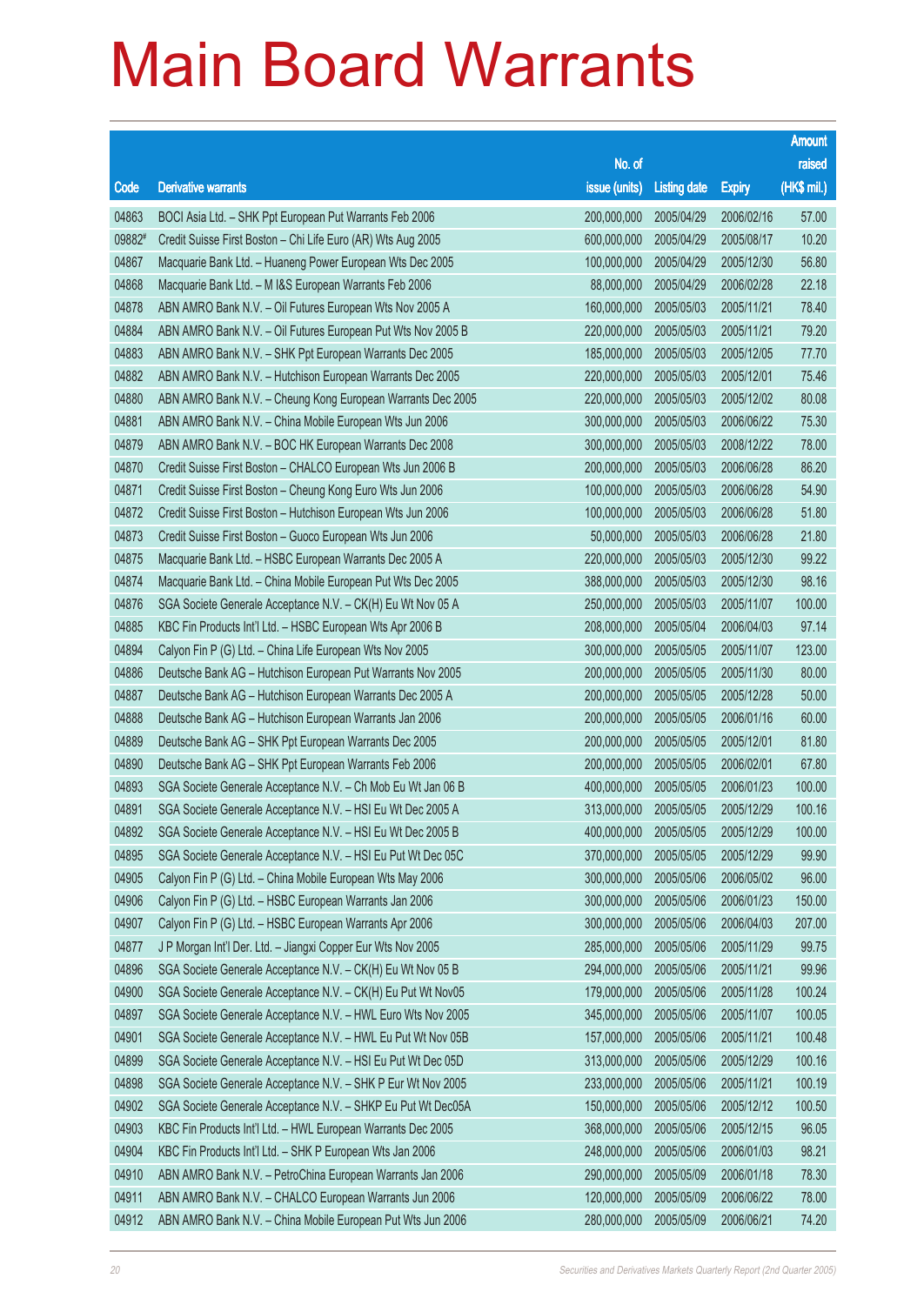# Main Board Warrants

| Code | Derivative warrants | No. of issue (units) | Listing date | Expiry | Amount raised (HK$ mil.) |
|---|---|---|---|---|---|
| 04863 | BOCI Asia Ltd. – SHK Ppt European Put Warrants Feb 2006 | 200,000,000 | 2005/04/29 | 2006/02/16 | 57.00 |
| 09882# | Credit Suisse First Boston – Chi Life Euro (AR) Wts Aug 2005 | 600,000,000 | 2005/04/29 | 2005/08/17 | 10.20 |
| 04867 | Macquarie Bank Ltd. – Huaneng Power European Wts Dec 2005 | 100,000,000 | 2005/04/29 | 2005/12/30 | 56.80 |
| 04868 | Macquarie Bank Ltd. – M I&S European Warrants Feb 2006 | 88,000,000 | 2005/04/29 | 2006/02/28 | 22.18 |
| 04878 | ABN AMRO Bank N.V. – Oil Futures European Wts Nov 2005 A | 160,000,000 | 2005/05/03 | 2005/11/21 | 78.40 |
| 04884 | ABN AMRO Bank N.V. – Oil Futures European Put Wts Nov 2005 B | 220,000,000 | 2005/05/03 | 2005/11/21 | 79.20 |
| 04883 | ABN AMRO Bank N.V. – SHK Ppt European Warrants Dec 2005 | 185,000,000 | 2005/05/03 | 2005/12/05 | 77.70 |
| 04882 | ABN AMRO Bank N.V. – Hutchison European Warrants Dec 2005 | 220,000,000 | 2005/05/03 | 2005/12/01 | 75.46 |
| 04880 | ABN AMRO Bank N.V. – Cheung Kong European Warrants Dec 2005 | 220,000,000 | 2005/05/03 | 2005/12/02 | 80.08 |
| 04881 | ABN AMRO Bank N.V. – China Mobile European Wts Jun 2006 | 300,000,000 | 2005/05/03 | 2006/06/22 | 75.30 |
| 04879 | ABN AMRO Bank N.V. – BOC HK European Warrants Dec 2008 | 300,000,000 | 2005/05/03 | 2008/12/22 | 78.00 |
| 04870 | Credit Suisse First Boston – CHALCO European Wts Jun 2006 B | 200,000,000 | 2005/05/03 | 2006/06/28 | 86.20 |
| 04871 | Credit Suisse First Boston – Cheung Kong Euro Wts Jun 2006 | 100,000,000 | 2005/05/03 | 2006/06/28 | 54.90 |
| 04872 | Credit Suisse First Boston – Hutchison European Wts Jun 2006 | 100,000,000 | 2005/05/03 | 2006/06/28 | 51.80 |
| 04873 | Credit Suisse First Boston – Guoco European Wts Jun 2006 | 50,000,000 | 2005/05/03 | 2006/06/28 | 21.80 |
| 04875 | Macquarie Bank Ltd. – HSBC European Warrants Dec 2005 A | 220,000,000 | 2005/05/03 | 2005/12/30 | 99.22 |
| 04874 | Macquarie Bank Ltd. – China Mobile European Put Wts Dec 2005 | 388,000,000 | 2005/05/03 | 2005/12/30 | 98.16 |
| 04876 | SGA Societe Generale Acceptance N.V. – CK(H) Eu Wt Nov 05 A | 250,000,000 | 2005/05/03 | 2005/11/07 | 100.00 |
| 04885 | KBC Fin Products Int'l Ltd. – HSBC European Wts Apr 2006 B | 208,000,000 | 2005/05/04 | 2006/04/03 | 97.14 |
| 04894 | Calyon Fin P (G) Ltd. – China Life European Wts Nov 2005 | 300,000,000 | 2005/05/05 | 2005/11/07 | 123.00 |
| 04886 | Deutsche Bank AG – Hutchison European Put Warrants Nov 2005 | 200,000,000 | 2005/05/05 | 2005/11/30 | 80.00 |
| 04887 | Deutsche Bank AG – Hutchison European Warrants Dec 2005 A | 200,000,000 | 2005/05/05 | 2005/12/28 | 50.00 |
| 04888 | Deutsche Bank AG – Hutchison European Warrants Jan 2006 | 200,000,000 | 2005/05/05 | 2006/01/16 | 60.00 |
| 04889 | Deutsche Bank AG – SHK Ppt European Warrants Dec 2005 | 200,000,000 | 2005/05/05 | 2005/12/01 | 81.80 |
| 04890 | Deutsche Bank AG – SHK Ppt European Warrants Feb 2006 | 200,000,000 | 2005/05/05 | 2006/02/01 | 67.80 |
| 04893 | SGA Societe Generale Acceptance N.V. – Ch Mob Eu Wt Jan 06 B | 400,000,000 | 2005/05/05 | 2006/01/23 | 100.00 |
| 04891 | SGA Societe Generale Acceptance N.V. – HSI Eu Wt Dec 2005 A | 313,000,000 | 2005/05/05 | 2005/12/29 | 100.16 |
| 04892 | SGA Societe Generale Acceptance N.V. – HSI Eu Wt Dec 2005 B | 400,000,000 | 2005/05/05 | 2005/12/29 | 100.00 |
| 04895 | SGA Societe Generale Acceptance N.V. – HSI Eu Put Wt Dec 05C | 370,000,000 | 2005/05/05 | 2005/12/29 | 99.90 |
| 04905 | Calyon Fin P (G) Ltd. – China Mobile European Wts May 2006 | 300,000,000 | 2005/05/06 | 2006/05/02 | 96.00 |
| 04906 | Calyon Fin P (G) Ltd. – HSBC European Warrants Jan 2006 | 300,000,000 | 2005/05/06 | 2006/01/23 | 150.00 |
| 04907 | Calyon Fin P (G) Ltd. – HSBC European Warrants Apr 2006 | 300,000,000 | 2005/05/06 | 2006/04/03 | 207.00 |
| 04877 | J P Morgan Int'l Der. Ltd. – Jiangxi Copper Eur Wts Nov 2005 | 285,000,000 | 2005/05/06 | 2005/11/29 | 99.75 |
| 04896 | SGA Societe Generale Acceptance N.V. – CK(H) Eu Wt Nov 05 B | 294,000,000 | 2005/05/06 | 2005/11/21 | 99.96 |
| 04900 | SGA Societe Generale Acceptance N.V. – CK(H) Eu Put Wt Nov05 | 179,000,000 | 2005/05/06 | 2005/11/28 | 100.24 |
| 04897 | SGA Societe Generale Acceptance N.V. – HWL Euro Wts Nov 2005 | 345,000,000 | 2005/05/06 | 2005/11/07 | 100.05 |
| 04901 | SGA Societe Generale Acceptance N.V. – HWL Eu Put Wt Nov 05B | 157,000,000 | 2005/05/06 | 2005/11/21 | 100.48 |
| 04899 | SGA Societe Generale Acceptance N.V. – HSI Eu Put Wt Dec 05D | 313,000,000 | 2005/05/06 | 2005/12/29 | 100.16 |
| 04898 | SGA Societe Generale Acceptance N.V. – SHK P Eur Wt Nov 2005 | 233,000,000 | 2005/05/06 | 2005/11/21 | 100.19 |
| 04902 | SGA Societe Generale Acceptance N.V. – SHKP Eu Put Wt Dec05A | 150,000,000 | 2005/05/06 | 2005/12/12 | 100.50 |
| 04903 | KBC Fin Products Int'l Ltd. – HWL European Warrants Dec 2005 | 368,000,000 | 2005/05/06 | 2005/12/15 | 96.05 |
| 04904 | KBC Fin Products Int'l Ltd. – SHK P European Wts Jan 2006 | 248,000,000 | 2005/05/06 | 2006/01/03 | 98.21 |
| 04910 | ABN AMRO Bank N.V. – PetroChina European Warrants Jan 2006 | 290,000,000 | 2005/05/09 | 2006/01/18 | 78.30 |
| 04911 | ABN AMRO Bank N.V. – CHALCO European Warrants Jun 2006 | 120,000,000 | 2005/05/09 | 2006/06/22 | 78.00 |
| 04912 | ABN AMRO Bank N.V. – China Mobile European Put Wts Jun 2006 | 280,000,000 | 2005/05/09 | 2006/06/21 | 74.20 |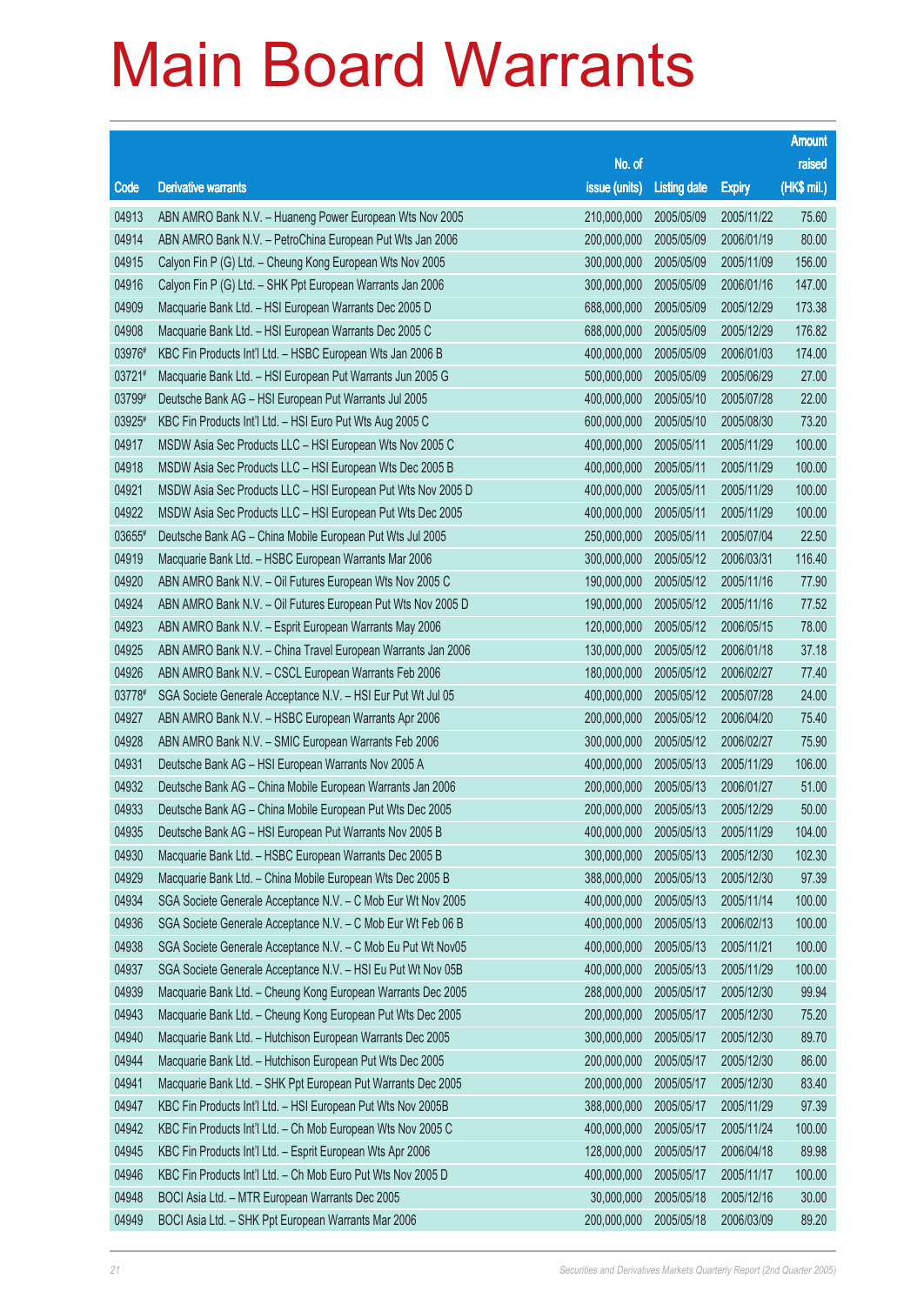# Main Board Warrants

| Code | Derivative warrants | No. of issue (units) | Listing date | Expiry | Amount raised (HK$ mil.) |
|---|---|---|---|---|---|
| 04913 | ABN AMRO Bank N.V. – Huaneng Power European Wts Nov 2005 | 210,000,000 | 2005/05/09 | 2005/11/22 | 75.60 |
| 04914 | ABN AMRO Bank N.V. – PetroChina European Put Wts Jan 2006 | 200,000,000 | 2005/05/09 | 2006/01/19 | 80.00 |
| 04915 | Calyon Fin P (G) Ltd. – Cheung Kong European Wts Nov 2005 | 300,000,000 | 2005/05/09 | 2005/11/09 | 156.00 |
| 04916 | Calyon Fin P (G) Ltd. – SHK Ppt European Warrants Jan 2006 | 300,000,000 | 2005/05/09 | 2006/01/16 | 147.00 |
| 04909 | Macquarie Bank Ltd. – HSI European Warrants Dec 2005 D | 688,000,000 | 2005/05/09 | 2005/12/29 | 173.38 |
| 04908 | Macquarie Bank Ltd. – HSI European Warrants Dec 2005 C | 688,000,000 | 2005/05/09 | 2005/12/29 | 176.82 |
| 03976# | KBC Fin Products Int'l Ltd. – HSBC European Wts Jan 2006 B | 400,000,000 | 2005/05/09 | 2006/01/03 | 174.00 |
| 03721# | Macquarie Bank Ltd. – HSI European Put Warrants Jun 2005 G | 500,000,000 | 2005/05/09 | 2005/06/29 | 27.00 |
| 03799# | Deutsche Bank AG – HSI European Put Warrants Jul 2005 | 400,000,000 | 2005/05/10 | 2005/07/28 | 22.00 |
| 03925# | KBC Fin Products Int'l Ltd. – HSI Euro Put Wts Aug 2005 C | 600,000,000 | 2005/05/10 | 2005/08/30 | 73.20 |
| 04917 | MSDW Asia Sec Products LLC – HSI European Wts Nov 2005 C | 400,000,000 | 2005/05/11 | 2005/11/29 | 100.00 |
| 04918 | MSDW Asia Sec Products LLC – HSI European Wts Dec 2005 B | 400,000,000 | 2005/05/11 | 2005/11/29 | 100.00 |
| 04921 | MSDW Asia Sec Products LLC – HSI European Put Wts Nov 2005 D | 400,000,000 | 2005/05/11 | 2005/11/29 | 100.00 |
| 04922 | MSDW Asia Sec Products LLC – HSI European Put Wts Dec 2005 | 400,000,000 | 2005/05/11 | 2005/11/29 | 100.00 |
| 03655# | Deutsche Bank AG – China Mobile European Put Wts Jul 2005 | 250,000,000 | 2005/05/11 | 2005/07/04 | 22.50 |
| 04919 | Macquarie Bank Ltd. – HSBC European Warrants Mar 2006 | 300,000,000 | 2005/05/12 | 2006/03/31 | 116.40 |
| 04920 | ABN AMRO Bank N.V. – Oil Futures European Wts Nov 2005 C | 190,000,000 | 2005/05/12 | 2005/11/16 | 77.90 |
| 04924 | ABN AMRO Bank N.V. – Oil Futures European Put Wts Nov 2005 D | 190,000,000 | 2005/05/12 | 2005/11/16 | 77.52 |
| 04923 | ABN AMRO Bank N.V. – Esprit European Warrants May 2006 | 120,000,000 | 2005/05/12 | 2006/05/15 | 78.00 |
| 04925 | ABN AMRO Bank N.V. – China Travel European Warrants Jan 2006 | 130,000,000 | 2005/05/12 | 2006/01/18 | 37.18 |
| 04926 | ABN AMRO Bank N.V. – CSCL European Warrants Feb 2006 | 180,000,000 | 2005/05/12 | 2006/02/27 | 77.40 |
| 03778# | SGA Societe Generale Acceptance N.V. – HSI Eur Put Wt Jul 05 | 400,000,000 | 2005/05/12 | 2005/07/28 | 24.00 |
| 04927 | ABN AMRO Bank N.V. – HSBC European Warrants Apr 2006 | 200,000,000 | 2005/05/12 | 2006/04/20 | 75.40 |
| 04928 | ABN AMRO Bank N.V. – SMIC European Warrants Feb 2006 | 300,000,000 | 2005/05/12 | 2006/02/27 | 75.90 |
| 04931 | Deutsche Bank AG – HSI European Warrants Nov 2005 A | 400,000,000 | 2005/05/13 | 2005/11/29 | 106.00 |
| 04932 | Deutsche Bank AG – China Mobile European Warrants Jan 2006 | 200,000,000 | 2005/05/13 | 2006/01/27 | 51.00 |
| 04933 | Deutsche Bank AG – China Mobile European Put Wts Dec 2005 | 200,000,000 | 2005/05/13 | 2005/12/29 | 50.00 |
| 04935 | Deutsche Bank AG – HSI European Put Warrants Nov 2005 B | 400,000,000 | 2005/05/13 | 2005/11/29 | 104.00 |
| 04930 | Macquarie Bank Ltd. – HSBC European Warrants Dec 2005 B | 300,000,000 | 2005/05/13 | 2005/12/30 | 102.30 |
| 04929 | Macquarie Bank Ltd. – China Mobile European Wts Dec 2005 B | 388,000,000 | 2005/05/13 | 2005/12/30 | 97.39 |
| 04934 | SGA Societe Generale Acceptance N.V. – C Mob Eur Wt Nov 2005 | 400,000,000 | 2005/05/13 | 2005/11/14 | 100.00 |
| 04936 | SGA Societe Generale Acceptance N.V. – C Mob Eur Wt Feb 06 B | 400,000,000 | 2005/05/13 | 2006/02/13 | 100.00 |
| 04938 | SGA Societe Generale Acceptance N.V. – C Mob Eu Put Wt Nov05 | 400,000,000 | 2005/05/13 | 2005/11/21 | 100.00 |
| 04937 | SGA Societe Generale Acceptance N.V. – HSI Eu Put Wt Nov 05B | 400,000,000 | 2005/05/13 | 2005/11/29 | 100.00 |
| 04939 | Macquarie Bank Ltd. – Cheung Kong European Warrants Dec 2005 | 288,000,000 | 2005/05/17 | 2005/12/30 | 99.94 |
| 04943 | Macquarie Bank Ltd. – Cheung Kong European Put Wts Dec 2005 | 200,000,000 | 2005/05/17 | 2005/12/30 | 75.20 |
| 04940 | Macquarie Bank Ltd. – Hutchison European Warrants Dec 2005 | 300,000,000 | 2005/05/17 | 2005/12/30 | 89.70 |
| 04944 | Macquarie Bank Ltd. – Hutchison European Put Wts Dec 2005 | 200,000,000 | 2005/05/17 | 2005/12/30 | 86.00 |
| 04941 | Macquarie Bank Ltd. – SHK Ppt European Put Warrants Dec 2005 | 200,000,000 | 2005/05/17 | 2005/12/30 | 83.40 |
| 04947 | KBC Fin Products Int'l Ltd. – HSI European Put Wts Nov 2005B | 388,000,000 | 2005/05/17 | 2005/11/29 | 97.39 |
| 04942 | KBC Fin Products Int'l Ltd. – Ch Mob European Wts Nov 2005 C | 400,000,000 | 2005/05/17 | 2005/11/24 | 100.00 |
| 04945 | KBC Fin Products Int'l Ltd. – Esprit European Wts Apr 2006 | 128,000,000 | 2005/05/17 | 2006/04/18 | 89.98 |
| 04946 | KBC Fin Products Int'l Ltd. – Ch Mob Euro Put Wts Nov 2005 D | 400,000,000 | 2005/05/17 | 2005/11/17 | 100.00 |
| 04948 | BOCI Asia Ltd. – MTR European Warrants Dec 2005 | 30,000,000 | 2005/05/18 | 2005/12/16 | 30.00 |
| 04949 | BOCI Asia Ltd. – SHK Ppt European Warrants Mar 2006 | 200,000,000 | 2005/05/18 | 2006/03/09 | 89.20 |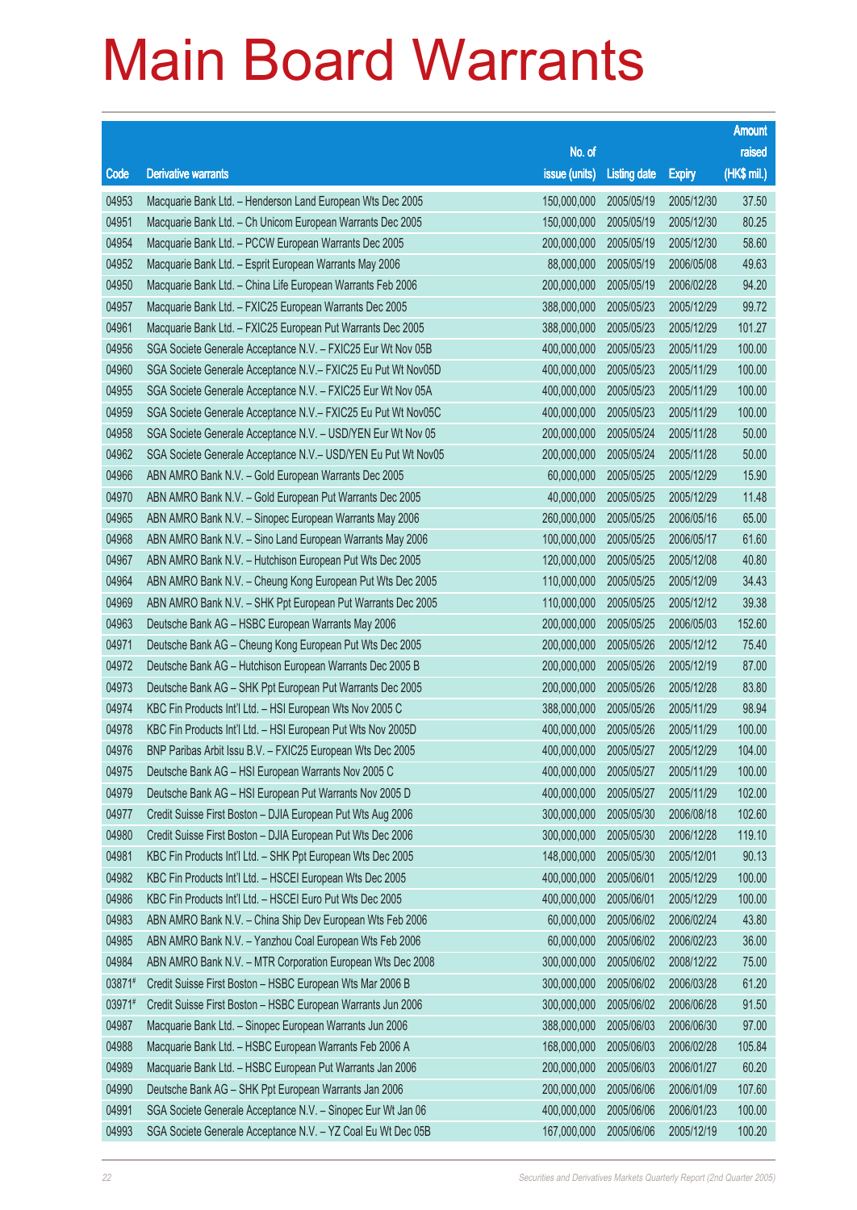# Main Board Warrants

| Code | Derivative warrants | No. of issue (units) | Listing date | Expiry | Amount raised (HK$ mil.) |
|---|---|---|---|---|---|
| 04953 | Macquarie Bank Ltd. – Henderson Land European Wts Dec 2005 | 150,000,000 | 2005/05/19 | 2005/12/30 | 37.50 |
| 04951 | Macquarie Bank Ltd. – Ch Unicom European Warrants Dec 2005 | 150,000,000 | 2005/05/19 | 2005/12/30 | 80.25 |
| 04954 | Macquarie Bank Ltd. – PCCW European Warrants Dec 2005 | 200,000,000 | 2005/05/19 | 2005/12/30 | 58.60 |
| 04952 | Macquarie Bank Ltd. – Esprit European Warrants May 2006 | 88,000,000 | 2005/05/19 | 2006/05/08 | 49.63 |
| 04950 | Macquarie Bank Ltd. – China Life European Warrants Feb 2006 | 200,000,000 | 2005/05/19 | 2006/02/28 | 94.20 |
| 04957 | Macquarie Bank Ltd. – FXIC25 European Warrants Dec 2005 | 388,000,000 | 2005/05/23 | 2005/12/29 | 99.72 |
| 04961 | Macquarie Bank Ltd. – FXIC25 European Put Warrants Dec 2005 | 388,000,000 | 2005/05/23 | 2005/12/29 | 101.27 |
| 04956 | SGA Societe Generale Acceptance N.V. – FXIC25 Eur Wt Nov 05B | 400,000,000 | 2005/05/23 | 2005/11/29 | 100.00 |
| 04960 | SGA Societe Generale Acceptance N.V.– FXIC25 Eu Put Wt Nov05D | 400,000,000 | 2005/05/23 | 2005/11/29 | 100.00 |
| 04955 | SGA Societe Generale Acceptance N.V. – FXIC25 Eur Wt Nov 05A | 400,000,000 | 2005/05/23 | 2005/11/29 | 100.00 |
| 04959 | SGA Societe Generale Acceptance N.V.– FXIC25 Eu Put Wt Nov05C | 400,000,000 | 2005/05/23 | 2005/11/29 | 100.00 |
| 04958 | SGA Societe Generale Acceptance N.V. – USD/YEN Eur Wt Nov 05 | 200,000,000 | 2005/05/24 | 2005/11/28 | 50.00 |
| 04962 | SGA Societe Generale Acceptance N.V.– USD/YEN Eu Put Wt Nov05 | 200,000,000 | 2005/05/24 | 2005/11/28 | 50.00 |
| 04966 | ABN AMRO Bank N.V. – Gold European Warrants Dec 2005 | 60,000,000 | 2005/05/25 | 2005/12/29 | 15.90 |
| 04970 | ABN AMRO Bank N.V. – Gold European Put Warrants Dec 2005 | 40,000,000 | 2005/05/25 | 2005/12/29 | 11.48 |
| 04965 | ABN AMRO Bank N.V. – Sinopec European Warrants May 2006 | 260,000,000 | 2005/05/25 | 2006/05/16 | 65.00 |
| 04968 | ABN AMRO Bank N.V. – Sino Land European Warrants May 2006 | 100,000,000 | 2005/05/25 | 2006/05/17 | 61.60 |
| 04967 | ABN AMRO Bank N.V. – Hutchison European Put Wts Dec 2005 | 120,000,000 | 2005/05/25 | 2005/12/08 | 40.80 |
| 04964 | ABN AMRO Bank N.V. – Cheung Kong European Put Wts Dec 2005 | 110,000,000 | 2005/05/25 | 2005/12/09 | 34.43 |
| 04969 | ABN AMRO Bank N.V. – SHK Ppt European Put Warrants Dec 2005 | 110,000,000 | 2005/05/25 | 2005/12/12 | 39.38 |
| 04963 | Deutsche Bank AG – HSBC European Warrants May 2006 | 200,000,000 | 2005/05/25 | 2006/05/03 | 152.60 |
| 04971 | Deutsche Bank AG – Cheung Kong European Put Wts Dec 2005 | 200,000,000 | 2005/05/26 | 2005/12/12 | 75.40 |
| 04972 | Deutsche Bank AG – Hutchison European Warrants Dec 2005 B | 200,000,000 | 2005/05/26 | 2005/12/19 | 87.00 |
| 04973 | Deutsche Bank AG – SHK Ppt European Put Warrants Dec 2005 | 200,000,000 | 2005/05/26 | 2005/12/28 | 83.80 |
| 04974 | KBC Fin Products Int'l Ltd. – HSI European Wts Nov 2005 C | 388,000,000 | 2005/05/26 | 2005/11/29 | 98.94 |
| 04978 | KBC Fin Products Int'l Ltd. – HSI European Put Wts Nov 2005D | 400,000,000 | 2005/05/26 | 2005/11/29 | 100.00 |
| 04976 | BNP Paribas Arbit Issu B.V. – FXIC25 European Wts Dec 2005 | 400,000,000 | 2005/05/27 | 2005/12/29 | 104.00 |
| 04975 | Deutsche Bank AG – HSI European Warrants Nov 2005 C | 400,000,000 | 2005/05/27 | 2005/11/29 | 100.00 |
| 04979 | Deutsche Bank AG – HSI European Put Warrants Nov 2005 D | 400,000,000 | 2005/05/27 | 2005/11/29 | 102.00 |
| 04977 | Credit Suisse First Boston – DJIA European Put Wts Aug 2006 | 300,000,000 | 2005/05/30 | 2006/08/18 | 102.60 |
| 04980 | Credit Suisse First Boston – DJIA European Put Wts Dec 2006 | 300,000,000 | 2005/05/30 | 2006/12/28 | 119.10 |
| 04981 | KBC Fin Products Int'l Ltd. – SHK Ppt European Wts Dec 2005 | 148,000,000 | 2005/05/30 | 2005/12/01 | 90.13 |
| 04982 | KBC Fin Products Int'l Ltd. – HSCEI European Wts Dec 2005 | 400,000,000 | 2005/06/01 | 2005/12/29 | 100.00 |
| 04986 | KBC Fin Products Int'l Ltd. – HSCEI Euro Put Wts Dec 2005 | 400,000,000 | 2005/06/01 | 2005/12/29 | 100.00 |
| 04983 | ABN AMRO Bank N.V. – China Ship Dev European Wts Feb 2006 | 60,000,000 | 2005/06/02 | 2006/02/24 | 43.80 |
| 04985 | ABN AMRO Bank N.V. – Yanzhou Coal European Wts Feb 2006 | 60,000,000 | 2005/06/02 | 2006/02/23 | 36.00 |
| 04984 | ABN AMRO Bank N.V. – MTR Corporation European Wts Dec 2008 | 300,000,000 | 2005/06/02 | 2008/12/22 | 75.00 |
| 03871# | Credit Suisse First Boston – HSBC European Wts Mar 2006 B | 300,000,000 | 2005/06/02 | 2006/03/28 | 61.20 |
| 03971# | Credit Suisse First Boston – HSBC European Warrants Jun 2006 | 300,000,000 | 2005/06/02 | 2006/06/28 | 91.50 |
| 04987 | Macquarie Bank Ltd. – Sinopec European Warrants Jun 2006 | 388,000,000 | 2005/06/03 | 2006/06/30 | 97.00 |
| 04988 | Macquarie Bank Ltd. – HSBC European Warrants Feb 2006 A | 168,000,000 | 2005/06/03 | 2006/02/28 | 105.84 |
| 04989 | Macquarie Bank Ltd. – HSBC European Put Warrants Jan 2006 | 200,000,000 | 2005/06/03 | 2006/01/27 | 60.20 |
| 04990 | Deutsche Bank AG – SHK Ppt European Warrants Jan 2006 | 200,000,000 | 2005/06/06 | 2006/01/09 | 107.60 |
| 04991 | SGA Societe Generale Acceptance N.V. – Sinopec Eur Wt Jan 06 | 400,000,000 | 2005/06/06 | 2006/01/23 | 100.00 |
| 04993 | SGA Societe Generale Acceptance N.V. – YZ Coal Eu Wt Dec 05B | 167,000,000 | 2005/06/06 | 2005/12/19 | 100.20 |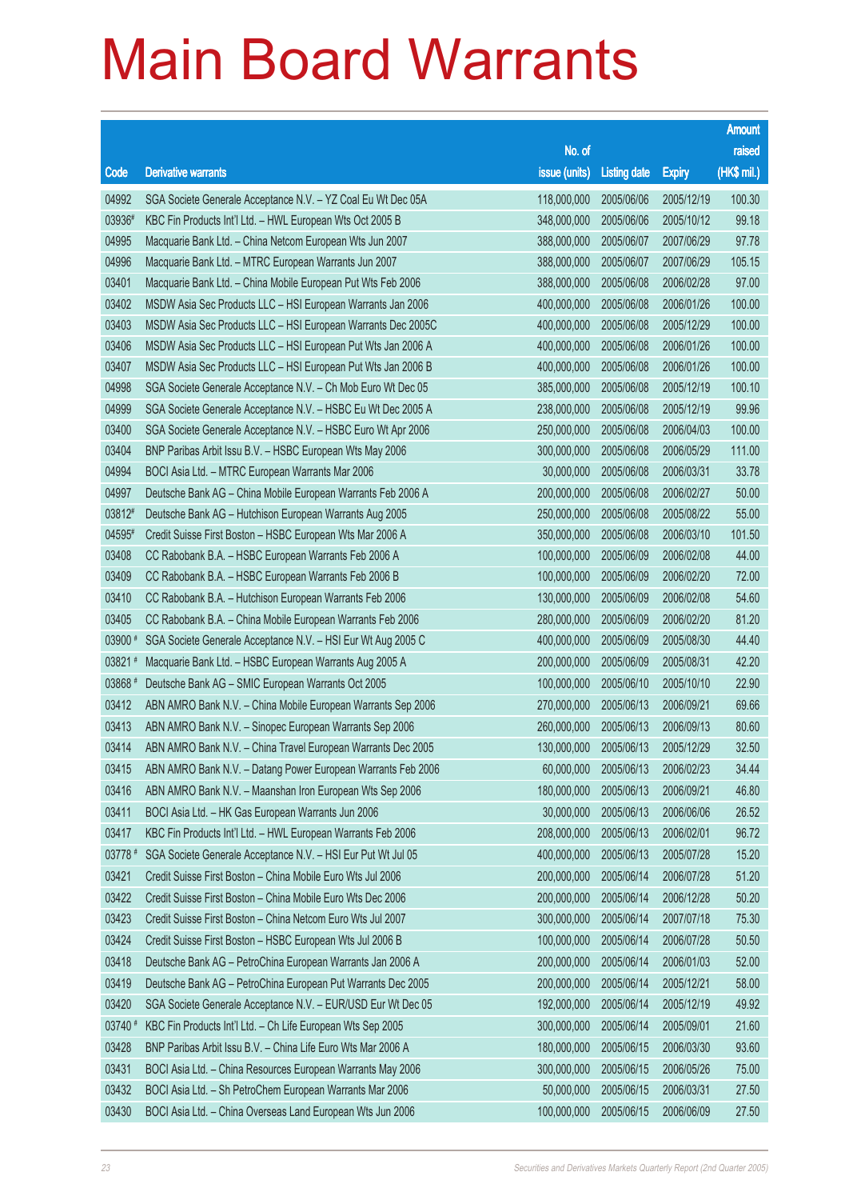# Main Board Warrants

| Code | Derivative warrants | No. of issue (units) | Listing date | Expiry | Amount raised (HK$ mil.) |
|---|---|---|---|---|---|
| 04992 | SGA Societe Generale Acceptance N.V. – YZ Coal Eu Wt Dec 05A | 118,000,000 | 2005/06/06 | 2005/12/19 | 100.30 |
| 03936# | KBC Fin Products Int'l Ltd. – HWL European Wts Oct 2005 B | 348,000,000 | 2005/06/06 | 2005/10/12 | 99.18 |
| 04995 | Macquarie Bank Ltd. – China Netcom European Wts Jun 2007 | 388,000,000 | 2005/06/07 | 2007/06/29 | 97.78 |
| 04996 | Macquarie Bank Ltd. – MTRC European Warrants Jun 2007 | 388,000,000 | 2005/06/07 | 2007/06/29 | 105.15 |
| 03401 | Macquarie Bank Ltd. – China Mobile European Put Wts Feb 2006 | 388,000,000 | 2005/06/08 | 2006/02/28 | 97.00 |
| 03402 | MSDW Asia Sec Products LLC – HSI European Warrants Jan 2006 | 400,000,000 | 2005/06/08 | 2006/01/26 | 100.00 |
| 03403 | MSDW Asia Sec Products LLC – HSI European Warrants Dec 2005C | 400,000,000 | 2005/06/08 | 2005/12/29 | 100.00 |
| 03406 | MSDW Asia Sec Products LLC – HSI European Put Wts Jan 2006 A | 400,000,000 | 2005/06/08 | 2006/01/26 | 100.00 |
| 03407 | MSDW Asia Sec Products LLC – HSI European Put Wts Jan 2006 B | 400,000,000 | 2005/06/08 | 2006/01/26 | 100.00 |
| 04998 | SGA Societe Generale Acceptance N.V. – Ch Mob Euro Wt Dec 05 | 385,000,000 | 2005/06/08 | 2005/12/19 | 100.10 |
| 04999 | SGA Societe Generale Acceptance N.V. – HSBC Eu Wt Dec 2005 A | 238,000,000 | 2005/06/08 | 2005/12/19 | 99.96 |
| 03400 | SGA Societe Generale Acceptance N.V. – HSBC Euro Wt Apr 2006 | 250,000,000 | 2005/06/08 | 2006/04/03 | 100.00 |
| 03404 | BNP Paribas Arbit Issu B.V. – HSBC European Wts May 2006 | 300,000,000 | 2005/06/08 | 2006/05/29 | 111.00 |
| 04994 | BOCI Asia Ltd. – MTRC European Warrants Mar 2006 | 30,000,000 | 2005/06/08 | 2006/03/31 | 33.78 |
| 04997 | Deutsche Bank AG – China Mobile European Warrants Feb 2006 A | 200,000,000 | 2005/06/08 | 2006/02/27 | 50.00 |
| 03812# | Deutsche Bank AG – Hutchison European Warrants Aug 2005 | 250,000,000 | 2005/06/08 | 2005/08/22 | 55.00 |
| 04595# | Credit Suisse First Boston – HSBC European Wts Mar 2006 A | 350,000,000 | 2005/06/08 | 2006/03/10 | 101.50 |
| 03408 | CC Rabobank B.A. – HSBC European Warrants Feb 2006 A | 100,000,000 | 2005/06/09 | 2006/02/08 | 44.00 |
| 03409 | CC Rabobank B.A. – HSBC European Warrants Feb 2006 B | 100,000,000 | 2005/06/09 | 2006/02/20 | 72.00 |
| 03410 | CC Rabobank B.A. – Hutchison European Warrants Feb 2006 | 130,000,000 | 2005/06/09 | 2006/02/08 | 54.60 |
| 03405 | CC Rabobank B.A. – China Mobile European Warrants Feb 2006 | 280,000,000 | 2005/06/09 | 2006/02/20 | 81.20 |
| 03900 # | SGA Societe Generale Acceptance N.V. – HSI Eur Wt Aug 2005 C | 400,000,000 | 2005/06/09 | 2005/08/30 | 44.40 |
| 03821 # | Macquarie Bank Ltd. – HSBC European Warrants Aug 2005 A | 200,000,000 | 2005/06/09 | 2005/08/31 | 42.20 |
| 03868 # | Deutsche Bank AG – SMIC European Warrants Oct 2005 | 100,000,000 | 2005/06/10 | 2005/10/10 | 22.90 |
| 03412 | ABN AMRO Bank N.V. – China Mobile European Warrants Sep 2006 | 270,000,000 | 2005/06/13 | 2006/09/21 | 69.66 |
| 03413 | ABN AMRO Bank N.V. – Sinopec European Warrants Sep 2006 | 260,000,000 | 2005/06/13 | 2006/09/13 | 80.60 |
| 03414 | ABN AMRO Bank N.V. – China Travel European Warrants Dec 2005 | 130,000,000 | 2005/06/13 | 2005/12/29 | 32.50 |
| 03415 | ABN AMRO Bank N.V. – Datang Power European Warrants Feb 2006 | 60,000,000 | 2005/06/13 | 2006/02/23 | 34.44 |
| 03416 | ABN AMRO Bank N.V. – Maanshan Iron European Wts Sep 2006 | 180,000,000 | 2005/06/13 | 2006/09/21 | 46.80 |
| 03411 | BOCI Asia Ltd. – HK Gas European Warrants Jun 2006 | 30,000,000 | 2005/06/13 | 2006/06/06 | 26.52 |
| 03417 | KBC Fin Products Int'l Ltd. – HWL European Warrants Feb 2006 | 208,000,000 | 2005/06/13 | 2006/02/01 | 96.72 |
| 03778 # | SGA Societe Generale Acceptance N.V. – HSI Eur Put Wt Jul 05 | 400,000,000 | 2005/06/13 | 2005/07/28 | 15.20 |
| 03421 | Credit Suisse First Boston – China Mobile Euro Wts Jul 2006 | 200,000,000 | 2005/06/14 | 2006/07/28 | 51.20 |
| 03422 | Credit Suisse First Boston – China Mobile Euro Wts Dec 2006 | 200,000,000 | 2005/06/14 | 2006/12/28 | 50.20 |
| 03423 | Credit Suisse First Boston – China Netcom Euro Wts Jul 2007 | 300,000,000 | 2005/06/14 | 2007/07/18 | 75.30 |
| 03424 | Credit Suisse First Boston – HSBC European Wts Jul 2006 B | 100,000,000 | 2005/06/14 | 2006/07/28 | 50.50 |
| 03418 | Deutsche Bank AG – PetroChina European Warrants Jan 2006 A | 200,000,000 | 2005/06/14 | 2006/01/03 | 52.00 |
| 03419 | Deutsche Bank AG – PetroChina European Put Warrants Dec 2005 | 200,000,000 | 2005/06/14 | 2005/12/21 | 58.00 |
| 03420 | SGA Societe Generale Acceptance N.V. – EUR/USD Eur Wt Dec 05 | 192,000,000 | 2005/06/14 | 2005/12/19 | 49.92 |
| 03740 # | KBC Fin Products Int'l Ltd. – Ch Life European Wts Sep 2005 | 300,000,000 | 2005/06/14 | 2005/09/01 | 21.60 |
| 03428 | BNP Paribas Arbit Issu B.V. – China Life Euro Wts Mar 2006 A | 180,000,000 | 2005/06/15 | 2006/03/30 | 93.60 |
| 03431 | BOCI Asia Ltd. – China Resources European Warrants May 2006 | 300,000,000 | 2005/06/15 | 2006/05/26 | 75.00 |
| 03432 | BOCI Asia Ltd. – Sh PetroChem European Warrants Mar 2006 | 50,000,000 | 2005/06/15 | 2006/03/31 | 27.50 |
| 03430 | BOCI Asia Ltd. – China Overseas Land European Wts Jun 2006 | 100,000,000 | 2005/06/15 | 2006/06/09 | 27.50 |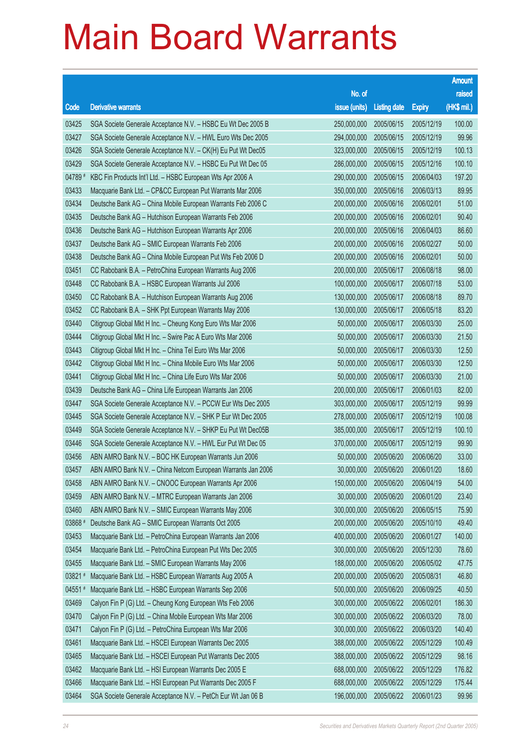# Main Board Warrants

| Code | Derivative warrants | No. of issue (units) | Listing date | Expiry | Amount raised (HK$ mil.) |
|---|---|---|---|---|---|
| 03425 | SGA Societe Generale Acceptance N.V. – HSBC Eu Wt Dec 2005 B | 250,000,000 | 2005/06/15 | 2005/12/19 | 100.00 |
| 03427 | SGA Societe Generale Acceptance N.V. – HWL Euro Wts Dec 2005 | 294,000,000 | 2005/06/15 | 2005/12/19 | 99.96 |
| 03426 | SGA Societe Generale Acceptance N.V. – CK(H) Eu Put Wt Dec05 | 323,000,000 | 2005/06/15 | 2005/12/19 | 100.13 |
| 03429 | SGA Societe Generale Acceptance N.V. – HSBC Eu Put Wt Dec 05 | 286,000,000 | 2005/06/15 | 2005/12/16 | 100.10 |
| 04789 # | KBC Fin Products Int'l Ltd. – HSBC European Wts Apr 2006 A | 290,000,000 | 2005/06/15 | 2006/04/03 | 197.20 |
| 03433 | Macquarie Bank Ltd. – CP&CC European Put Warrants Mar 2006 | 350,000,000 | 2005/06/16 | 2006/03/13 | 89.95 |
| 03434 | Deutsche Bank AG – China Mobile European Warrants Feb 2006 C | 200,000,000 | 2005/06/16 | 2006/02/01 | 51.00 |
| 03435 | Deutsche Bank AG – Hutchison European Warrants Feb 2006 | 200,000,000 | 2005/06/16 | 2006/02/01 | 90.40 |
| 03436 | Deutsche Bank AG – Hutchison European Warrants Apr 2006 | 200,000,000 | 2005/06/16 | 2006/04/03 | 86.60 |
| 03437 | Deutsche Bank AG – SMIC European Warrants Feb 2006 | 200,000,000 | 2005/06/16 | 2006/02/27 | 50.00 |
| 03438 | Deutsche Bank AG – China Mobile European Put Wts Feb 2006 D | 200,000,000 | 2005/06/16 | 2006/02/01 | 50.00 |
| 03451 | CC Rabobank B.A. – PetroChina European Warrants Aug 2006 | 200,000,000 | 2005/06/17 | 2006/08/18 | 98.00 |
| 03448 | CC Rabobank B.A. – HSBC European Warrants Jul 2006 | 100,000,000 | 2005/06/17 | 2006/07/18 | 53.00 |
| 03450 | CC Rabobank B.A. – Hutchison European Warrants Aug 2006 | 130,000,000 | 2005/06/17 | 2006/08/18 | 89.70 |
| 03452 | CC Rabobank B.A. – SHK Ppt European Warrants May 2006 | 130,000,000 | 2005/06/17 | 2006/05/18 | 83.20 |
| 03440 | Citigroup Global Mkt H Inc. – Cheung Kong Euro Wts Mar 2006 | 50,000,000 | 2005/06/17 | 2006/03/30 | 25.00 |
| 03444 | Citigroup Global Mkt H Inc. – Swire Pac A Euro Wts Mar 2006 | 50,000,000 | 2005/06/17 | 2006/03/30 | 21.50 |
| 03443 | Citigroup Global Mkt H Inc. – China Tel Euro Wts Mar 2006 | 50,000,000 | 2005/06/17 | 2006/03/30 | 12.50 |
| 03442 | Citigroup Global Mkt H Inc. – China Mobile Euro Wts Mar 2006 | 50,000,000 | 2005/06/17 | 2006/03/30 | 12.50 |
| 03441 | Citigroup Global Mkt H Inc. – China Life Euro Wts Mar 2006 | 50,000,000 | 2005/06/17 | 2006/03/30 | 21.00 |
| 03439 | Deutsche Bank AG – China Life European Warrants Jan 2006 | 200,000,000 | 2005/06/17 | 2006/01/03 | 82.00 |
| 03447 | SGA Societe Generale Acceptance N.V. – PCCW Eur Wts Dec 2005 | 303,000,000 | 2005/06/17 | 2005/12/19 | 99.99 |
| 03445 | SGA Societe Generale Acceptance N.V. – SHK P Eur Wt Dec 2005 | 278,000,000 | 2005/06/17 | 2005/12/19 | 100.08 |
| 03449 | SGA Societe Generale Acceptance N.V. – SHKP Eu Put Wt Dec05B | 385,000,000 | 2005/06/17 | 2005/12/19 | 100.10 |
| 03446 | SGA Societe Generale Acceptance N.V. – HWL Eur Put Wt Dec 05 | 370,000,000 | 2005/06/17 | 2005/12/19 | 99.90 |
| 03456 | ABN AMRO Bank N.V. – BOC HK European Warrants Jun 2006 | 50,000,000 | 2005/06/20 | 2006/06/20 | 33.00 |
| 03457 | ABN AMRO Bank N.V. – China Netcom European Warrants Jan 2006 | 30,000,000 | 2005/06/20 | 2006/01/20 | 18.60 |
| 03458 | ABN AMRO Bank N.V. – CNOOC European Warrants Apr 2006 | 150,000,000 | 2005/06/20 | 2006/04/19 | 54.00 |
| 03459 | ABN AMRO Bank N.V. – MTRC European Warrants Jan 2006 | 30,000,000 | 2005/06/20 | 2006/01/20 | 23.40 |
| 03460 | ABN AMRO Bank N.V. – SMIC European Warrants May 2006 | 300,000,000 | 2005/06/20 | 2006/05/15 | 75.90 |
| 03868 # | Deutsche Bank AG – SMIC European Warrants Oct 2005 | 200,000,000 | 2005/06/20 | 2005/10/10 | 49.40 |
| 03453 | Macquarie Bank Ltd. – PetroChina European Warrants Jan 2006 | 400,000,000 | 2005/06/20 | 2006/01/27 | 140.00 |
| 03454 | Macquarie Bank Ltd. – PetroChina European Put Wts Dec 2005 | 300,000,000 | 2005/06/20 | 2005/12/30 | 78.60 |
| 03455 | Macquarie Bank Ltd. – SMIC European Warrants May 2006 | 188,000,000 | 2005/06/20 | 2006/05/02 | 47.75 |
| 03821 # | Macquarie Bank Ltd. – HSBC European Warrants Aug 2005 A | 200,000,000 | 2005/06/20 | 2005/08/31 | 46.80 |
| 04551 # | Macquarie Bank Ltd. – HSBC European Warrants Sep 2006 | 500,000,000 | 2005/06/20 | 2006/09/25 | 40.50 |
| 03469 | Calyon Fin P (G) Ltd. – Cheung Kong European Wts Feb 2006 | 300,000,000 | 2005/06/22 | 2006/02/01 | 186.30 |
| 03470 | Calyon Fin P (G) Ltd. – China Mobile European Wts Mar 2006 | 300,000,000 | 2005/06/22 | 2006/03/20 | 78.00 |
| 03471 | Calyon Fin P (G) Ltd. – PetroChina European Wts Mar 2006 | 300,000,000 | 2005/06/22 | 2006/03/20 | 140.40 |
| 03461 | Macquarie Bank Ltd. – HSCEI European Warrants Dec 2005 | 388,000,000 | 2005/06/22 | 2005/12/29 | 100.49 |
| 03465 | Macquarie Bank Ltd. – HSCEI European Put Warrants Dec 2005 | 388,000,000 | 2005/06/22 | 2005/12/29 | 98.16 |
| 03462 | Macquarie Bank Ltd. – HSI European Warrants Dec 2005 E | 688,000,000 | 2005/06/22 | 2005/12/29 | 176.82 |
| 03466 | Macquarie Bank Ltd. – HSI European Put Warrants Dec 2005 F | 688,000,000 | 2005/06/22 | 2005/12/29 | 175.44 |
| 03464 | SGA Societe Generale Acceptance N.V. – PetCh Eur Wt Jan 06 B | 196,000,000 | 2005/06/22 | 2006/01/23 | 99.96 |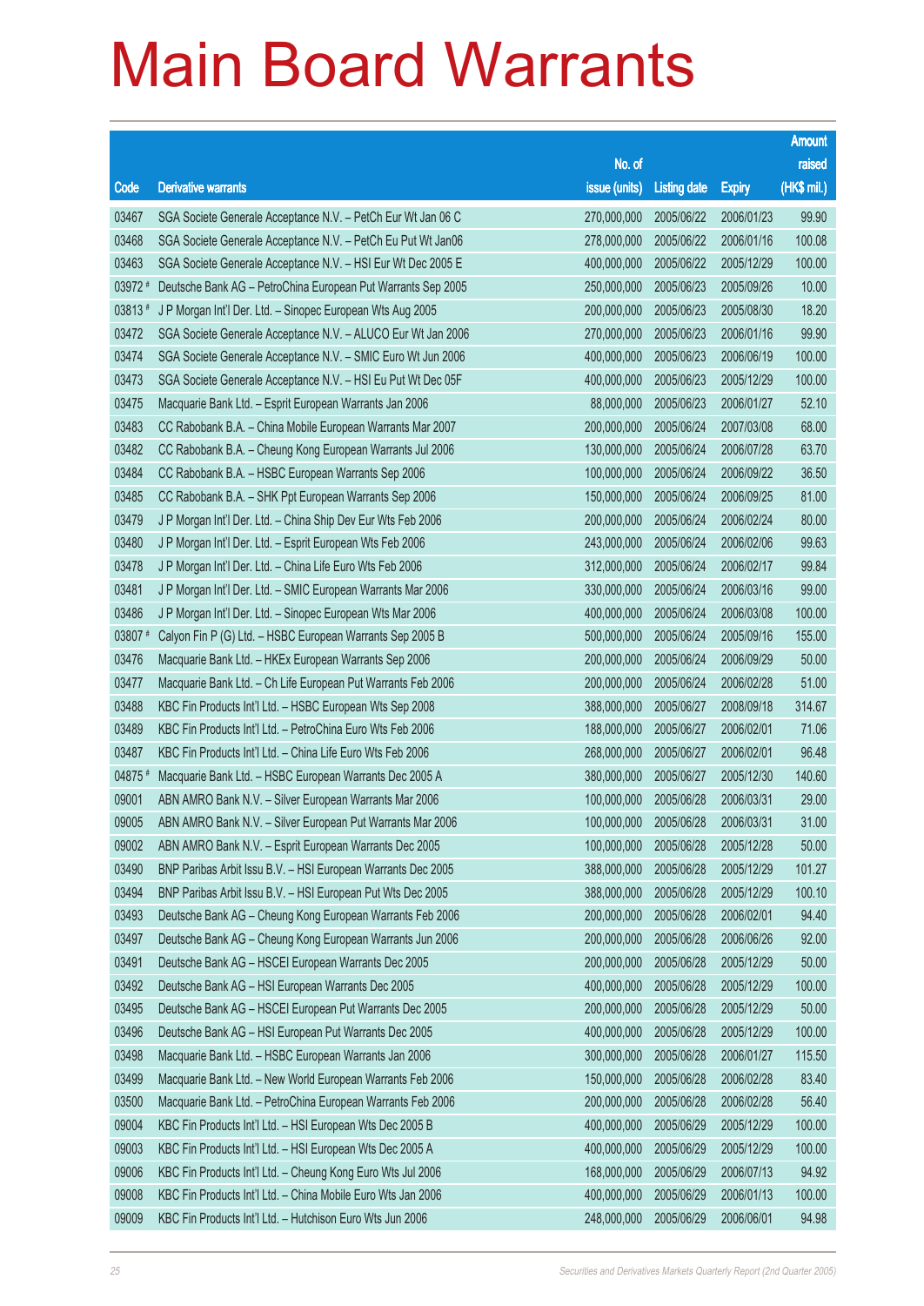# Main Board Warrants

| Code | Derivative warrants | No. of issue (units) | Listing date | Expiry | Amount raised (HK$ mil.) |
|---|---|---|---|---|---|
| 03467 | SGA Societe Generale Acceptance N.V. – PetCh Eur Wt Jan 06 C | 270,000,000 | 2005/06/22 | 2006/01/23 | 99.90 |
| 03468 | SGA Societe Generale Acceptance N.V. – PetCh Eu Put Wt Jan06 | 278,000,000 | 2005/06/22 | 2006/01/16 | 100.08 |
| 03463 | SGA Societe Generale Acceptance N.V. – HSI Eur Wt Dec 2005 E | 400,000,000 | 2005/06/22 | 2005/12/29 | 100.00 |
| 03972 # | Deutsche Bank AG – PetroChina European Put Warrants Sep 2005 | 250,000,000 | 2005/06/23 | 2005/09/26 | 10.00 |
| 03813 # | J P Morgan Int'l Der. Ltd. – Sinopec European Wts Aug 2005 | 200,000,000 | 2005/06/23 | 2005/08/30 | 18.20 |
| 03472 | SGA Societe Generale Acceptance N.V. – ALUCO Eur Wt Jan 2006 | 270,000,000 | 2005/06/23 | 2006/01/16 | 99.90 |
| 03474 | SGA Societe Generale Acceptance N.V. – SMIC Euro Wt Jun 2006 | 400,000,000 | 2005/06/23 | 2006/06/19 | 100.00 |
| 03473 | SGA Societe Generale Acceptance N.V. – HSI Eu Put Wt Dec 05F | 400,000,000 | 2005/06/23 | 2005/12/29 | 100.00 |
| 03475 | Macquarie Bank Ltd. – Esprit European Warrants Jan 2006 | 88,000,000 | 2005/06/23 | 2006/01/27 | 52.10 |
| 03483 | CC Rabobank B.A. – China Mobile European Warrants Mar 2007 | 200,000,000 | 2005/06/24 | 2007/03/08 | 68.00 |
| 03482 | CC Rabobank B.A. – Cheung Kong European Warrants Jul 2006 | 130,000,000 | 2005/06/24 | 2006/07/28 | 63.70 |
| 03484 | CC Rabobank B.A. – HSBC European Warrants Sep 2006 | 100,000,000 | 2005/06/24 | 2006/09/22 | 36.50 |
| 03485 | CC Rabobank B.A. – SHK Ppt European Warrants Sep 2006 | 150,000,000 | 2005/06/24 | 2006/09/25 | 81.00 |
| 03479 | J P Morgan Int'l Der. Ltd. – China Ship Dev Eur Wts Feb 2006 | 200,000,000 | 2005/06/24 | 2006/02/24 | 80.00 |
| 03480 | J P Morgan Int'l Der. Ltd. – Esprit European Wts Feb 2006 | 243,000,000 | 2005/06/24 | 2006/02/06 | 99.63 |
| 03478 | J P Morgan Int'l Der. Ltd. – China Life Euro Wts Feb 2006 | 312,000,000 | 2005/06/24 | 2006/02/17 | 99.84 |
| 03481 | J P Morgan Int'l Der. Ltd. – SMIC European Warrants Mar 2006 | 330,000,000 | 2005/06/24 | 2006/03/16 | 99.00 |
| 03486 | J P Morgan Int'l Der. Ltd. – Sinopec European Wts Mar 2006 | 400,000,000 | 2005/06/24 | 2006/03/08 | 100.00 |
| 03807 # | Calyon Fin P (G) Ltd. – HSBC European Warrants Sep 2005 B | 500,000,000 | 2005/06/24 | 2005/09/16 | 155.00 |
| 03476 | Macquarie Bank Ltd. – HKEx European Warrants Sep 2006 | 200,000,000 | 2005/06/24 | 2006/09/29 | 50.00 |
| 03477 | Macquarie Bank Ltd. – Ch Life European Put Warrants Feb 2006 | 200,000,000 | 2005/06/24 | 2006/02/28 | 51.00 |
| 03488 | KBC Fin Products Int'l Ltd. – HSBC European Wts Sep 2008 | 388,000,000 | 2005/06/27 | 2008/09/18 | 314.67 |
| 03489 | KBC Fin Products Int'l Ltd. – PetroChina Euro Wts Feb 2006 | 188,000,000 | 2005/06/27 | 2006/02/01 | 71.06 |
| 03487 | KBC Fin Products Int'l Ltd. – China Life Euro Wts Feb 2006 | 268,000,000 | 2005/06/27 | 2006/02/01 | 96.48 |
| 04875 # | Macquarie Bank Ltd. – HSBC European Warrants Dec 2005 A | 380,000,000 | 2005/06/27 | 2005/12/30 | 140.60 |
| 09001 | ABN AMRO Bank N.V. – Silver European Warrants Mar 2006 | 100,000,000 | 2005/06/28 | 2006/03/31 | 29.00 |
| 09005 | ABN AMRO Bank N.V. – Silver European Put Warrants Mar 2006 | 100,000,000 | 2005/06/28 | 2006/03/31 | 31.00 |
| 09002 | ABN AMRO Bank N.V. – Esprit European Warrants Dec 2005 | 100,000,000 | 2005/06/28 | 2005/12/28 | 50.00 |
| 03490 | BNP Paribas Arbit Issu B.V. – HSI European Warrants Dec 2005 | 388,000,000 | 2005/06/28 | 2005/12/29 | 101.27 |
| 03494 | BNP Paribas Arbit Issu B.V. – HSI European Put Wts Dec 2005 | 388,000,000 | 2005/06/28 | 2005/12/29 | 100.10 |
| 03493 | Deutsche Bank AG – Cheung Kong European Warrants Feb 2006 | 200,000,000 | 2005/06/28 | 2006/02/01 | 94.40 |
| 03497 | Deutsche Bank AG – Cheung Kong European Warrants Jun 2006 | 200,000,000 | 2005/06/28 | 2006/06/26 | 92.00 |
| 03491 | Deutsche Bank AG – HSCEI European Warrants Dec 2005 | 200,000,000 | 2005/06/28 | 2005/12/29 | 50.00 |
| 03492 | Deutsche Bank AG – HSI European Warrants Dec 2005 | 400,000,000 | 2005/06/28 | 2005/12/29 | 100.00 |
| 03495 | Deutsche Bank AG – HSCEI European Put Warrants Dec 2005 | 200,000,000 | 2005/06/28 | 2005/12/29 | 50.00 |
| 03496 | Deutsche Bank AG – HSI European Put Warrants Dec 2005 | 400,000,000 | 2005/06/28 | 2005/12/29 | 100.00 |
| 03498 | Macquarie Bank Ltd. – HSBC European Warrants Jan 2006 | 300,000,000 | 2005/06/28 | 2006/01/27 | 115.50 |
| 03499 | Macquarie Bank Ltd. – New World European Warrants Feb 2006 | 150,000,000 | 2005/06/28 | 2006/02/28 | 83.40 |
| 03500 | Macquarie Bank Ltd. – PetroChina European Warrants Feb 2006 | 200,000,000 | 2005/06/28 | 2006/02/28 | 56.40 |
| 09004 | KBC Fin Products Int'l Ltd. – HSI European Wts Dec 2005 B | 400,000,000 | 2005/06/29 | 2005/12/29 | 100.00 |
| 09003 | KBC Fin Products Int'l Ltd. – HSI European Wts Dec 2005 A | 400,000,000 | 2005/06/29 | 2005/12/29 | 100.00 |
| 09006 | KBC Fin Products Int'l Ltd. – Cheung Kong Euro Wts Jul 2006 | 168,000,000 | 2005/06/29 | 2006/07/13 | 94.92 |
| 09008 | KBC Fin Products Int'l Ltd. – China Mobile Euro Wts Jan 2006 | 400,000,000 | 2005/06/29 | 2006/01/13 | 100.00 |
| 09009 | KBC Fin Products Int'l Ltd. – Hutchison Euro Wts Jun 2006 | 248,000,000 | 2005/06/29 | 2006/06/01 | 94.98 |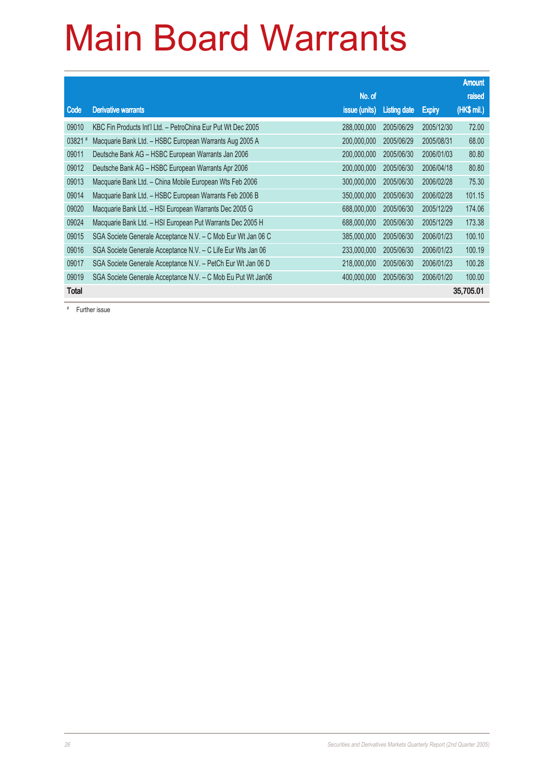# Main Board Warrants

| Code | Derivative warrants | No. of issue (units) | Listing date | Expiry | Amount raised (HK$ mil.) |
|---|---|---|---|---|---|
| 09010 | KBC Fin Products Int'l Ltd. – PetroChina Eur Put Wt Dec 2005 | 288,000,000 | 2005/06/29 | 2005/12/30 | 72.00 |
| 03821 # | Macquarie Bank Ltd. – HSBC European Warrants Aug 2005 A | 200,000,000 | 2005/06/29 | 2005/08/31 | 68.00 |
| 09011 | Deutsche Bank AG – HSBC European Warrants Jan 2006 | 200,000,000 | 2005/06/30 | 2006/01/03 | 80.80 |
| 09012 | Deutsche Bank AG – HSBC European Warrants Apr 2006 | 200,000,000 | 2005/06/30 | 2006/04/18 | 80.80 |
| 09013 | Macquarie Bank Ltd. – China Mobile European Wts Feb 2006 | 300,000,000 | 2005/06/30 | 2006/02/28 | 75.30 |
| 09014 | Macquarie Bank Ltd. – HSBC European Warrants Feb 2006 B | 350,000,000 | 2005/06/30 | 2006/02/28 | 101.15 |
| 09020 | Macquarie Bank Ltd. – HSI European Warrants Dec 2005 G | 688,000,000 | 2005/06/30 | 2005/12/29 | 174.06 |
| 09024 | Macquarie Bank Ltd. – HSI European Put Warrants Dec 2005 H | 688,000,000 | 2005/06/30 | 2005/12/29 | 173.38 |
| 09015 | SGA Societe Generale Acceptance N.V. – C Mob Eur Wt Jan 06 C | 385,000,000 | 2005/06/30 | 2006/01/23 | 100.10 |
| 09016 | SGA Societe Generale Acceptance N.V. – C Life Eur Wts Jan 06 | 233,000,000 | 2005/06/30 | 2006/01/23 | 100.19 |
| 09017 | SGA Societe Generale Acceptance N.V. – PetCh Eur Wt Jan 06 D | 218,000,000 | 2005/06/30 | 2006/01/23 | 100.28 |
| 09019 | SGA Societe Generale Acceptance N.V. – C Mob Eu Put Wt Jan06 | 400,000,000 | 2005/06/30 | 2006/01/20 | 100.00 |
| **Total** | | | | | **35,705.01** |

# Further issue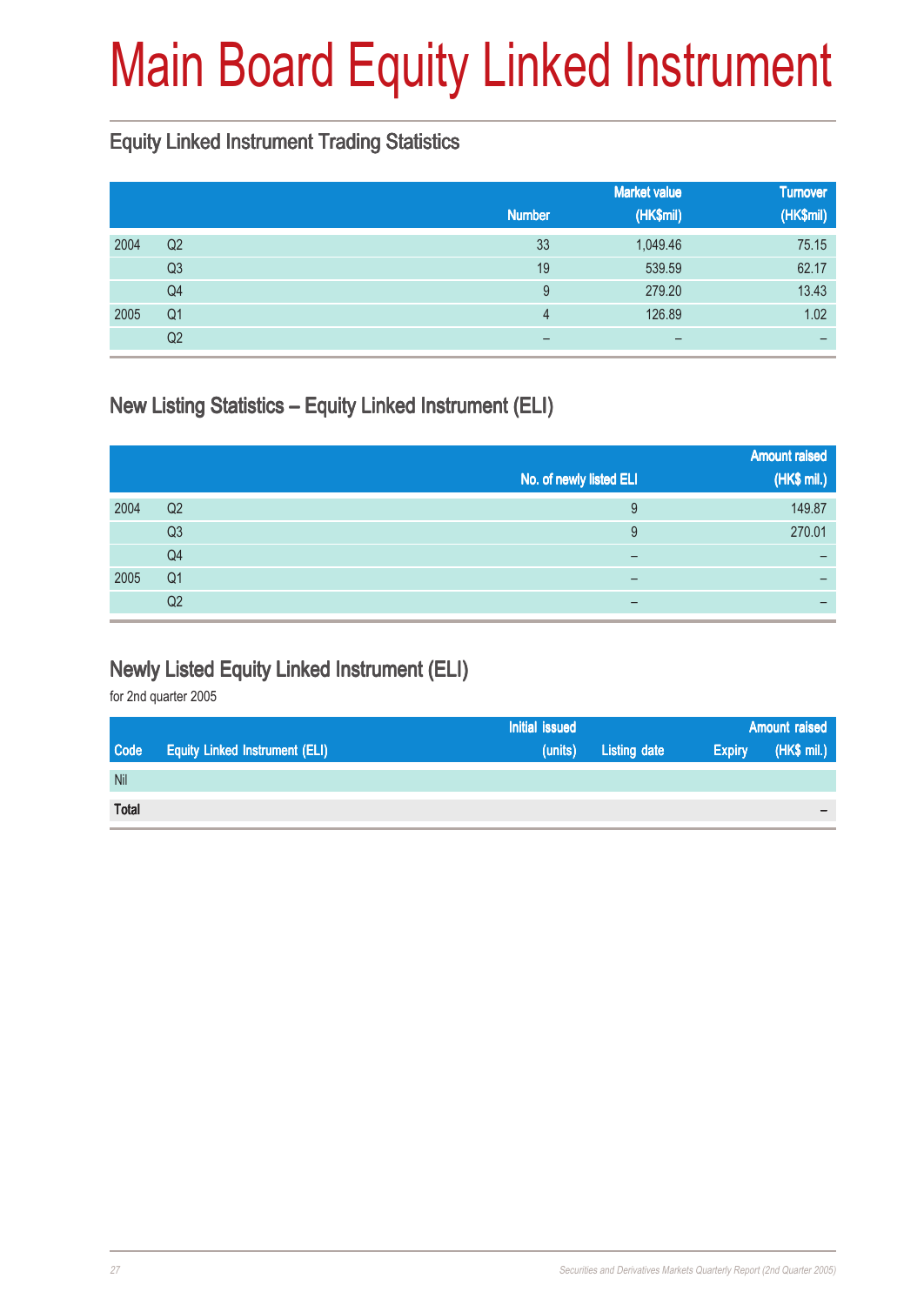# Main Board Equity Linked Instrument

## Equity Linked Instrument Trading Statistics

| | | Number | Market value (HK$mil) | Turnover (HK$mil) |
|---|---|---|---|---|
| 2004 | Q2 | 33 | 1,049.46 | 75.15 |
| | Q3 | 19 | 539.59 | 62.17 |
| | Q4 | 9 | 279.20 | 13.43 |
| 2005 | Q1 | 4 | 126.89 | 1.02 |
| | Q2 | – | – | – |

## New Listing Statistics – Equity Linked Instrument (ELI)

| | | No. of newly listed ELI | Amount raised (HK$ mil.) |
|---|---|---|---|
| 2004 | Q2 | 9 | 149.87 |
| | Q3 | 9 | 270.01 |
| | Q4 | – | – |
| 2005 | Q1 | – | – |
| | Q2 | – | – |

## Newly Listed Equity Linked Instrument (ELI)

for 2nd quarter 2005

| Code | Equity Linked Instrument (ELI) | Initial issued (units) | Listing date | Expiry | Amount raised (HK$ mil.) |
|---|---|---|---|---|---|
| Nil | | | | | |
| **Total** | | | | | – |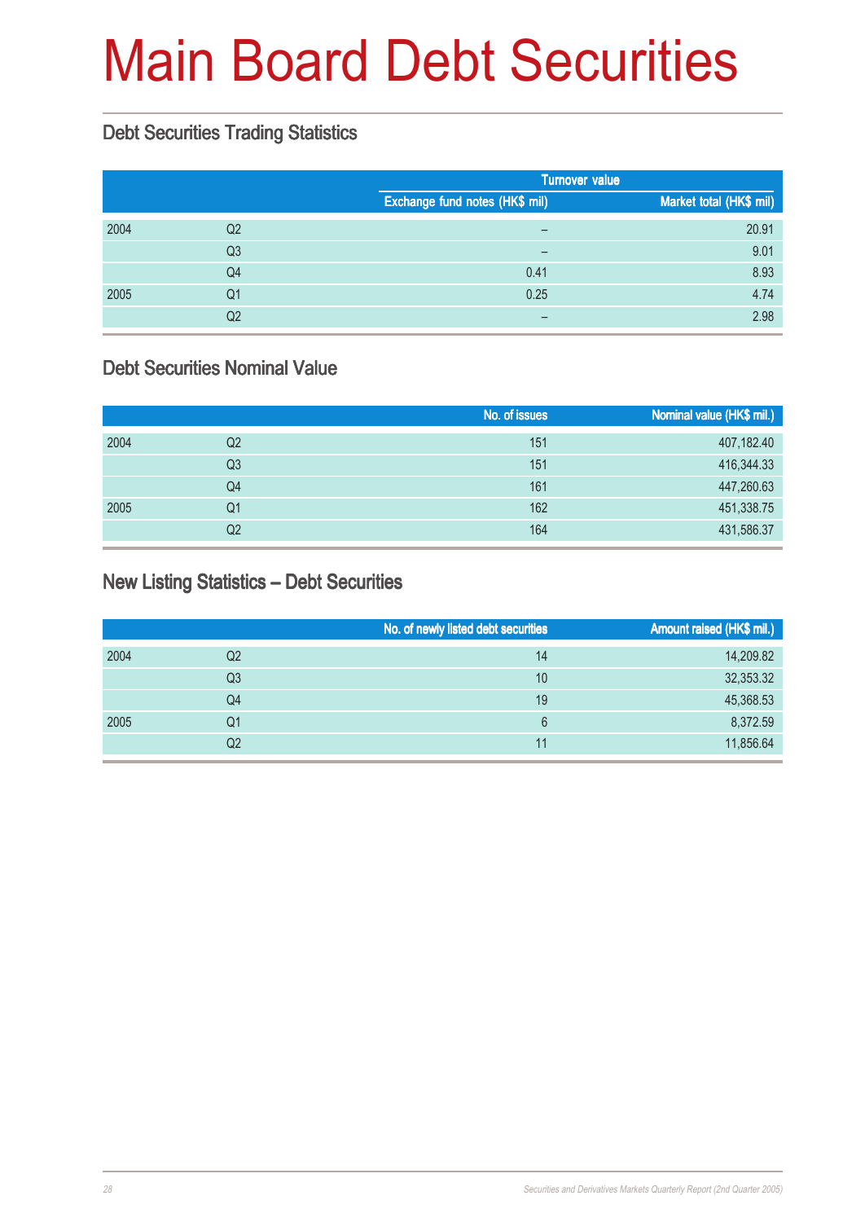# Main Board Debt Securities

## Debt Securities Trading Statistics

| | | Turnover value | |
|---|---|---|---|
| | | Exchange fund notes (HK$ mil) | Market total (HK$ mil) |
| 2004 | Q2 | – | 20.91 |
| | Q3 | – | 9.01 |
| | Q4 | 0.41 | 8.93 |
| 2005 | Q1 | 0.25 | 4.74 |
| | Q2 | – | 2.98 |

## Debt Securities Nominal Value

| | | No. of issues | Nominal value (HK$ mil.) |
|---|---|---|---|
| 2004 | Q2 | 151 | 407,182.40 |
| | Q3 | 151 | 416,344.33 |
| | Q4 | 161 | 447,260.63 |
| 2005 | Q1 | 162 | 451,338.75 |
| | Q2 | 164 | 431,586.37 |

## New Listing Statistics – Debt Securities

| | | No. of newly listed debt securities | Amount raised (HK$ mil.) |
|---|---|---|---|
| 2004 | Q2 | 14 | 14,209.82 |
| | Q3 | 10 | 32,353.32 |
| | Q4 | 19 | 45,368.53 |
| 2005 | Q1 | 6 | 8,372.59 |
| | Q2 | 11 | 11,856.64 |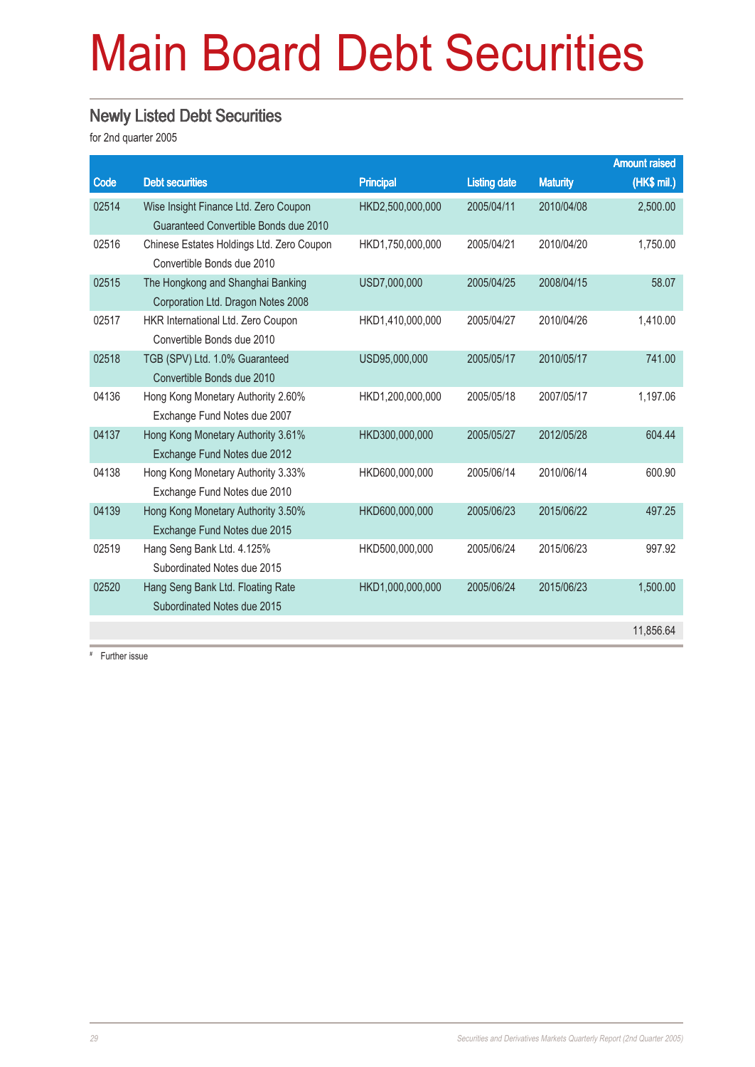# Main Board Debt Securities

## Newly Listed Debt Securities

for 2nd quarter 2005

| Code | Debt securities | Principal | Listing date | Maturity | Amount raised (HK$ mil.) |
|---|---|---|---|---|---|
| 02514 | Wise Insight Finance Ltd. Zero Coupon Guaranteed Convertible Bonds due 2010 | HKD2,500,000,000 | 2005/04/11 | 2010/04/08 | 2,500.00 |
| 02516 | Chinese Estates Holdings Ltd. Zero Coupon Convertible Bonds due 2010 | HKD1,750,000,000 | 2005/04/21 | 2010/04/20 | 1,750.00 |
| 02515 | The Hongkong and Shanghai Banking Corporation Ltd. Dragon Notes 2008 | USD7,000,000 | 2005/04/25 | 2008/04/15 | 58.07 |
| 02517 | HKR International Ltd. Zero Coupon Convertible Bonds due 2010 | HKD1,410,000,000 | 2005/04/27 | 2010/04/26 | 1,410.00 |
| 02518 | TGB (SPV) Ltd. 1.0% Guaranteed Convertible Bonds due 2010 | USD95,000,000 | 2005/05/17 | 2010/05/17 | 741.00 |
| 04136 | Hong Kong Monetary Authority 2.60% Exchange Fund Notes due 2007 | HKD1,200,000,000 | 2005/05/18 | 2007/05/17 | 1,197.06 |
| 04137 | Hong Kong Monetary Authority 3.61% Exchange Fund Notes due 2012 | HKD300,000,000 | 2005/05/27 | 2012/05/28 | 604.44 |
| 04138 | Hong Kong Monetary Authority 3.33% Exchange Fund Notes due 2010 | HKD600,000,000 | 2005/06/14 | 2010/06/14 | 600.90 |
| 04139 | Hong Kong Monetary Authority 3.50% Exchange Fund Notes due 2015 | HKD600,000,000 | 2005/06/23 | 2015/06/22 | 497.25 |
| 02519 | Hang Seng Bank Ltd. 4.125% Subordinated Notes due 2015 | HKD500,000,000 | 2005/06/24 | 2015/06/23 | 997.92 |
| 02520 | Hang Seng Bank Ltd. Floating Rate Subordinated Notes due 2015 | HKD1,000,000,000 | 2005/06/24 | 2015/06/23 | 1,500.00 |
| | | | | | 11,856.64 |

# Further issue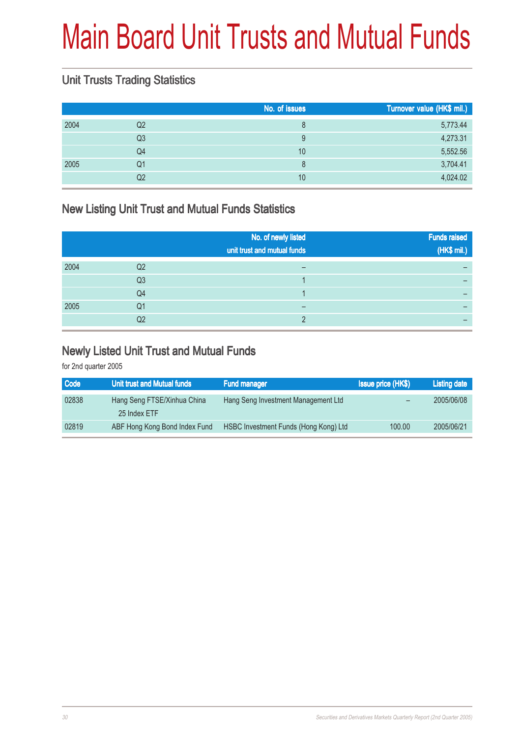# Main Board Unit Trusts and Mutual Funds

## Unit Trusts Trading Statistics

| | | No. of issues | Turnover value (HK$ mil.) |
|---|---|---|---|
| 2004 | Q2 | 8 | 5,773.44 |
| | Q3 | 9 | 4,273.31 |
| | Q4 | 10 | 5,552.56 |
| 2005 | Q1 | 8 | 3,704.41 |
| | Q2 | 10 | 4,024.02 |

## New Listing Unit Trust and Mutual Funds Statistics

| | | No. of newly listed unit trust and mutual funds | Funds raised (HK$ mil.) |
|---|---|---|---|
| 2004 | Q2 | – | – |
| | Q3 | 1 | – |
| | Q4 | 1 | – |
| 2005 | Q1 | – | – |
| | Q2 | 2 | – |

## Newly Listed Unit Trust and Mutual Funds

for 2nd quarter 2005

| Code | Unit trust and Mutual funds | Fund manager | Issue price (HK$) | Listing date |
|---|---|---|---|---|
| 02838 | Hang Seng FTSE/Xinhua China 25 Index ETF | Hang Seng Investment Management Ltd | – | 2005/06/08 |
| 02819 | ABF Hong Kong Bond Index Fund | HSBC Investment Funds (Hong Kong) Ltd | 100.00 | 2005/06/21 |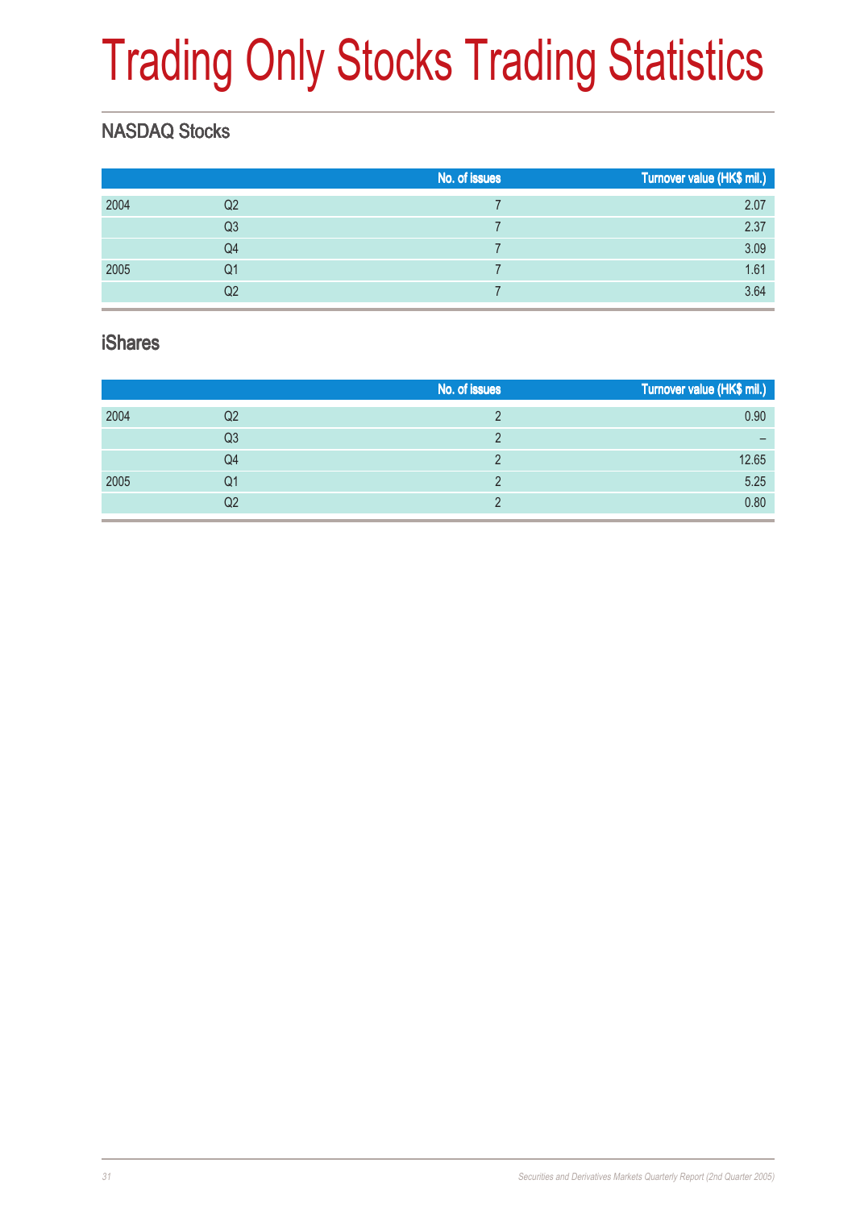# Trading Only Stocks Trading Statistics

## NASDAQ Stocks

| | | No. of issues | Turnover value (HK$ mil.) |
|---|---|---|---|
| 2004 | Q2 | 7 | 2.07 |
| | Q3 | 7 | 2.37 |
| | Q4 | 7 | 3.09 |
| 2005 | Q1 | 7 | 1.61 |
| | Q2 | 7 | 3.64 |

## iShares

| | | No. of issues | Turnover value (HK$ mil.) |
|---|---|---|---|
| 2004 | Q2 | 2 | 0.90 |
| | Q3 | 2 | – |
| | Q4 | 2 | 12.65 |
| 2005 | Q1 | 2 | 5.25 |
| | Q2 | 2 | 0.80 |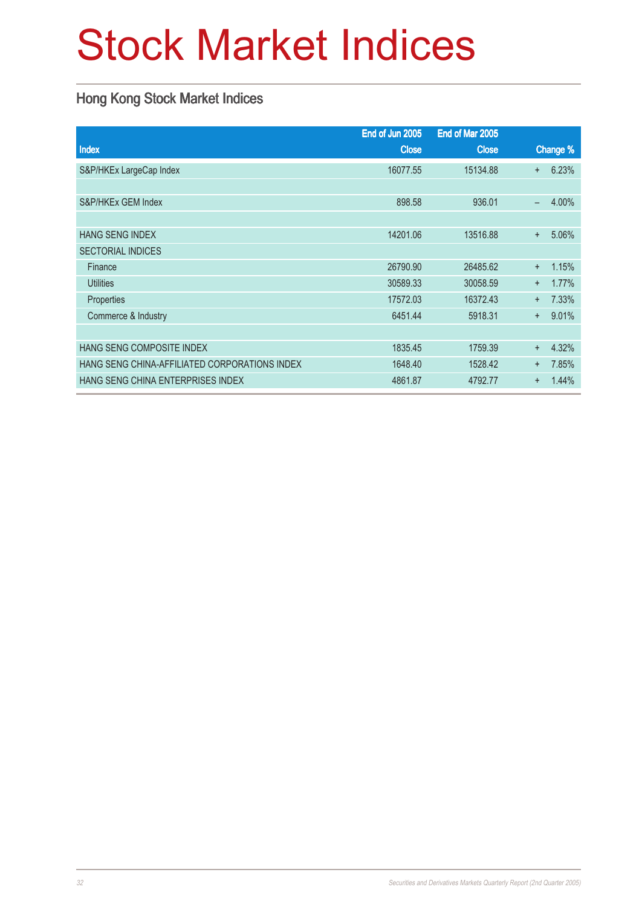# Stock Market Indices

## Hong Kong Stock Market Indices

| Index | End of Jun 2005 Close | End of Mar 2005 Close | Change % |
|---|---|---|---|
| S&P/HKEx LargeCap Index | 16077.55 | 15134.88 | + 6.23% |
| | | | |
| S&P/HKEx GEM Index | 898.58 | 936.01 | – 4.00% |
| | | | |
| HANG SENG INDEX | 14201.06 | 13516.88 | + 5.06% |
| SECTORIAL INDICES | | | |
| Finance | 26790.90 | 26485.62 | + 1.15% |
| Utilities | 30589.33 | 30058.59 | + 1.77% |
| Properties | 17572.03 | 16372.43 | + 7.33% |
| Commerce & Industry | 6451.44 | 5918.31 | + 9.01% |
| | | | |
| HANG SENG COMPOSITE INDEX | 1835.45 | 1759.39 | + 4.32% |
| HANG SENG CHINA-AFFILIATED CORPORATIONS INDEX | 1648.40 | 1528.42 | + 7.85% |
| HANG SENG CHINA ENTERPRISES INDEX | 4861.87 | 4792.77 | + 1.44% |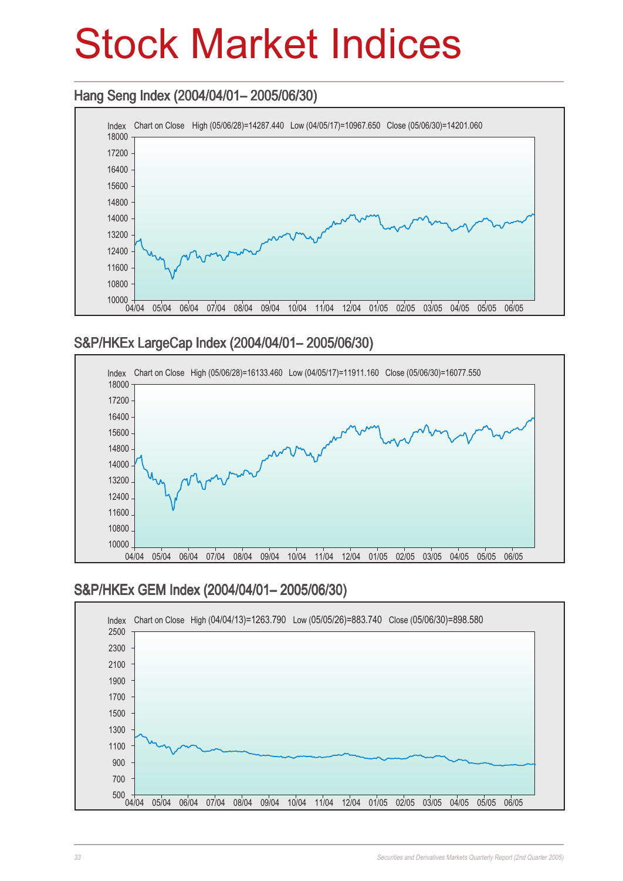# Stock Market Indices

## Hang Seng Index (2004/04/01– 2005/06/30)

Index Chart on Close High (05/06/28)=14287.440 Low (04/05/17)=10967.650 Close (05/06/30)=14201.060

## S&P/HKEx LargeCap Index (2004/04/01– 2005/06/30)

Index Chart on Close High (05/06/28)=16133.460 Low (04/05/17)=11911.160 Close (05/06/30)=16077.550

## S&P/HKEx GEM Index (2004/04/01– 2005/06/30)

Index Chart on Close High (04/04/13)=1263.790 Low (05/05/26)=883.740 Close (05/06/30)=898.580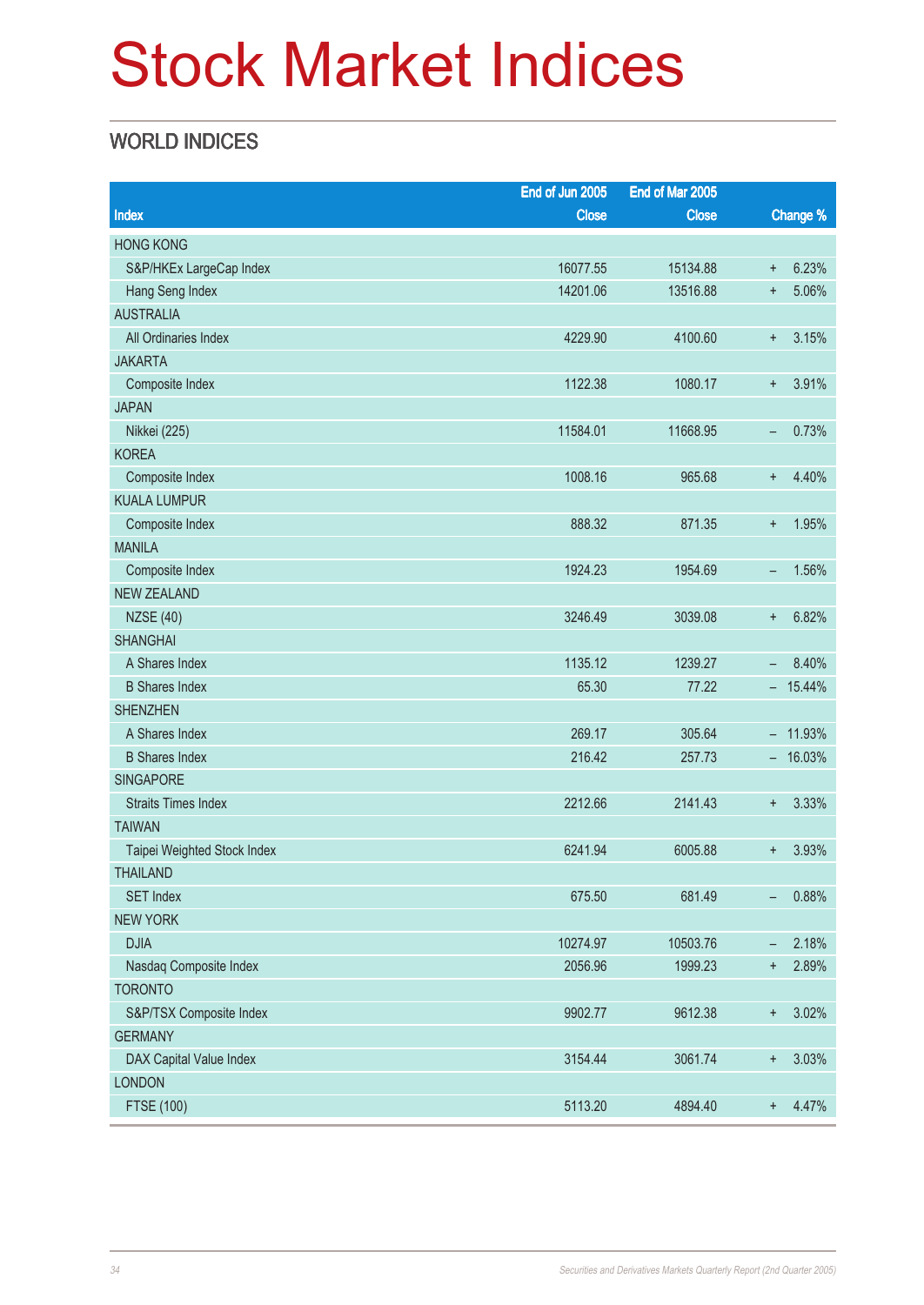# Stock Market Indices

## WORLD INDICES

| Index | End of Jun 2005 Close | End of Mar 2005 Close | Change % |
|---|---|---|---|
| HONG KONG | | | |
| S&P/HKEx LargeCap Index | 16077.55 | 15134.88 | + 6.23% |
| Hang Seng Index | 14201.06 | 13516.88 | + 5.06% |
| AUSTRALIA | | | |
| All Ordinaries Index | 4229.90 | 4100.60 | + 3.15% |
| JAKARTA | | | |
| Composite Index | 1122.38 | 1080.17 | + 3.91% |
| JAPAN | | | |
| Nikkei (225) | 11584.01 | 11668.95 | – 0.73% |
| KOREA | | | |
| Composite Index | 1008.16 | 965.68 | + 4.40% |
| KUALA LUMPUR | | | |
| Composite Index | 888.32 | 871.35 | + 1.95% |
| MANILA | | | |
| Composite Index | 1924.23 | 1954.69 | – 1.56% |
| NEW ZEALAND | | | |
| NZSE (40) | 3246.49 | 3039.08 | + 6.82% |
| SHANGHAI | | | |
| A Shares Index | 1135.12 | 1239.27 | – 8.40% |
| B Shares Index | 65.30 | 77.22 | – 15.44% |
| SHENZHEN | | | |
| A Shares Index | 269.17 | 305.64 | – 11.93% |
| B Shares Index | 216.42 | 257.73 | – 16.03% |
| SINGAPORE | | | |
| Straits Times Index | 2212.66 | 2141.43 | + 3.33% |
| TAIWAN | | | |
| Taipei Weighted Stock Index | 6241.94 | 6005.88 | + 3.93% |
| THAILAND | | | |
| SET Index | 675.50 | 681.49 | – 0.88% |
| NEW YORK | | | |
| DJIA | 10274.97 | 10503.76 | – 2.18% |
| Nasdaq Composite Index | 2056.96 | 1999.23 | + 2.89% |
| TORONTO | | | |
| S&P/TSX Composite Index | 9902.77 | 9612.38 | + 3.02% |
| GERMANY | | | |
| DAX Capital Value Index | 3154.44 | 3061.74 | + 3.03% |
| LONDON | | | |
| FTSE (100) | 5113.20 | 4894.40 | + 4.47% |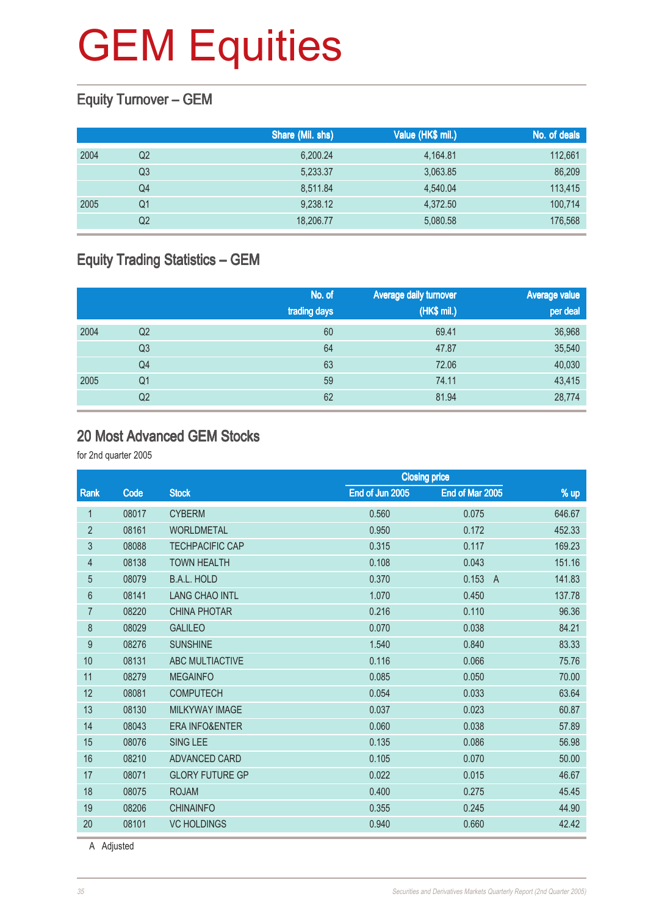# GEM Equities

## Equity Turnover – GEM

| | | Share (Mil. shs) | Value (HK$ mil.) | No. of deals |
|---|---|---|---|---|
| 2004 | Q2 | 6,200.24 | 4,164.81 | 112,661 |
| | Q3 | 5,233.37 | 3,063.85 | 86,209 |
| | Q4 | 8,511.84 | 4,540.04 | 113,415 |
| 2005 | Q1 | 9,238.12 | 4,372.50 | 100,714 |
| | Q2 | 18,206.77 | 5,080.58 | 176,568 |

## Equity Trading Statistics – GEM

| | | No. of trading days | Average daily turnover (HK$ mil.) | Average value per deal |
|---|---|---|---|---|
| 2004 | Q2 | 60 | 69.41 | 36,968 |
| | Q3 | 64 | 47.87 | 35,540 |
| | Q4 | 63 | 72.06 | 40,030 |
| 2005 | Q1 | 59 | 74.11 | 43,415 |
| | Q2 | 62 | 81.94 | 28,774 |

## 20 Most Advanced GEM Stocks

for 2nd quarter 2005

| | | | Closing price | | |
|---|---|---|---|---|---|
| Rank | Code | Stock | End of Jun 2005 | End of Mar 2005 | % up |
| 1 | 08017 | CYBERM | 0.560 | 0.075 | 646.67 |
| 2 | 08161 | WORLDMETAL | 0.950 | 0.172 | 452.33 |
| 3 | 08088 | TECHPACIFIC CAP | 0.315 | 0.117 | 169.23 |
| 4 | 08138 | TOWN HEALTH | 0.108 | 0.043 | 151.16 |
| 5 | 08079 | B.A.L. HOLD | 0.370 | 0.153 A | 141.83 |
| 6 | 08141 | LANG CHAO INTL | 1.070 | 0.450 | 137.78 |
| 7 | 08220 | CHINA PHOTAR | 0.216 | 0.110 | 96.36 |
| 8 | 08029 | GALILEO | 0.070 | 0.038 | 84.21 |
| 9 | 08276 | SUNSHINE | 1.540 | 0.840 | 83.33 |
| 10 | 08131 | ABC MULTIACTIVE | 0.116 | 0.066 | 75.76 |
| 11 | 08279 | MEGAINFO | 0.085 | 0.050 | 70.00 |
| 12 | 08081 | COMPUTECH | 0.054 | 0.033 | 63.64 |
| 13 | 08130 | MILKYWAY IMAGE | 0.037 | 0.023 | 60.87 |
| 14 | 08043 | ERA INFO&ENTER | 0.060 | 0.038 | 57.89 |
| 15 | 08076 | SING LEE | 0.135 | 0.086 | 56.98 |
| 16 | 08210 | ADVANCED CARD | 0.105 | 0.070 | 50.00 |
| 17 | 08071 | GLORY FUTURE GP | 0.022 | 0.015 | 46.67 |
| 18 | 08075 | ROJAM | 0.400 | 0.275 | 45.45 |
| 19 | 08206 | CHINAINFO | 0.355 | 0.245 | 44.90 |
| 20 | 08101 | VC HOLDINGS | 0.940 | 0.660 | 42.42 |

A Adjusted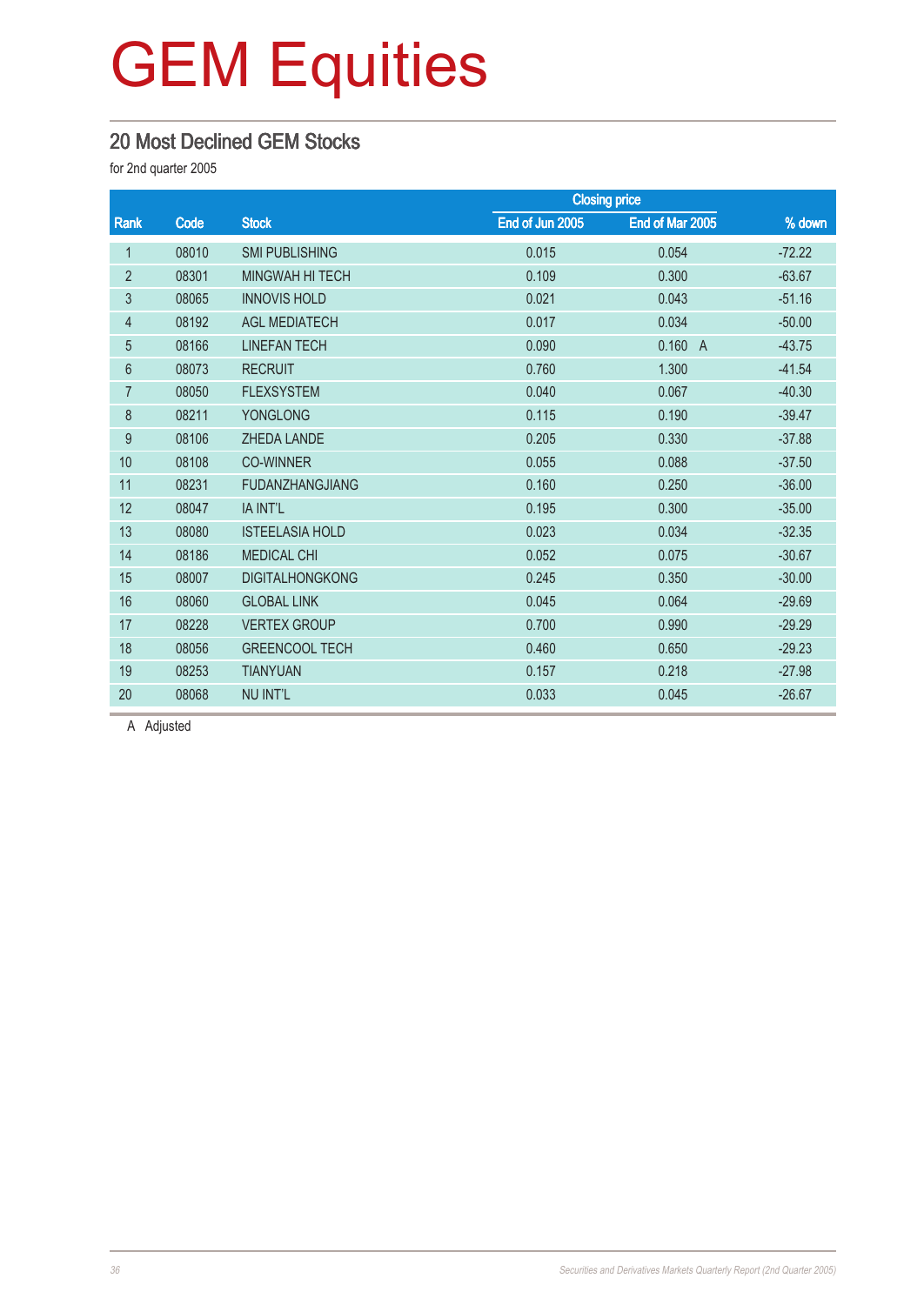# GEM Equities

## 20 Most Declined GEM Stocks

for 2nd quarter 2005

| Rank | Code | Stock | Closing price | | % down |
|---|---|---|---|---|---|
| | | | End of Jun 2005 | End of Mar 2005 | |
| 1 | 08010 | SMI PUBLISHING | 0.015 | 0.054 | -72.22 |
| 2 | 08301 | MINGWAH HI TECH | 0.109 | 0.300 | -63.67 |
| 3 | 08065 | INNOVIS HOLD | 0.021 | 0.043 | -51.16 |
| 4 | 08192 | AGL MEDIATECH | 0.017 | 0.034 | -50.00 |
| 5 | 08166 | LINEFAN TECH | 0.090 | 0.160 A | -43.75 |
| 6 | 08073 | RECRUIT | 0.760 | 1.300 | -41.54 |
| 7 | 08050 | FLEXSYSTEM | 0.040 | 0.067 | -40.30 |
| 8 | 08211 | YONGLONG | 0.115 | 0.190 | -39.47 |
| 9 | 08106 | ZHEDA LANDE | 0.205 | 0.330 | -37.88 |
| 10 | 08108 | CO-WINNER | 0.055 | 0.088 | -37.50 |
| 11 | 08231 | FUDANZHANGJIANG | 0.160 | 0.250 | -36.00 |
| 12 | 08047 | IA INT'L | 0.195 | 0.300 | -35.00 |
| 13 | 08080 | ISTEELASIA HOLD | 0.023 | 0.034 | -32.35 |
| 14 | 08186 | MEDICAL CHI | 0.052 | 0.075 | -30.67 |
| 15 | 08007 | DIGITALHONGKONG | 0.245 | 0.350 | -30.00 |
| 16 | 08060 | GLOBAL LINK | 0.045 | 0.064 | -29.69 |
| 17 | 08228 | VERTEX GROUP | 0.700 | 0.990 | -29.29 |
| 18 | 08056 | GREENCOOL TECH | 0.460 | 0.650 | -29.23 |
| 19 | 08253 | TIANYUAN | 0.157 | 0.218 | -27.98 |
| 20 | 08068 | NU INT'L | 0.033 | 0.045 | -26.67 |

A Adjusted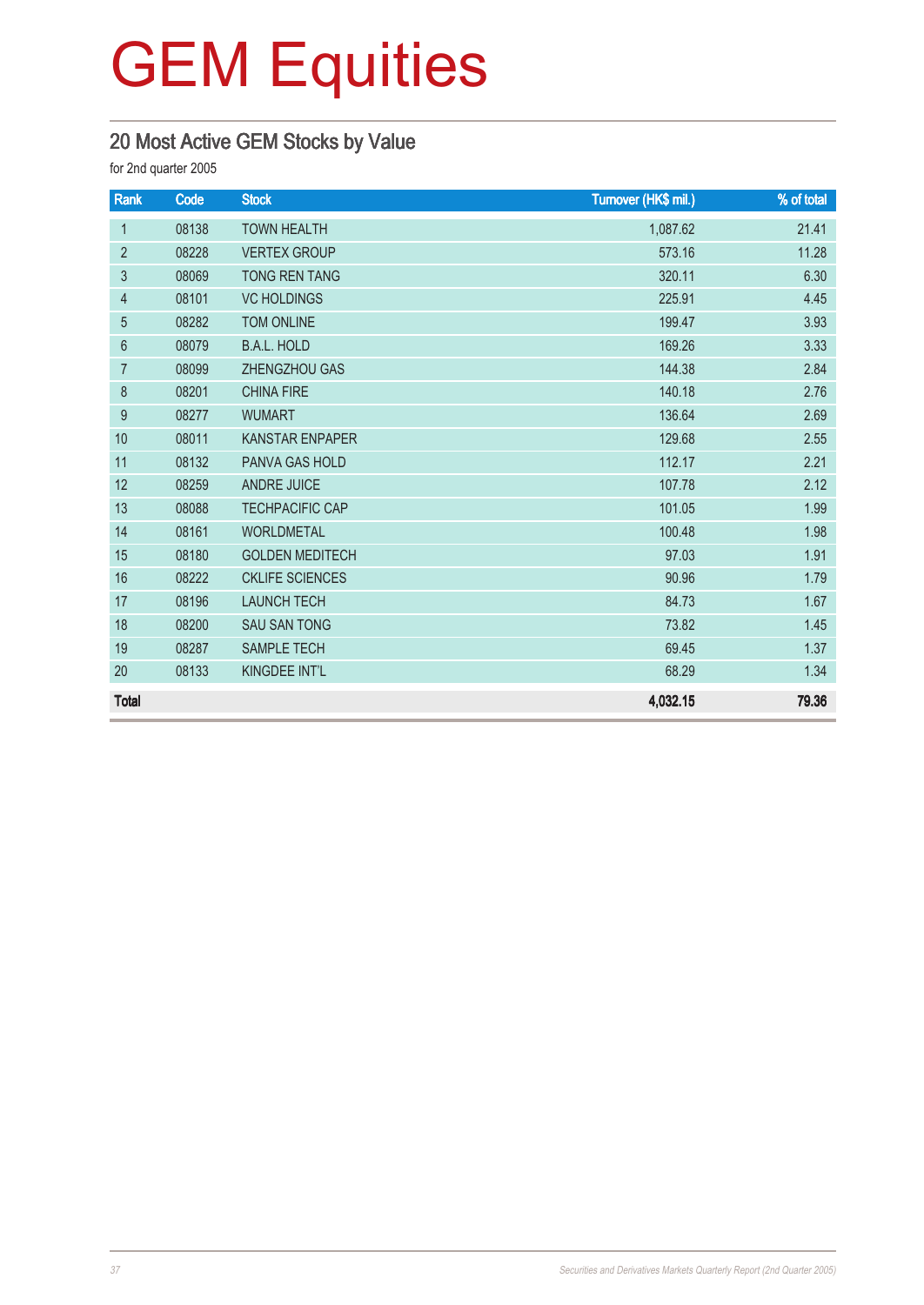# GEM Equities

## 20 Most Active GEM Stocks by Value

for 2nd quarter 2005

| Rank | Code | Stock | Turnover (HK$ mil.) | % of total |
|---|---|---|---|---|
| 1 | 08138 | TOWN HEALTH | 1,087.62 | 21.41 |
| 2 | 08228 | VERTEX GROUP | 573.16 | 11.28 |
| 3 | 08069 | TONG REN TANG | 320.11 | 6.30 |
| 4 | 08101 | VC HOLDINGS | 225.91 | 4.45 |
| 5 | 08282 | TOM ONLINE | 199.47 | 3.93 |
| 6 | 08079 | B.A.L. HOLD | 169.26 | 3.33 |
| 7 | 08099 | ZHENGZHOU GAS | 144.38 | 2.84 |
| 8 | 08201 | CHINA FIRE | 140.18 | 2.76 |
| 9 | 08277 | WUMART | 136.64 | 2.69 |
| 10 | 08011 | KANSTAR ENPAPER | 129.68 | 2.55 |
| 11 | 08132 | PANVA GAS HOLD | 112.17 | 2.21 |
| 12 | 08259 | ANDRE JUICE | 107.78 | 2.12 |
| 13 | 08088 | TECHPACIFIC CAP | 101.05 | 1.99 |
| 14 | 08161 | WORLDMETAL | 100.48 | 1.98 |
| 15 | 08180 | GOLDEN MEDITECH | 97.03 | 1.91 |
| 16 | 08222 | CKLIFE SCIENCES | 90.96 | 1.79 |
| 17 | 08196 | LAUNCH TECH | 84.73 | 1.67 |
| 18 | 08200 | SAU SAN TONG | 73.82 | 1.45 |
| 19 | 08287 | SAMPLE TECH | 69.45 | 1.37 |
| 20 | 08133 | KINGDEE INT'L | 68.29 | 1.34 |
| **Total** | | | **4,032.15** | **79.36** |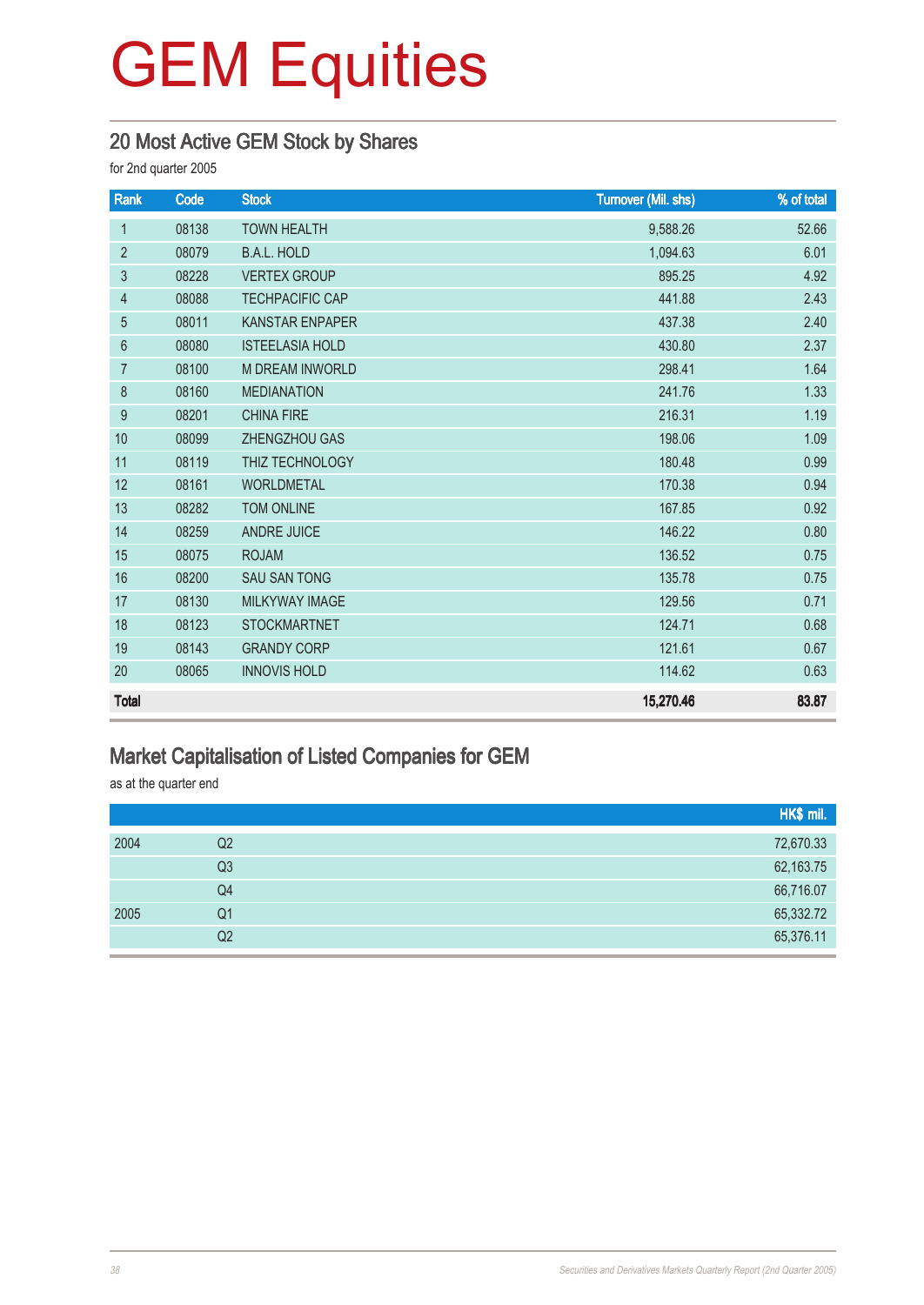# GEM Equities

## 20 Most Active GEM Stock by Shares

for 2nd quarter 2005

| Rank | Code | Stock | Turnover (Mil. shs) | % of total |
|---|---|---|---|---|
| 1 | 08138 | TOWN HEALTH | 9,588.26 | 52.66 |
| 2 | 08079 | B.A.L. HOLD | 1,094.63 | 6.01 |
| 3 | 08228 | VERTEX GROUP | 895.25 | 4.92 |
| 4 | 08088 | TECHPACIFIC CAP | 441.88 | 2.43 |
| 5 | 08011 | KANSTAR ENPAPER | 437.38 | 2.40 |
| 6 | 08080 | ISTEELASIA HOLD | 430.80 | 2.37 |
| 7 | 08100 | M DREAM INWORLD | 298.41 | 1.64 |
| 8 | 08160 | MEDIANATION | 241.76 | 1.33 |
| 9 | 08201 | CHINA FIRE | 216.31 | 1.19 |
| 10 | 08099 | ZHENGZHOU GAS | 198.06 | 1.09 |
| 11 | 08119 | THIZ TECHNOLOGY | 180.48 | 0.99 |
| 12 | 08161 | WORLDMETAL | 170.38 | 0.94 |
| 13 | 08282 | TOM ONLINE | 167.85 | 0.92 |
| 14 | 08259 | ANDRE JUICE | 146.22 | 0.80 |
| 15 | 08075 | ROJAM | 136.52 | 0.75 |
| 16 | 08200 | SAU SAN TONG | 135.78 | 0.75 |
| 17 | 08130 | MILKYWAY IMAGE | 129.56 | 0.71 |
| 18 | 08123 | STOCKMARTNET | 124.71 | 0.68 |
| 19 | 08143 | GRANDY CORP | 121.61 | 0.67 |
| 20 | 08065 | INNOVIS HOLD | 114.62 | 0.63 |
| **Total** | | | **15,270.46** | **83.87** |

## Market Capitalisation of Listed Companies for GEM

as at the quarter end

| | | HK$ mil. |
|---|---|---|
| 2004 | Q2 | 72,670.33 |
| | Q3 | 62,163.75 |
| | Q4 | 66,716.07 |
| 2005 | Q1 | 65,332.72 |
| | Q2 | 65,376.11 |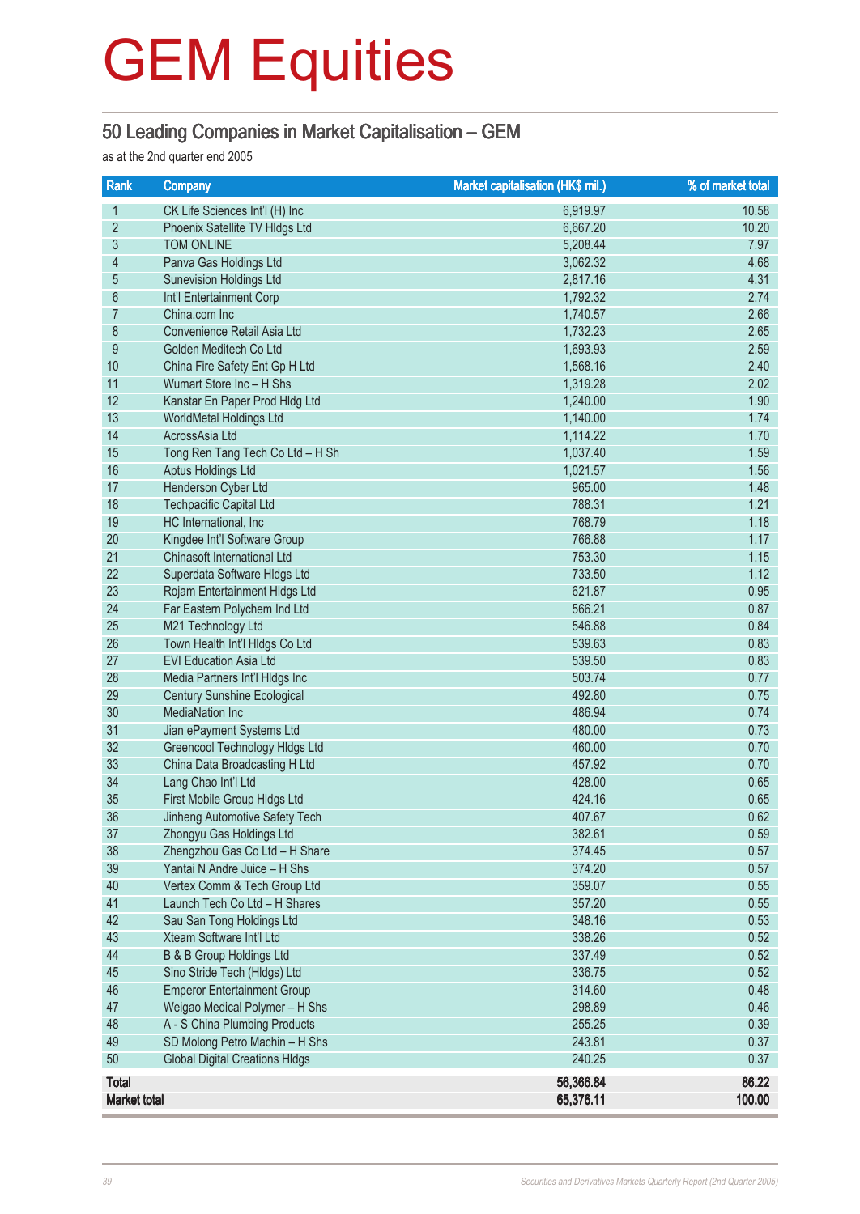# GEM Equities

## 50 Leading Companies in Market Capitalisation – GEM

as at the 2nd quarter end 2005

| Rank | Company | Market capitalisation (HK$ mil.) | % of market total |
|---|---|---|---|
| 1 | CK Life Sciences Int'l (H) Inc | 6,919.97 | 10.58 |
| 2 | Phoenix Satellite TV Hldgs Ltd | 6,667.20 | 10.20 |
| 3 | TOM ONLINE | 5,208.44 | 7.97 |
| 4 | Panva Gas Holdings Ltd | 3,062.32 | 4.68 |
| 5 | Sunevision Holdings Ltd | 2,817.16 | 4.31 |
| 6 | Int'l Entertainment Corp | 1,792.32 | 2.74 |
| 7 | China.com Inc | 1,740.57 | 2.66 |
| 8 | Convenience Retail Asia Ltd | 1,732.23 | 2.65 |
| 9 | Golden Meditech Co Ltd | 1,693.93 | 2.59 |
| 10 | China Fire Safety Ent Gp H Ltd | 1,568.16 | 2.40 |
| 11 | Wumart Store Inc – H Shs | 1,319.28 | 2.02 |
| 12 | Kanstar En Paper Prod Hldg Ltd | 1,240.00 | 1.90 |
| 13 | WorldMetal Holdings Ltd | 1,140.00 | 1.74 |
| 14 | AcrossAsia Ltd | 1,114.22 | 1.70 |
| 15 | Tong Ren Tang Tech Co Ltd – H Sh | 1,037.40 | 1.59 |
| 16 | Aptus Holdings Ltd | 1,021.57 | 1.56 |
| 17 | Henderson Cyber Ltd | 965.00 | 1.48 |
| 18 | Techpacific Capital Ltd | 788.31 | 1.21 |
| 19 | HC International, Inc | 768.79 | 1.18 |
| 20 | Kingdee Int'l Software Group | 766.88 | 1.17 |
| 21 | Chinasoft International Ltd | 753.30 | 1.15 |
| 22 | Superdata Software Hldgs Ltd | 733.50 | 1.12 |
| 23 | Rojam Entertainment Hldgs Ltd | 621.87 | 0.95 |
| 24 | Far Eastern Polychem Ind Ltd | 566.21 | 0.87 |
| 25 | M21 Technology Ltd | 546.88 | 0.84 |
| 26 | Town Health Int'l Hldgs Co Ltd | 539.63 | 0.83 |
| 27 | EVI Education Asia Ltd | 539.50 | 0.83 |
| 28 | Media Partners Int'l Hldgs Inc | 503.74 | 0.77 |
| 29 | Century Sunshine Ecological | 492.80 | 0.75 |
| 30 | MediaNation Inc | 486.94 | 0.74 |
| 31 | Jian ePayment Systems Ltd | 480.00 | 0.73 |
| 32 | Greencool Technology Hldgs Ltd | 460.00 | 0.70 |
| 33 | China Data Broadcasting H Ltd | 457.92 | 0.70 |
| 34 | Lang Chao Int'l Ltd | 428.00 | 0.65 |
| 35 | First Mobile Group Hldgs Ltd | 424.16 | 0.65 |
| 36 | Jinheng Automotive Safety Tech | 407.67 | 0.62 |
| 37 | Zhongyu Gas Holdings Ltd | 382.61 | 0.59 |
| 38 | Zhengzhou Gas Co Ltd – H Share | 374.45 | 0.57 |
| 39 | Yantai N Andre Juice – H Shs | 374.20 | 0.57 |
| 40 | Vertex Comm & Tech Group Ltd | 359.07 | 0.55 |
| 41 | Launch Tech Co Ltd – H Shares | 357.20 | 0.55 |
| 42 | Sau San Tong Holdings Ltd | 348.16 | 0.53 |
| 43 | Xteam Software Int'l Ltd | 338.26 | 0.52 |
| 44 | B & B Group Holdings Ltd | 337.49 | 0.52 |
| 45 | Sino Stride Tech (Hldgs) Ltd | 336.75 | 0.52 |
| 46 | Emperor Entertainment Group | 314.60 | 0.48 |
| 47 | Weigao Medical Polymer – H Shs | 298.89 | 0.46 |
| 48 | A - S China Plumbing Products | 255.25 | 0.39 |
| 49 | SD Molong Petro Machin – H Shs | 243.81 | 0.37 |
| 50 | Global Digital Creations Hldgs | 240.25 | 0.37 |
| **Total** | | **56,366.84** | **86.22** |
| **Market total** | | **65,376.11** | **100.00** |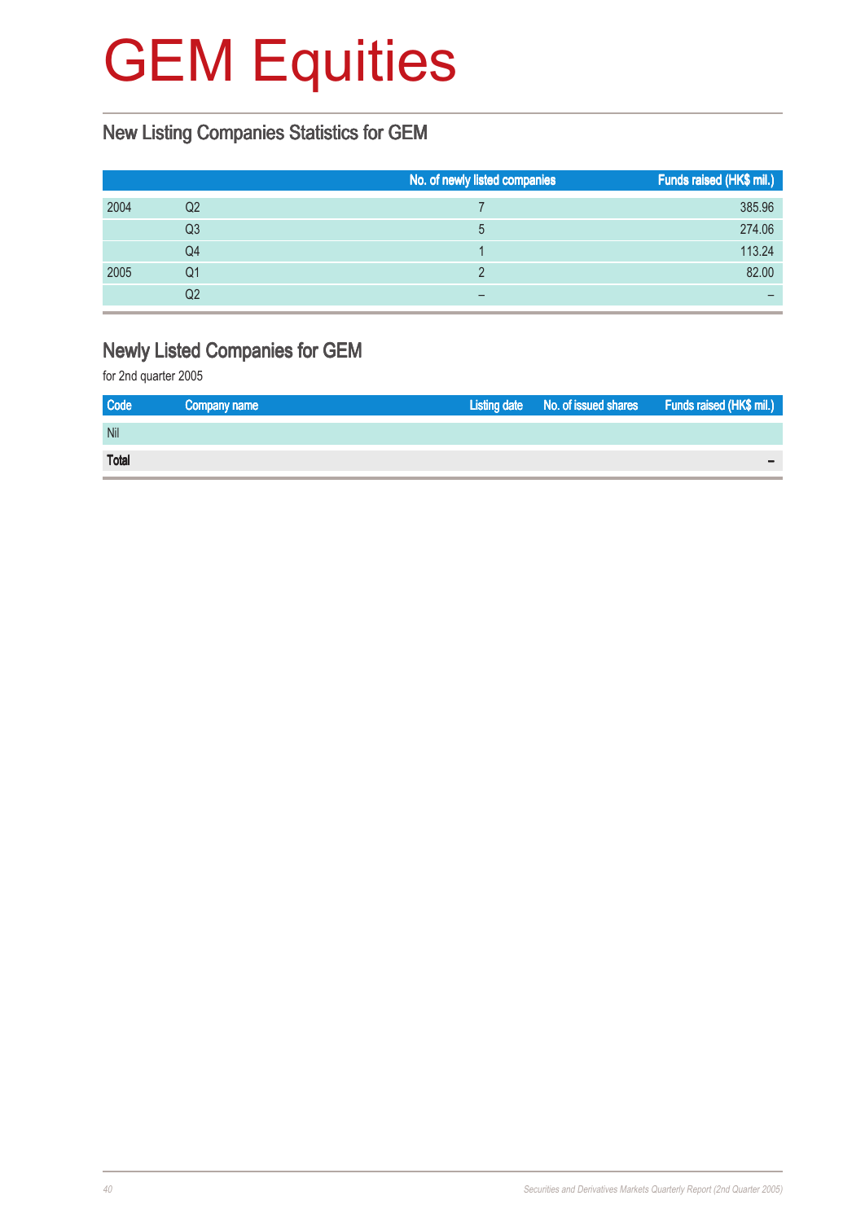# GEM Equities

## New Listing Companies Statistics for GEM

| | | No. of newly listed companies | Funds raised (HK$ mil.) |
|---|---|---|---|
| 2004 | Q2 | 7 | 385.96 |
| | Q3 | 5 | 274.06 |
| | Q4 | 1 | 113.24 |
| 2005 | Q1 | 2 | 82.00 |
| | Q2 | – | – |

## Newly Listed Companies for GEM

for 2nd quarter 2005

| Code | Company name | Listing date | No. of issued shares | Funds raised (HK$ mil.) |
|---|---|---|---|---|
| Nil | | | | |
| **Total** | | | | **–** |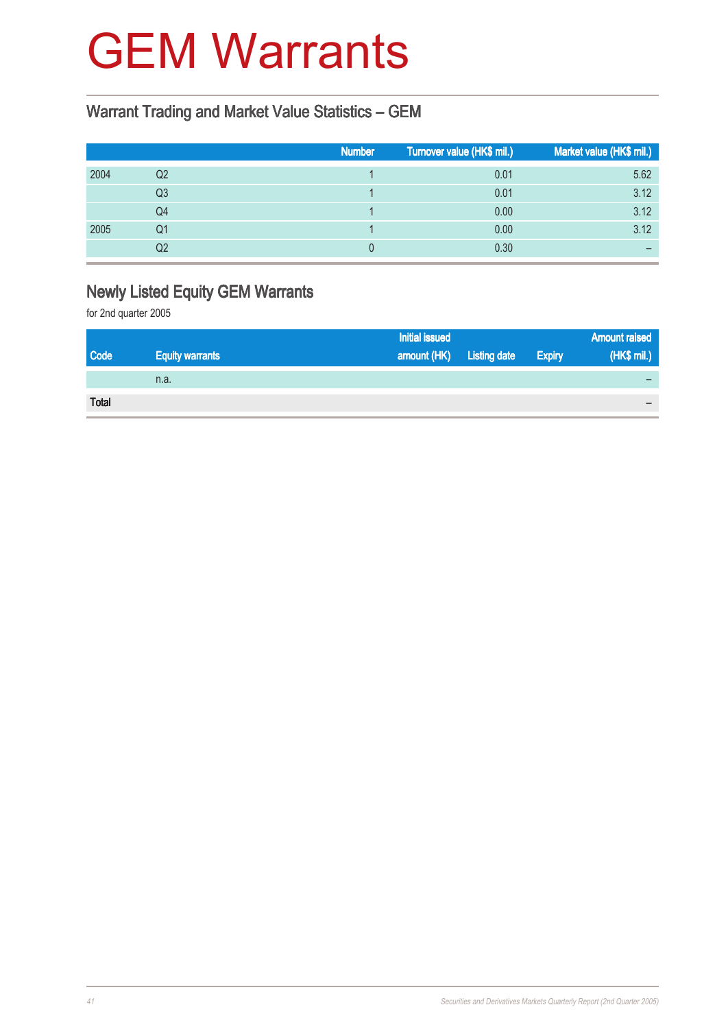# GEM Warrants

## Warrant Trading and Market Value Statistics – GEM

| | | Number | Turnover value (HK$ mil.) | Market value (HK$ mil.) |
|---|---|---|---|---|
| 2004 | Q2 | 1 | 0.01 | 5.62 |
| | Q3 | 1 | 0.01 | 3.12 |
| | Q4 | 1 | 0.00 | 3.12 |
| 2005 | Q1 | 1 | 0.00 | 3.12 |
| | Q2 | 0 | 0.30 | – |

## Newly Listed Equity GEM Warrants

for 2nd quarter 2005

| Code | Equity warrants | Initial issued amount (HK) | Listing date | Expiry | Amount raised (HK$ mil.) |
|---|---|---|---|---|---|
| | n.a. | | | | – |
| **Total** | | | | | – |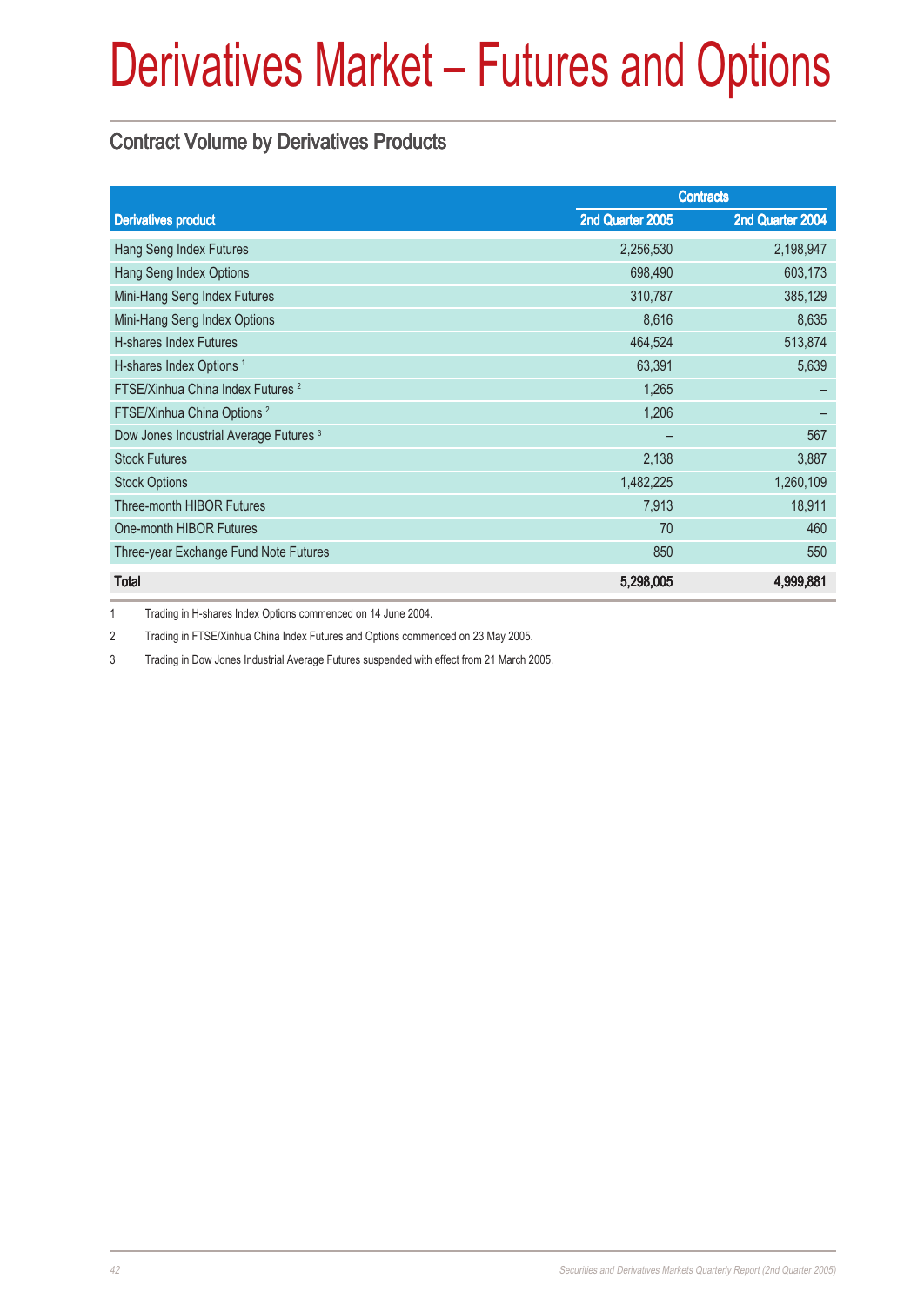# Derivatives Market – Futures and Options

## Contract Volume by Derivatives Products

| Derivatives product | Contracts | |
|---|---|---|
| | 2nd Quarter 2005 | 2nd Quarter 2004 |
| Hang Seng Index Futures | 2,256,530 | 2,198,947 |
| Hang Seng Index Options | 698,490 | 603,173 |
| Mini-Hang Seng Index Futures | 310,787 | 385,129 |
| Mini-Hang Seng Index Options | 8,616 | 8,635 |
| H-shares Index Futures | 464,524 | 513,874 |
| H-shares Index Options [1] | 63,391 | 5,639 |
| FTSE/Xinhua China Index Futures [2] | 1,265 | – |
| FTSE/Xinhua China Options [2] | 1,206 | – |
| Dow Jones Industrial Average Futures [3] | – | 567 |
| Stock Futures | 2,138 | 3,887 |
| Stock Options | 1,482,225 | 1,260,109 |
| Three-month HIBOR Futures | 7,913 | 18,911 |
| One-month HIBOR Futures | 70 | 460 |
| Three-year Exchange Fund Note Futures | 850 | 550 |
| **Total** | **5,298,005** | **4,999,881** |

1 Trading in H-shares Index Options commenced on 14 June 2004.

2 Trading in FTSE/Xinhua China Index Futures and Options commenced on 23 May 2005.

3 Trading in Dow Jones Industrial Average Futures suspended with effect from 21 March 2005.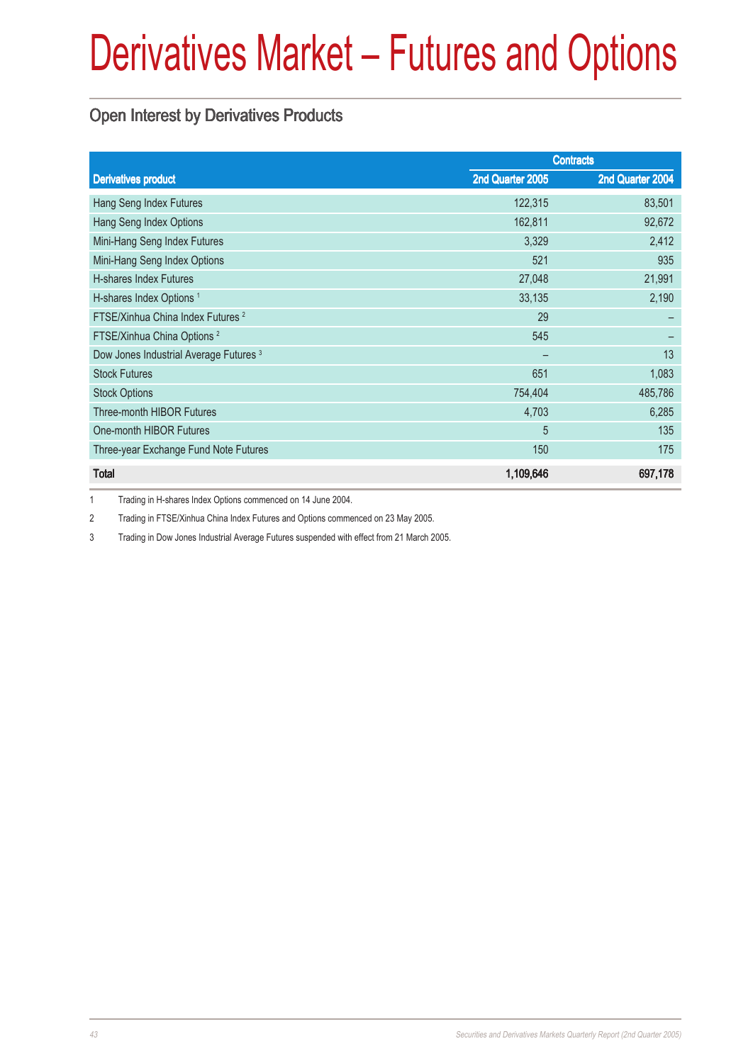# Derivatives Market – Futures and Options

## Open Interest by Derivatives Products

| Derivatives product | Contracts | |
|---|---|---|
| | 2nd Quarter 2005 | 2nd Quarter 2004 |
| Hang Seng Index Futures | 122,315 | 83,501 |
| Hang Seng Index Options | 162,811 | 92,672 |
| Mini-Hang Seng Index Futures | 3,329 | 2,412 |
| Mini-Hang Seng Index Options | 521 | 935 |
| H-shares Index Futures | 27,048 | 21,991 |
| H-shares Index Options [1] | 33,135 | 2,190 |
| FTSE/Xinhua China Index Futures [2] | 29 | – |
| FTSE/Xinhua China Options [2] | 545 | – |
| Dow Jones Industrial Average Futures [3] | – | 13 |
| Stock Futures | 651 | 1,083 |
| Stock Options | 754,404 | 485,786 |
| Three-month HIBOR Futures | 4,703 | 6,285 |
| One-month HIBOR Futures | 5 | 135 |
| Three-year Exchange Fund Note Futures | 150 | 175 |
| **Total** | **1,109,646** | **697,178** |

1 Trading in H-shares Index Options commenced on 14 June 2004.

2 Trading in FTSE/Xinhua China Index Futures and Options commenced on 23 May 2005.

3 Trading in Dow Jones Industrial Average Futures suspended with effect from 21 March 2005.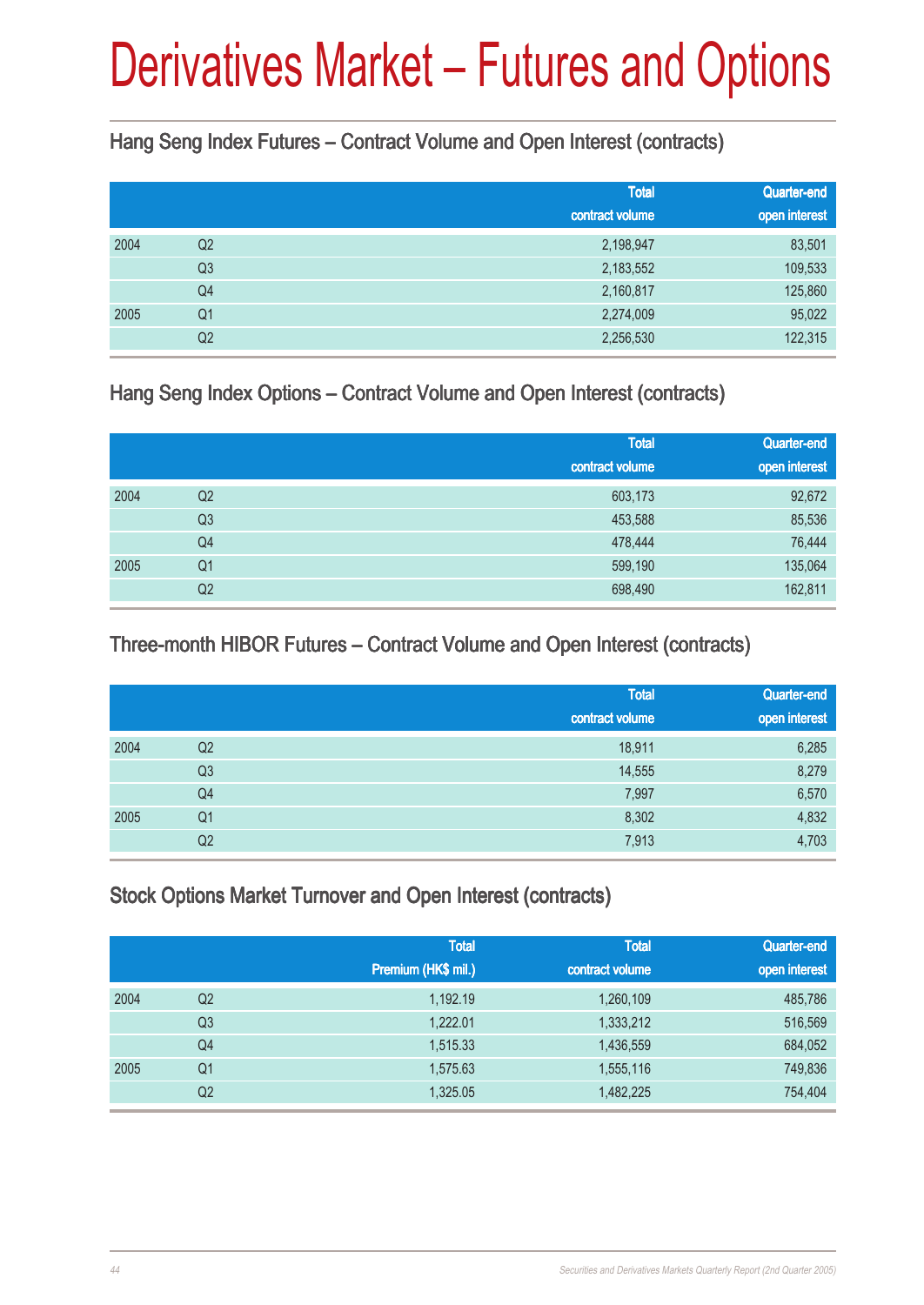# Derivatives Market – Futures and Options

## Hang Seng Index Futures – Contract Volume and Open Interest (contracts)

| | | Total contract volume | Quarter-end open interest |
|---|---|---|---|
| 2004 | Q2 | 2,198,947 | 83,501 |
| | Q3 | 2,183,552 | 109,533 |
| | Q4 | 2,160,817 | 125,860 |
| 2005 | Q1 | 2,274,009 | 95,022 |
| | Q2 | 2,256,530 | 122,315 |

## Hang Seng Index Options – Contract Volume and Open Interest (contracts)

| | | Total contract volume | Quarter-end open interest |
|---|---|---|---|
| 2004 | Q2 | 603,173 | 92,672 |
| | Q3 | 453,588 | 85,536 |
| | Q4 | 478,444 | 76,444 |
| 2005 | Q1 | 599,190 | 135,064 |
| | Q2 | 698,490 | 162,811 |

## Three-month HIBOR Futures – Contract Volume and Open Interest (contracts)

| | | Total contract volume | Quarter-end open interest |
|---|---|---|---|
| 2004 | Q2 | 18,911 | 6,285 |
| | Q3 | 14,555 | 8,279 |
| | Q4 | 7,997 | 6,570 |
| 2005 | Q1 | 8,302 | 4,832 |
| | Q2 | 7,913 | 4,703 |

## Stock Options Market Turnover and Open Interest (contracts)

| | | Total Premium (HK$ mil.) | Total contract volume | Quarter-end open interest |
|---|---|---|---|---|
| 2004 | Q2 | 1,192.19 | 1,260,109 | 485,786 |
| | Q3 | 1,222.01 | 1,333,212 | 516,569 |
| | Q4 | 1,515.33 | 1,436,559 | 684,052 |
| 2005 | Q1 | 1,575.63 | 1,555,116 | 749,836 |
| | Q2 | 1,325.05 | 1,482,225 | 754,404 |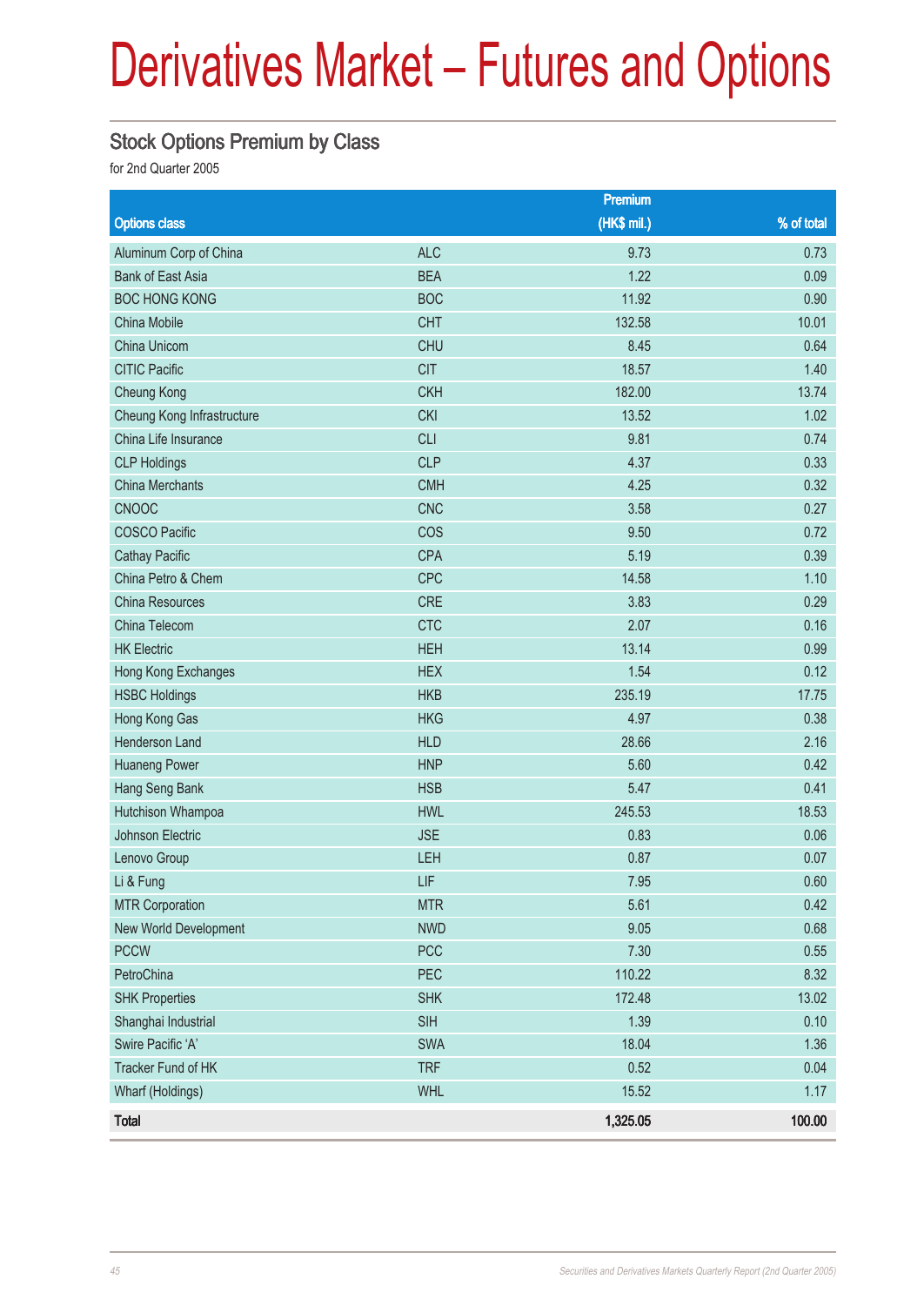# Derivatives Market – Futures and Options

## Stock Options Premium by Class

for 2nd Quarter 2005

| Options class | | Premium (HK$ mil.) | % of total |
|---|---|---|---|
| Aluminum Corp of China | ALC | 9.73 | 0.73 |
| Bank of East Asia | BEA | 1.22 | 0.09 |
| BOC HONG KONG | BOC | 11.92 | 0.90 |
| China Mobile | CHT | 132.58 | 10.01 |
| China Unicom | CHU | 8.45 | 0.64 |
| CITIC Pacific | CIT | 18.57 | 1.40 |
| Cheung Kong | CKH | 182.00 | 13.74 |
| Cheung Kong Infrastructure | CKI | 13.52 | 1.02 |
| China Life Insurance | CLI | 9.81 | 0.74 |
| CLP Holdings | CLP | 4.37 | 0.33 |
| China Merchants | CMH | 4.25 | 0.32 |
| CNOOC | CNC | 3.58 | 0.27 |
| COSCO Pacific | COS | 9.50 | 0.72 |
| Cathay Pacific | CPA | 5.19 | 0.39 |
| China Petro & Chem | CPC | 14.58 | 1.10 |
| China Resources | CRE | 3.83 | 0.29 |
| China Telecom | CTC | 2.07 | 0.16 |
| HK Electric | HEH | 13.14 | 0.99 |
| Hong Kong Exchanges | HEX | 1.54 | 0.12 |
| HSBC Holdings | HKB | 235.19 | 17.75 |
| Hong Kong Gas | HKG | 4.97 | 0.38 |
| Henderson Land | HLD | 28.66 | 2.16 |
| Huaneng Power | HNP | 5.60 | 0.42 |
| Hang Seng Bank | HSB | 5.47 | 0.41 |
| Hutchison Whampoa | HWL | 245.53 | 18.53 |
| Johnson Electric | JSE | 0.83 | 0.06 |
| Lenovo Group | LEH | 0.87 | 0.07 |
| Li & Fung | LIF | 7.95 | 0.60 |
| MTR Corporation | MTR | 5.61 | 0.42 |
| New World Development | NWD | 9.05 | 0.68 |
| PCCW | PCC | 7.30 | 0.55 |
| PetroChina | PEC | 110.22 | 8.32 |
| SHK Properties | SHK | 172.48 | 13.02 |
| Shanghai Industrial | SIH | 1.39 | 0.10 |
| Swire Pacific 'A' | SWA | 18.04 | 1.36 |
| Tracker Fund of HK | TRF | 0.52 | 0.04 |
| Wharf (Holdings) | WHL | 15.52 | 1.17 |
| **Total** | | **1,325.05** | **100.00** |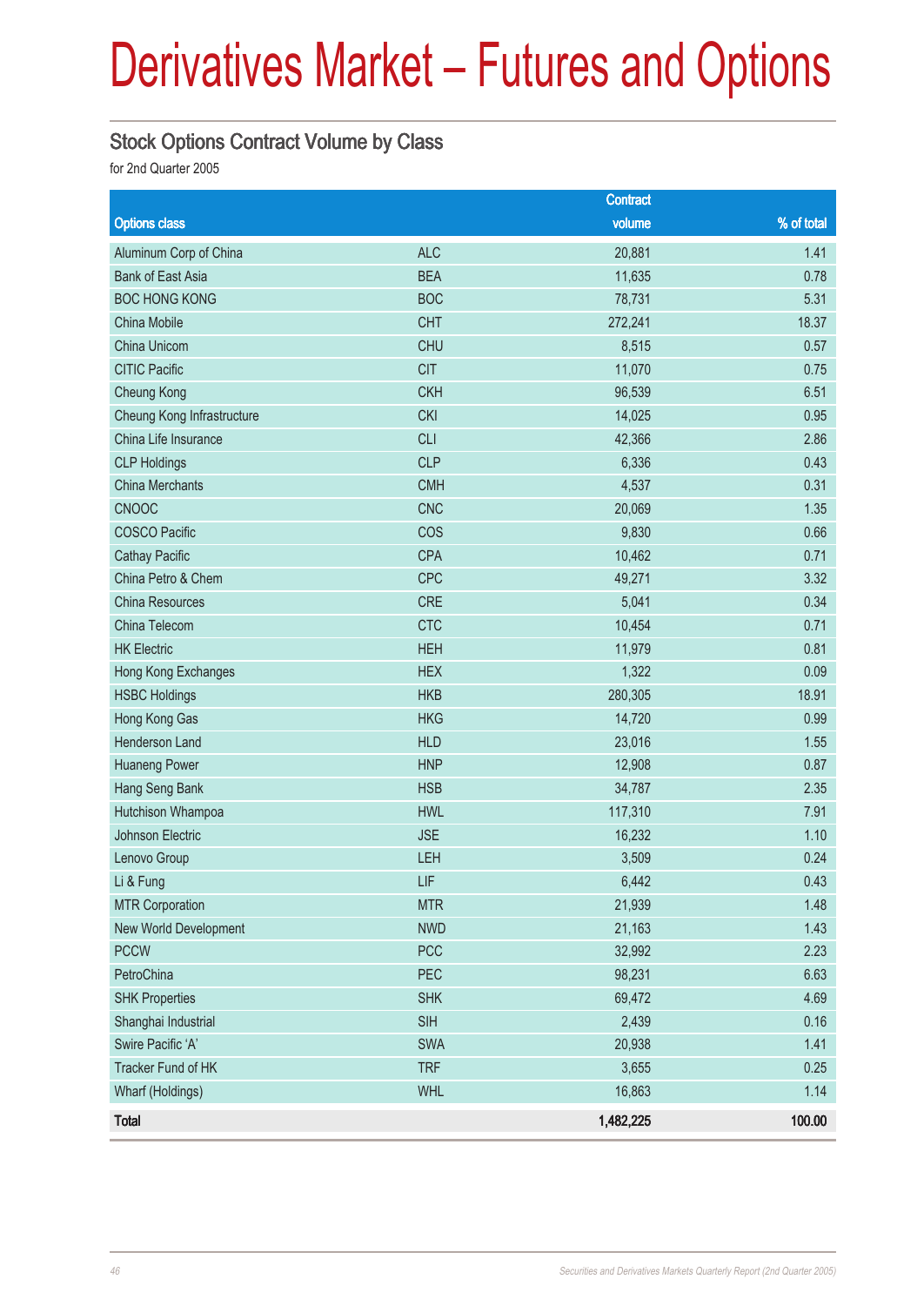# Derivatives Market – Futures and Options

## Stock Options Contract Volume by Class

for 2nd Quarter 2005

| Options class | | Contract volume | % of total |
|---|---|---|---|
| Aluminum Corp of China | ALC | 20,881 | 1.41 |
| Bank of East Asia | BEA | 11,635 | 0.78 |
| BOC HONG KONG | BOC | 78,731 | 5.31 |
| China Mobile | CHT | 272,241 | 18.37 |
| China Unicom | CHU | 8,515 | 0.57 |
| CITIC Pacific | CIT | 11,070 | 0.75 |
| Cheung Kong | CKH | 96,539 | 6.51 |
| Cheung Kong Infrastructure | CKI | 14,025 | 0.95 |
| China Life Insurance | CLI | 42,366 | 2.86 |
| CLP Holdings | CLP | 6,336 | 0.43 |
| China Merchants | CMH | 4,537 | 0.31 |
| CNOOC | CNC | 20,069 | 1.35 |
| COSCO Pacific | COS | 9,830 | 0.66 |
| Cathay Pacific | CPA | 10,462 | 0.71 |
| China Petro & Chem | CPC | 49,271 | 3.32 |
| China Resources | CRE | 5,041 | 0.34 |
| China Telecom | CTC | 10,454 | 0.71 |
| HK Electric | HEH | 11,979 | 0.81 |
| Hong Kong Exchanges | HEX | 1,322 | 0.09 |
| HSBC Holdings | HKB | 280,305 | 18.91 |
| Hong Kong Gas | HKG | 14,720 | 0.99 |
| Henderson Land | HLD | 23,016 | 1.55 |
| Huaneng Power | HNP | 12,908 | 0.87 |
| Hang Seng Bank | HSB | 34,787 | 2.35 |
| Hutchison Whampoa | HWL | 117,310 | 7.91 |
| Johnson Electric | JSE | 16,232 | 1.10 |
| Lenovo Group | LEH | 3,509 | 0.24 |
| Li & Fung | LIF | 6,442 | 0.43 |
| MTR Corporation | MTR | 21,939 | 1.48 |
| New World Development | NWD | 21,163 | 1.43 |
| PCCW | PCC | 32,992 | 2.23 |
| PetroChina | PEC | 98,231 | 6.63 |
| SHK Properties | SHK | 69,472 | 4.69 |
| Shanghai Industrial | SIH | 2,439 | 0.16 |
| Swire Pacific 'A' | SWA | 20,938 | 1.41 |
| Tracker Fund of HK | TRF | 3,655 | 0.25 |
| Wharf (Holdings) | WHL | 16,863 | 1.14 |
| **Total** | | **1,482,225** | **100.00** |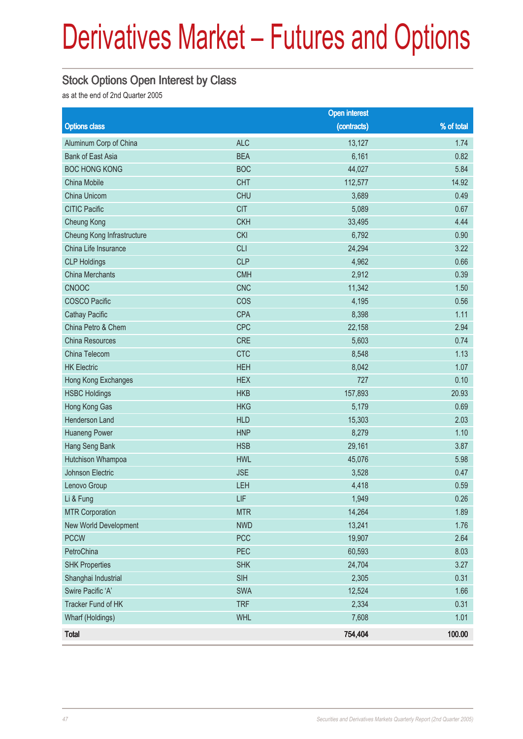# Derivatives Market – Futures and Options

## Stock Options Open Interest by Class

as at the end of 2nd Quarter 2005

| Options class | | Open interest (contracts) | % of total |
|---|---|---|---|
| Aluminum Corp of China | ALC | 13,127 | 1.74 |
| Bank of East Asia | BEA | 6,161 | 0.82 |
| BOC HONG KONG | BOC | 44,027 | 5.84 |
| China Mobile | CHT | 112,577 | 14.92 |
| China Unicom | CHU | 3,689 | 0.49 |
| CITIC Pacific | CIT | 5,089 | 0.67 |
| Cheung Kong | CKH | 33,495 | 4.44 |
| Cheung Kong Infrastructure | CKI | 6,792 | 0.90 |
| China Life Insurance | CLI | 24,294 | 3.22 |
| CLP Holdings | CLP | 4,962 | 0.66 |
| China Merchants | CMH | 2,912 | 0.39 |
| CNOOC | CNC | 11,342 | 1.50 |
| COSCO Pacific | COS | 4,195 | 0.56 |
| Cathay Pacific | CPA | 8,398 | 1.11 |
| China Petro & Chem | CPC | 22,158 | 2.94 |
| China Resources | CRE | 5,603 | 0.74 |
| China Telecom | CTC | 8,548 | 1.13 |
| HK Electric | HEH | 8,042 | 1.07 |
| Hong Kong Exchanges | HEX | 727 | 0.10 |
| HSBC Holdings | HKB | 157,893 | 20.93 |
| Hong Kong Gas | HKG | 5,179 | 0.69 |
| Henderson Land | HLD | 15,303 | 2.03 |
| Huaneng Power | HNP | 8,279 | 1.10 |
| Hang Seng Bank | HSB | 29,161 | 3.87 |
| Hutchison Whampoa | HWL | 45,076 | 5.98 |
| Johnson Electric | JSE | 3,528 | 0.47 |
| Lenovo Group | LEH | 4,418 | 0.59 |
| Li & Fung | LIF | 1,949 | 0.26 |
| MTR Corporation | MTR | 14,264 | 1.89 |
| New World Development | NWD | 13,241 | 1.76 |
| PCCW | PCC | 19,907 | 2.64 |
| PetroChina | PEC | 60,593 | 8.03 |
| SHK Properties | SHK | 24,704 | 3.27 |
| Shanghai Industrial | SIH | 2,305 | 0.31 |
| Swire Pacific 'A' | SWA | 12,524 | 1.66 |
| Tracker Fund of HK | TRF | 2,334 | 0.31 |
| Wharf (Holdings) | WHL | 7,608 | 1.01 |
| **Total** | | **754,404** | **100.00** |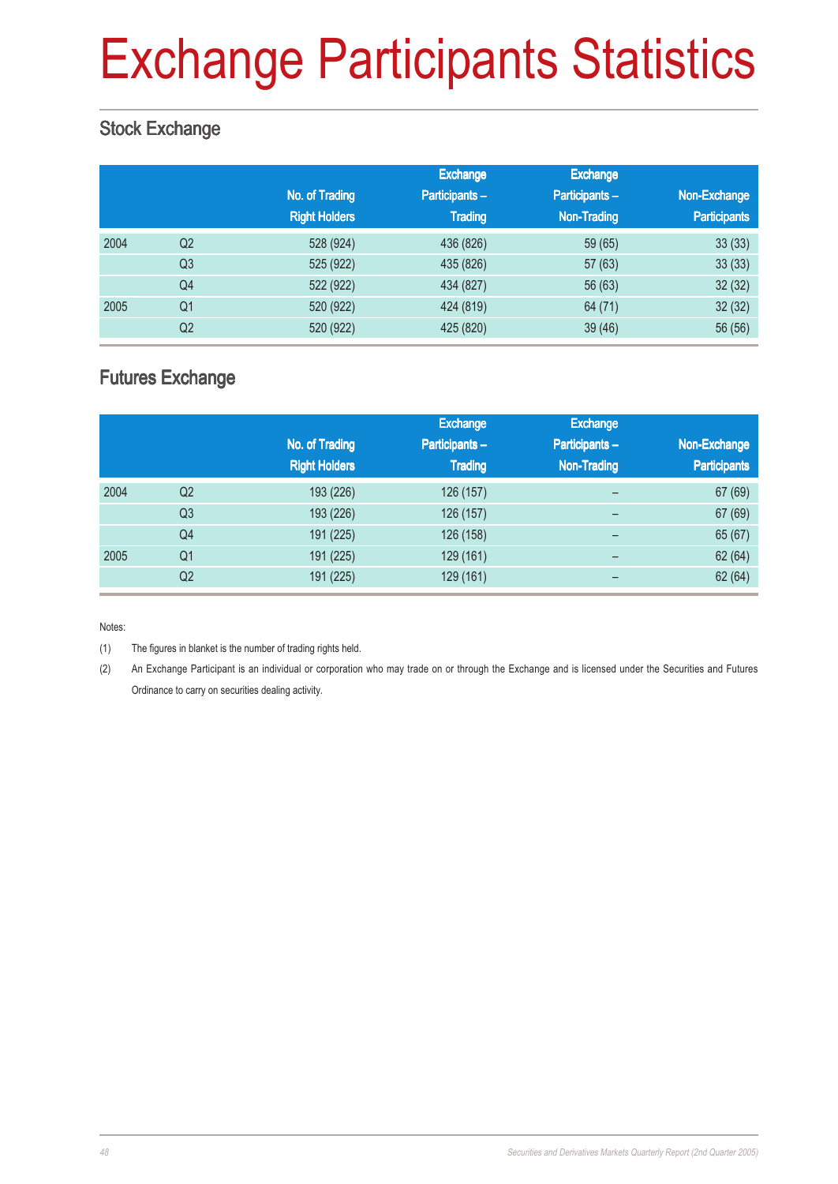# Exchange Participants Statistics

## Stock Exchange

| | | No. of Trading Right Holders | Exchange Participants – Trading | Exchange Participants – Non-Trading | Non-Exchange Participants |
|---|---|---|---|---|---|
| 2004 | Q2 | 528 (924) | 436 (826) | 59 (65) | 33 (33) |
| | Q3 | 525 (922) | 435 (826) | 57 (63) | 33 (33) |
| | Q4 | 522 (922) | 434 (827) | 56 (63) | 32 (32) |
| 2005 | Q1 | 520 (922) | 424 (819) | 64 (71) | 32 (32) |
| | Q2 | 520 (922) | 425 (820) | 39 (46) | 56 (56) |

## Futures Exchange

| | | No. of Trading Right Holders | Exchange Participants – Trading | Exchange Participants – Non-Trading | Non-Exchange Participants |
|---|---|---|---|---|---|
| 2004 | Q2 | 193 (226) | 126 (157) | – | 67 (69) |
| | Q3 | 193 (226) | 126 (157) | – | 67 (69) |
| | Q4 | 191 (225) | 126 (158) | – | 65 (67) |
| 2005 | Q1 | 191 (225) | 129 (161) | – | 62 (64) |
| | Q2 | 191 (225) | 129 (161) | – | 62 (64) |

Notes:

(1) The figures in blanket is the number of trading rights held.

(2) An Exchange Participant is an individual or corporation who may trade on or through the Exchange and is licensed under the Securities and Futures Ordinance to carry on securities dealing activity.